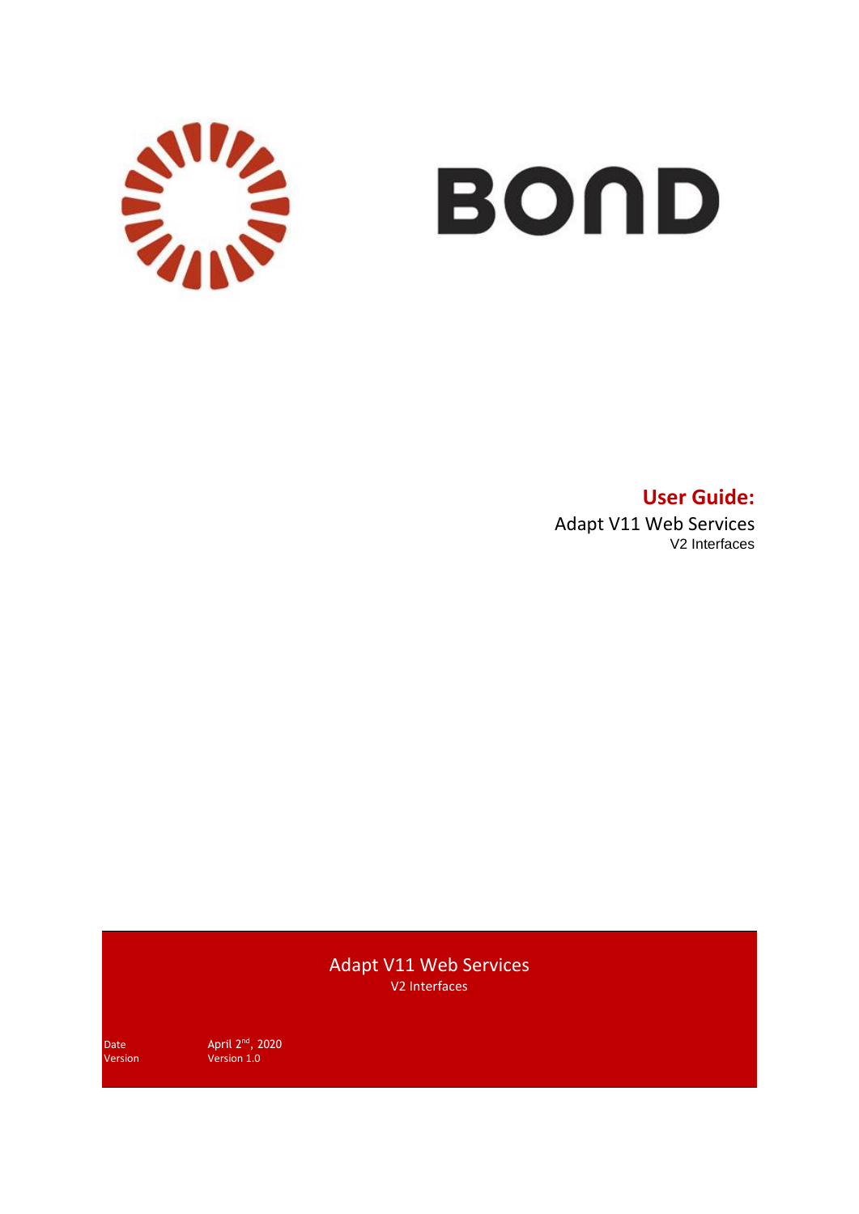BOND

**User Guide:**

Adapt V11 Web Services

V2 Interfaces

Adapt V11 Web Services

V2 Interfaces

Date April 2nd, 2020

Version Version 1.0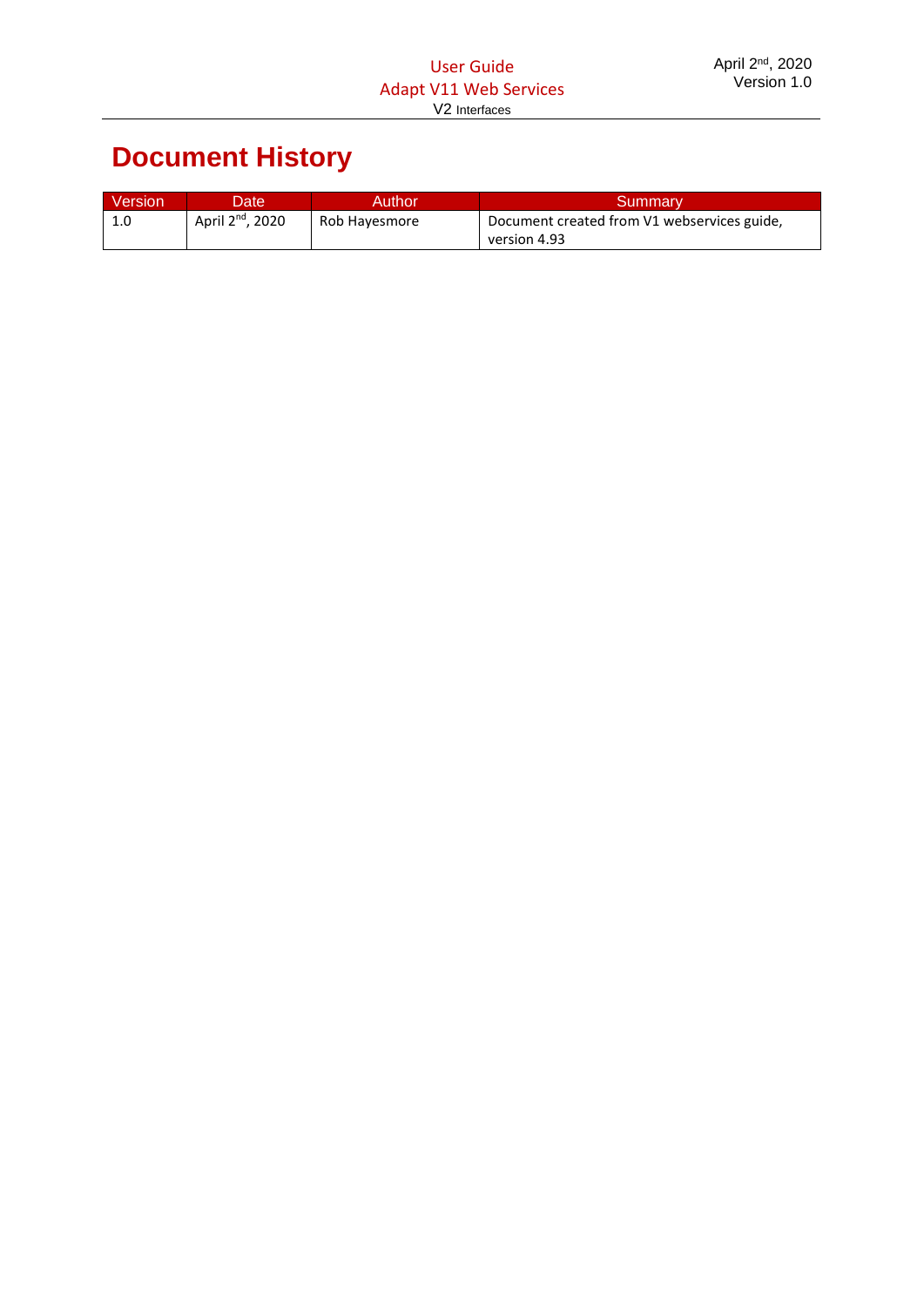# Document History

| Version | Date | Author | Summary |
| --- | --- | --- | --- |
| 1.0 | April 2nd, 2020 | Rob Hayesmore | Document created from V1 webservices guide, version 4.93 |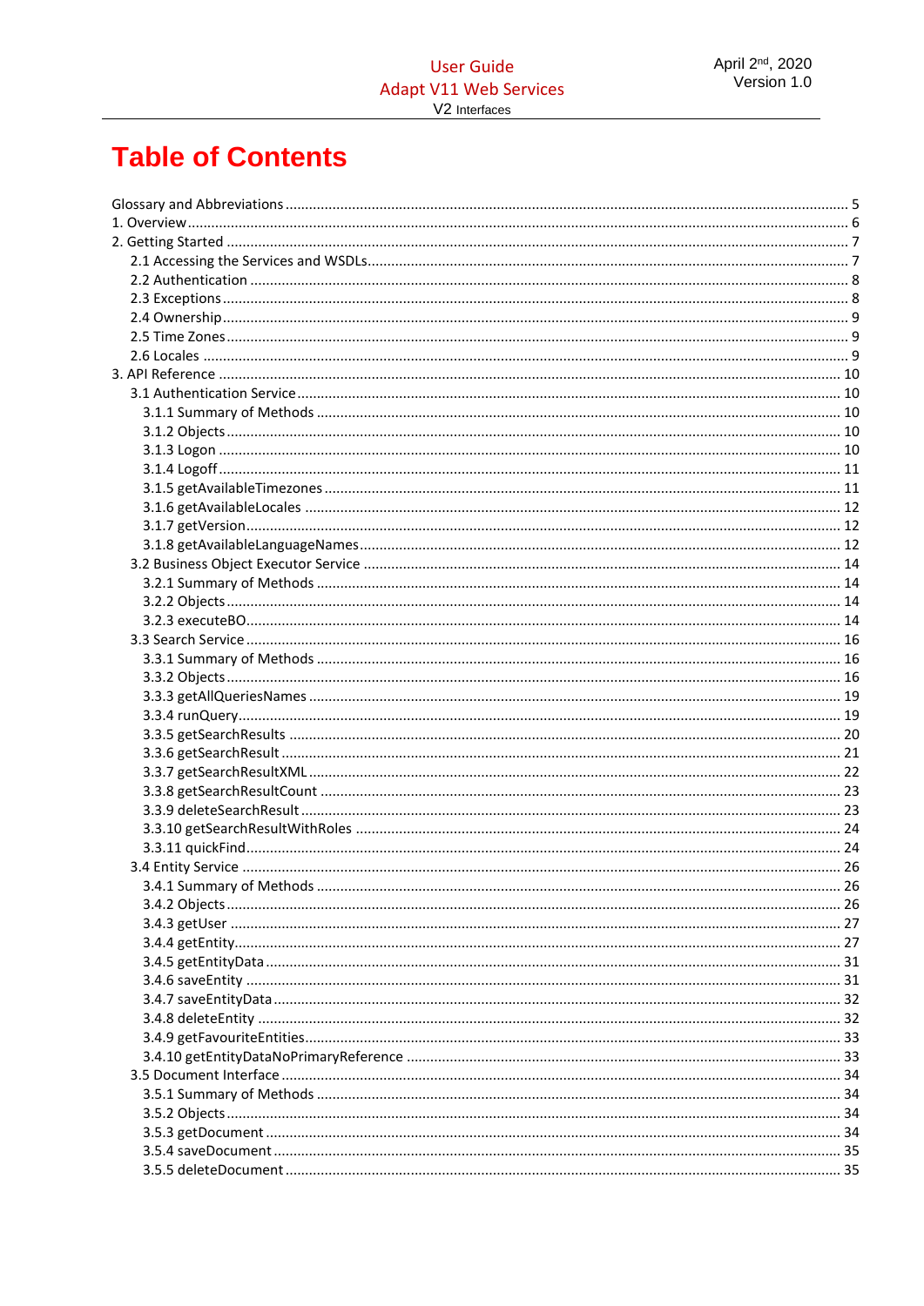# Table of Contents

- Glossary and Abbreviations ..... 5
- 1. Overview ..... 6
- 2. Getting Started ..... 7
  - 2.1 Accessing the Services and WSDLs ..... 7
  - 2.2 Authentication ..... 8
  - 2.3 Exceptions ..... 8
  - 2.4 Ownership ..... 9
  - 2.5 Time Zones ..... 9
  - 2.6 Locales ..... 9
- 3. API Reference ..... 10
  - 3.1 Authentication Service ..... 10
    - 3.1.1 Summary of Methods ..... 10
    - 3.1.2 Objects ..... 10
    - 3.1.3 Logon ..... 10
    - 3.1.4 Logoff ..... 11
    - 3.1.5 getAvailableTimezones ..... 11
    - 3.1.6 getAvailableLocales ..... 12
    - 3.1.7 getVersion ..... 12
    - 3.1.8 getAvailableLanguageNames ..... 12
  - 3.2 Business Object Executor Service ..... 14
    - 3.2.1 Summary of Methods ..... 14
    - 3.2.2 Objects ..... 14
    - 3.2.3 executeBO ..... 14
  - 3.3 Search Service ..... 16
    - 3.3.1 Summary of Methods ..... 16
    - 3.3.2 Objects ..... 16
    - 3.3.3 getAllQueriesNames ..... 19
    - 3.3.4 runQuery ..... 19
    - 3.3.5 getSearchResults ..... 20
    - 3.3.6 getSearchResult ..... 21
    - 3.3.7 getSearchResultXML ..... 22
    - 3.3.8 getSearchResultCount ..... 23
    - 3.3.9 deleteSearchResult ..... 23
    - 3.3.10 getSearchResultWithRoles ..... 24
    - 3.3.11 quickFind ..... 24
  - 3.4 Entity Service ..... 26
    - 3.4.1 Summary of Methods ..... 26
    - 3.4.2 Objects ..... 26
    - 3.4.3 getUser ..... 27
    - 3.4.4 getEntity ..... 27
    - 3.4.5 getEntityData ..... 31
    - 3.4.6 saveEntity ..... 31
    - 3.4.7 saveEntityData ..... 32
    - 3.4.8 deleteEntity ..... 32
    - 3.4.9 getFavouriteEntities ..... 33
    - 3.4.10 getEntityDataNoPrimaryReference ..... 33
  - 3.5 Document Interface ..... 34
    - 3.5.1 Summary of Methods ..... 34
    - 3.5.2 Objects ..... 34
    - 3.5.3 getDocument ..... 34
    - 3.5.4 saveDocument ..... 35
    - 3.5.5 deleteDocument ..... 35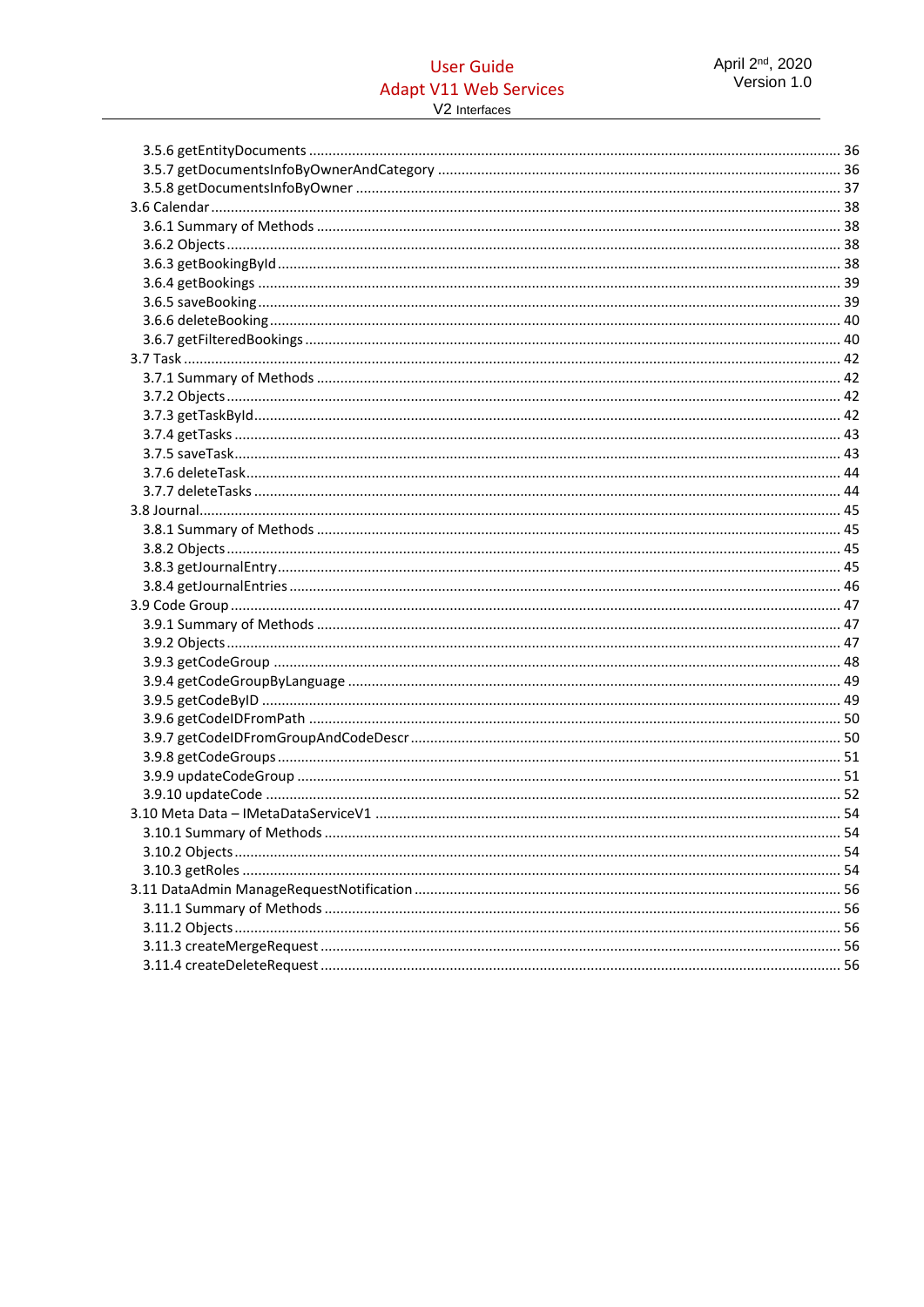3.5.6 getEntityDocuments ........................................................................................................ 36
3.5.7 getDocumentsInfoByOwnerAndCategory ..................................................................... 36
3.5.8 getDocumentsInfoByOwner ........................................................................................... 37
3.6 Calendar ................................................................................................................................ 38
3.6.1 Summary of Methods ..................................................................................................... 38
3.6.2 Objects ........................................................................................................................... 38
3.6.3 getBookingById .............................................................................................................. 38
3.6.4 getBookings .................................................................................................................... 39
3.6.5 saveBooking ................................................................................................................... 39
3.6.6 deleteBooking ................................................................................................................. 40
3.6.7 getFilteredBookings ....................................................................................................... 40
3.7 Task ...................................................................................................................................... 42
3.7.1 Summary of Methods ..................................................................................................... 42
3.7.2 Objects ........................................................................................................................... 42
3.7.3 getTaskById .................................................................................................................... 42
3.7.4 getTasks ......................................................................................................................... 43
3.7.5 saveTask ......................................................................................................................... 43
3.7.6 deleteTask ...................................................................................................................... 44
3.7.7 deleteTasks .................................................................................................................... 44
3.8 Journal .................................................................................................................................. 45
3.8.1 Summary of Methods ..................................................................................................... 45
3.8.2 Objects ........................................................................................................................... 45
3.8.3 getJournalEntry .............................................................................................................. 45
3.8.4 getJournalEntries ........................................................................................................... 46
3.9 Code Group .......................................................................................................................... 47
3.9.1 Summary of Methods ..................................................................................................... 47
3.9.2 Objects ........................................................................................................................... 47
3.9.3 getCodeGroup ................................................................................................................ 48
3.9.4 getCodeGroupByLanguage ............................................................................................ 49
3.9.5 getCodeByID ................................................................................................................... 49
3.9.6 getCodeIDFromPath ....................................................................................................... 50
3.9.7 getCodeIDFromGroupAndCodeDescr ............................................................................ 50
3.9.8 getCodeGroups .............................................................................................................. 51
3.9.9 updateCodeGroup ......................................................................................................... 51
3.9.10 updateCode .................................................................................................................. 52
3.10 Meta Data – IMetaDataServiceV1 ...................................................................................... 54
3.10.1 Summary of Methods ................................................................................................... 54
3.10.2 Objects ......................................................................................................................... 54
3.10.3 getRoles ........................................................................................................................ 54
3.11 DataAdmin ManageRequestNotification ........................................................................... 56
3.11.1 Summary of Methods ................................................................................................... 56
3.11.2 Objects ......................................................................................................................... 56
3.11.3 createMergeRequest .................................................................................................... 56
3.11.4 createDeleteRequest .................................................................................................... 56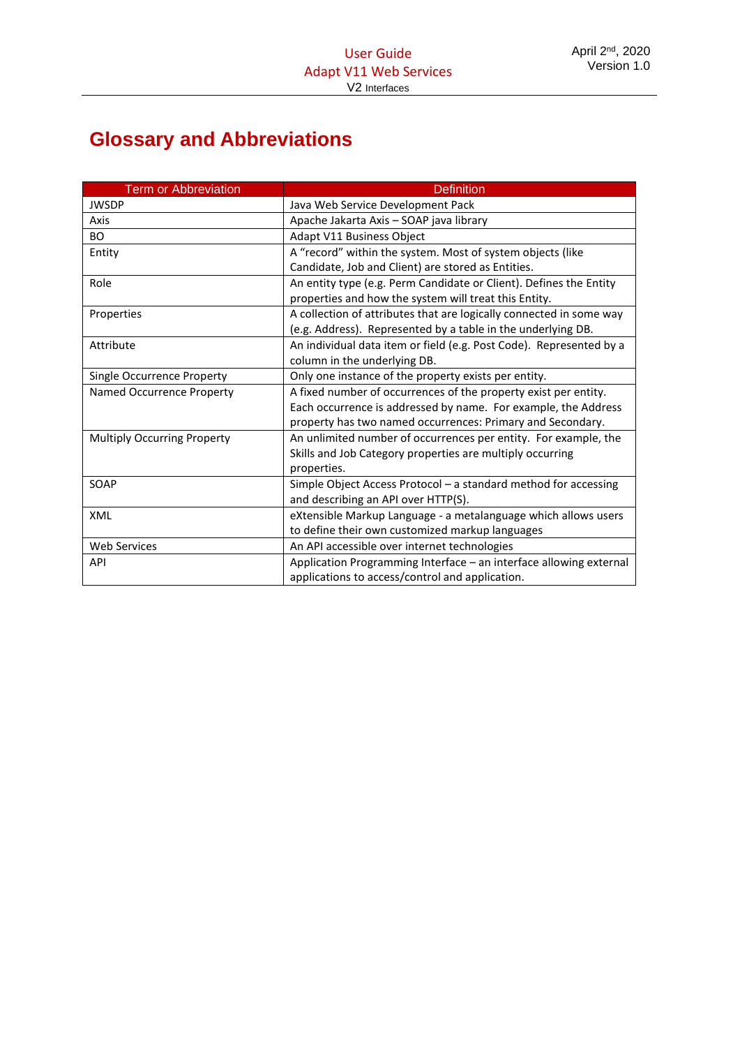# Glossary and Abbreviations

| Term or Abbreviation | Definition |
|---|---|
| JWSDP | Java Web Service Development Pack |
| Axis | Apache Jakarta Axis – SOAP java library |
| BO | Adapt V11 Business Object |
| Entity | A "record" within the system. Most of system objects (like Candidate, Job and Client) are stored as Entities. |
| Role | An entity type (e.g. Perm Candidate or Client). Defines the Entity properties and how the system will treat this Entity. |
| Properties | A collection of attributes that are logically connected in some way (e.g. Address). Represented by a table in the underlying DB. |
| Attribute | An individual data item or field (e.g. Post Code). Represented by a column in the underlying DB. |
| Single Occurrence Property | Only one instance of the property exists per entity. |
| Named Occurrence Property | A fixed number of occurrences of the property exist per entity. Each occurrence is addressed by name. For example, the Address property has two named occurrences: Primary and Secondary. |
| Multiply Occurring Property | An unlimited number of occurrences per entity. For example, the Skills and Job Category properties are multiply occurring properties. |
| SOAP | Simple Object Access Protocol – a standard method for accessing and describing an API over HTTP(S). |
| XML | eXtensible Markup Language - a metalanguage which allows users to define their own customized markup languages |
| Web Services | An API accessible over internet technologies |
| API | Application Programming Interface – an interface allowing external applications to access/control and application. |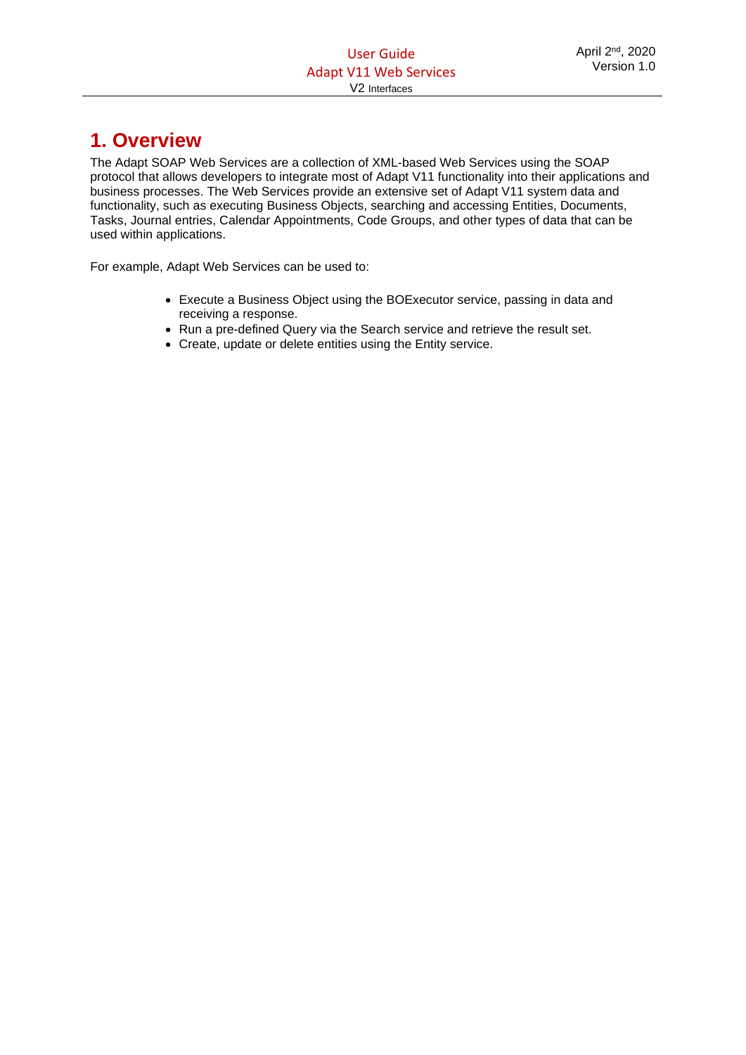# 1. Overview

The Adapt SOAP Web Services are a collection of XML-based Web Services using the SOAP protocol that allows developers to integrate most of Adapt V11 functionality into their applications and business processes. The Web Services provide an extensive set of Adapt V11 system data and functionality, such as executing Business Objects, searching and accessing Entities, Documents, Tasks, Journal entries, Calendar Appointments, Code Groups, and other types of data that can be used within applications.

For example, Adapt Web Services can be used to:

- Execute a Business Object using the BOExecutor service, passing in data and receiving a response.
- Run a pre-defined Query via the Search service and retrieve the result set.
- Create, update or delete entities using the Entity service.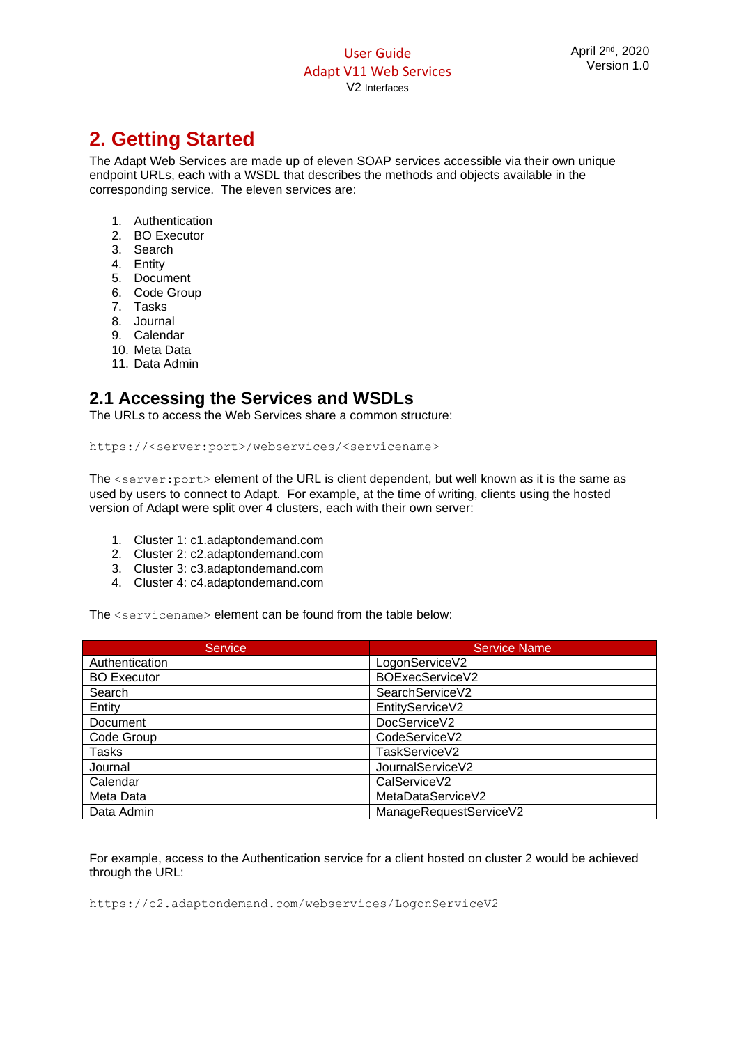# 2. Getting Started

The Adapt Web Services are made up of eleven SOAP services accessible via their own unique endpoint URLs, each with a WSDL that describes the methods and objects available in the corresponding service. The eleven services are:

1. Authentication
2. BO Executor
3. Search
4. Entity
5. Document
6. Code Group
7. Tasks
8. Journal
9. Calendar
10. Meta Data
11. Data Admin

## 2.1 Accessing the Services and WSDLs

The URLs to access the Web Services share a common structure:

```
https://<server:port>/webservices/<servicename>
```

The `<server:port>` element of the URL is client dependent, but well known as it is the same as used by users to connect to Adapt. For example, at the time of writing, clients using the hosted version of Adapt were split over 4 clusters, each with their own server:

1. Cluster 1: c1.adaptondemand.com
2. Cluster 2: c2.adaptondemand.com
3. Cluster 3: c3.adaptondemand.com
4. Cluster 4: c4.adaptondemand.com

The `<servicename>` element can be found from the table below:

| Service | Service Name |
| --- | --- |
| Authentication | LogonServiceV2 |
| BO Executor | BOExecServiceV2 |
| Search | SearchServiceV2 |
| Entity | EntityServiceV2 |
| Document | DocServiceV2 |
| Code Group | CodeServiceV2 |
| Tasks | TaskServiceV2 |
| Journal | JournalServiceV2 |
| Calendar | CalServiceV2 |
| Meta Data | MetaDataServiceV2 |
| Data Admin | ManageRequestServiceV2 |

For example, access to the Authentication service for a client hosted on cluster 2 would be achieved through the URL:

```
https://c2.adaptondemand.com/webservices/LogonServiceV2
```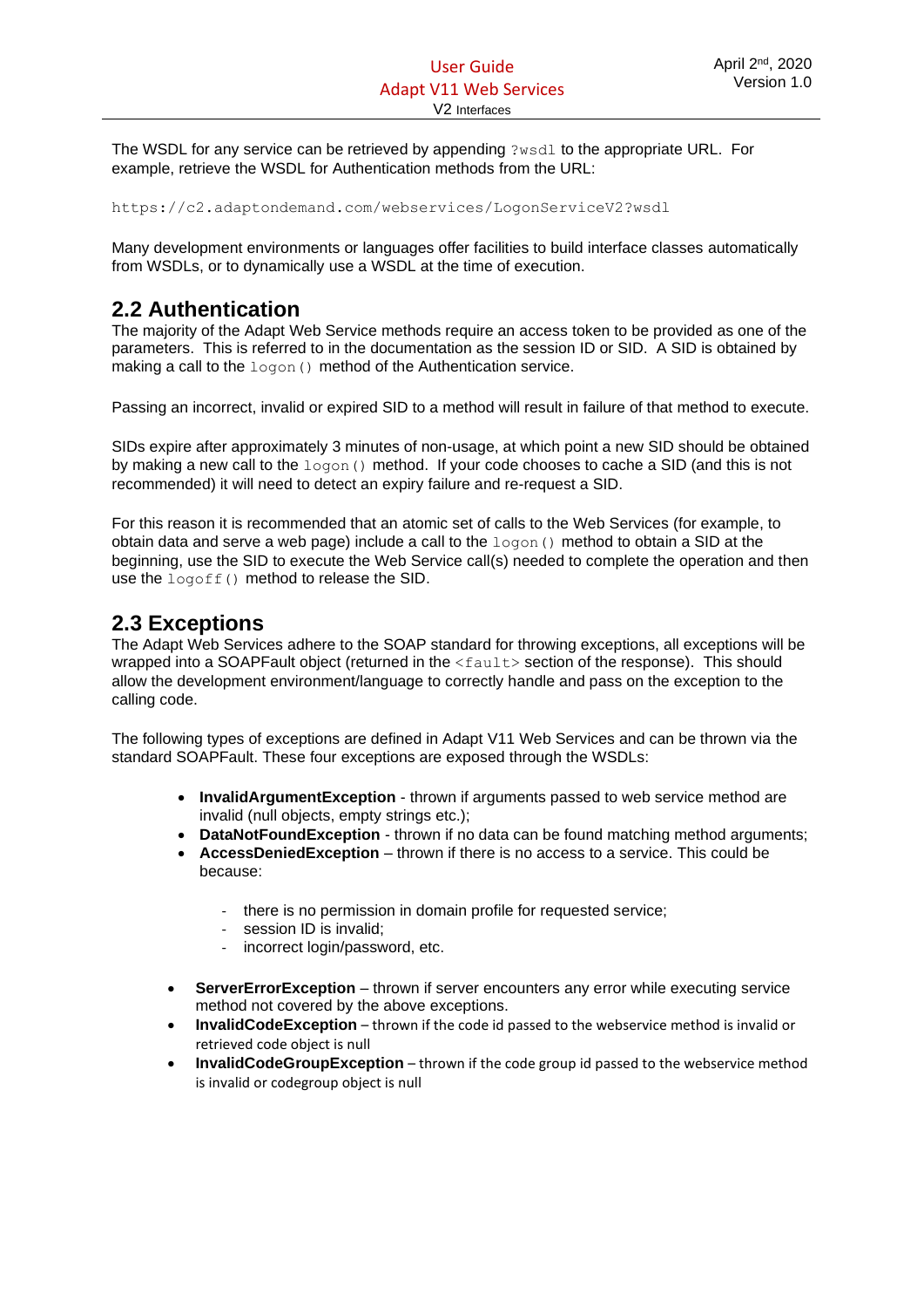The WSDL for any service can be retrieved by appending `?wsdl` to the appropriate URL. For example, retrieve the WSDL for Authentication methods from the URL:

```
https://c2.adaptondemand.com/webservices/LogonServiceV2?wsdl
```

Many development environments or languages offer facilities to build interface classes automatically from WSDLs, or to dynamically use a WSDL at the time of execution.

## 2.2 Authentication

The majority of the Adapt Web Service methods require an access token to be provided as one of the parameters. This is referred to in the documentation as the session ID or SID. A SID is obtained by making a call to the `logon()` method of the Authentication service.

Passing an incorrect, invalid or expired SID to a method will result in failure of that method to execute.

SIDs expire after approximately 3 minutes of non-usage, at which point a new SID should be obtained by making a new call to the `logon()` method. If your code chooses to cache a SID (and this is not recommended) it will need to detect an expiry failure and re-request a SID.

For this reason it is recommended that an atomic set of calls to the Web Services (for example, to obtain data and serve a web page) include a call to the `logon()` method to obtain a SID at the beginning, use the SID to execute the Web Service call(s) needed to complete the operation and then use the `logoff()` method to release the SID.

## 2.3 Exceptions

The Adapt Web Services adhere to the SOAP standard for throwing exceptions, all exceptions will be wrapped into a SOAPFault object (returned in the `<fault>` section of the response). This should allow the development environment/language to correctly handle and pass on the exception to the calling code.

The following types of exceptions are defined in Adapt V11 Web Services and can be thrown via the standard SOAPFault. These four exceptions are exposed through the WSDLs:

- **InvalidArgumentException** - thrown if arguments passed to web service method are invalid (null objects, empty strings etc.);
- **DataNotFoundException** - thrown if no data can be found matching method arguments;
- **AccessDeniedException** – thrown if there is no access to a service. This could be because:
  - there is no permission in domain profile for requested service;
  - session ID is invalid;
  - incorrect login/password, etc.

- **ServerErrorException** – thrown if server encounters any error while executing service method not covered by the above exceptions.
- **InvalidCodeException** – thrown if the code id passed to the webservice method is invalid or retrieved code object is null
- **InvalidCodeGroupException** – thrown if the code group id passed to the webservice method is invalid or codegroup object is null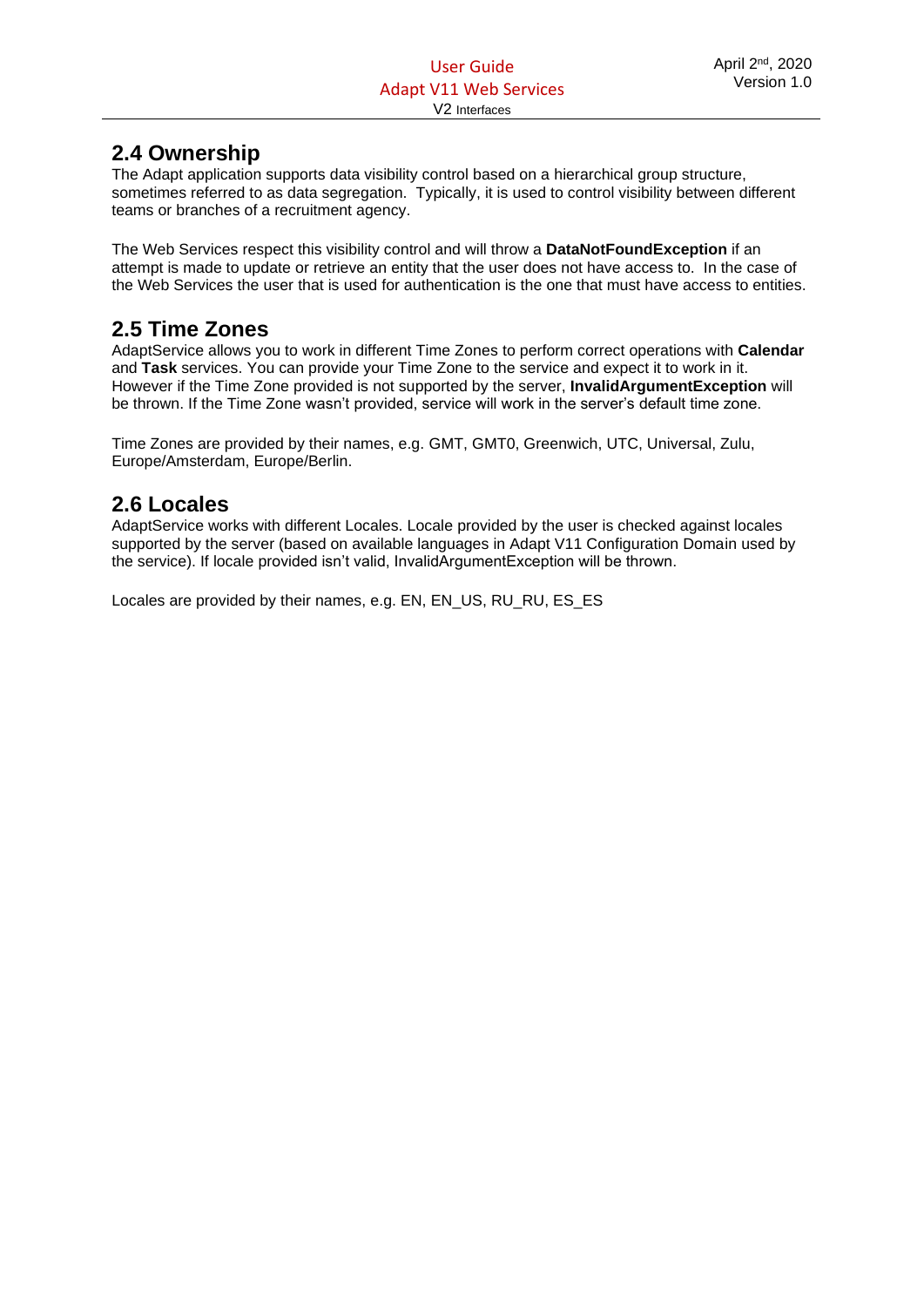## 2.4 Ownership

The Adapt application supports data visibility control based on a hierarchical group structure, sometimes referred to as data segregation. Typically, it is used to control visibility between different teams or branches of a recruitment agency.

The Web Services respect this visibility control and will throw a **DataNotFoundException** if an attempt is made to update or retrieve an entity that the user does not have access to. In the case of the Web Services the user that is used for authentication is the one that must have access to entities.

## 2.5 Time Zones

AdaptService allows you to work in different Time Zones to perform correct operations with **Calendar** and **Task** services. You can provide your Time Zone to the service and expect it to work in it. However if the Time Zone provided is not supported by the server, **InvalidArgumentException** will be thrown. If the Time Zone wasn't provided, service will work in the server's default time zone.

Time Zones are provided by their names, e.g. GMT, GMT0, Greenwich, UTC, Universal, Zulu, Europe/Amsterdam, Europe/Berlin.

## 2.6 Locales

AdaptService works with different Locales. Locale provided by the user is checked against locales supported by the server (based on available languages in Adapt V11 Configuration Domain used by the service). If locale provided isn't valid, InvalidArgumentException will be thrown.

Locales are provided by their names, e.g. EN, EN_US, RU_RU, ES_ES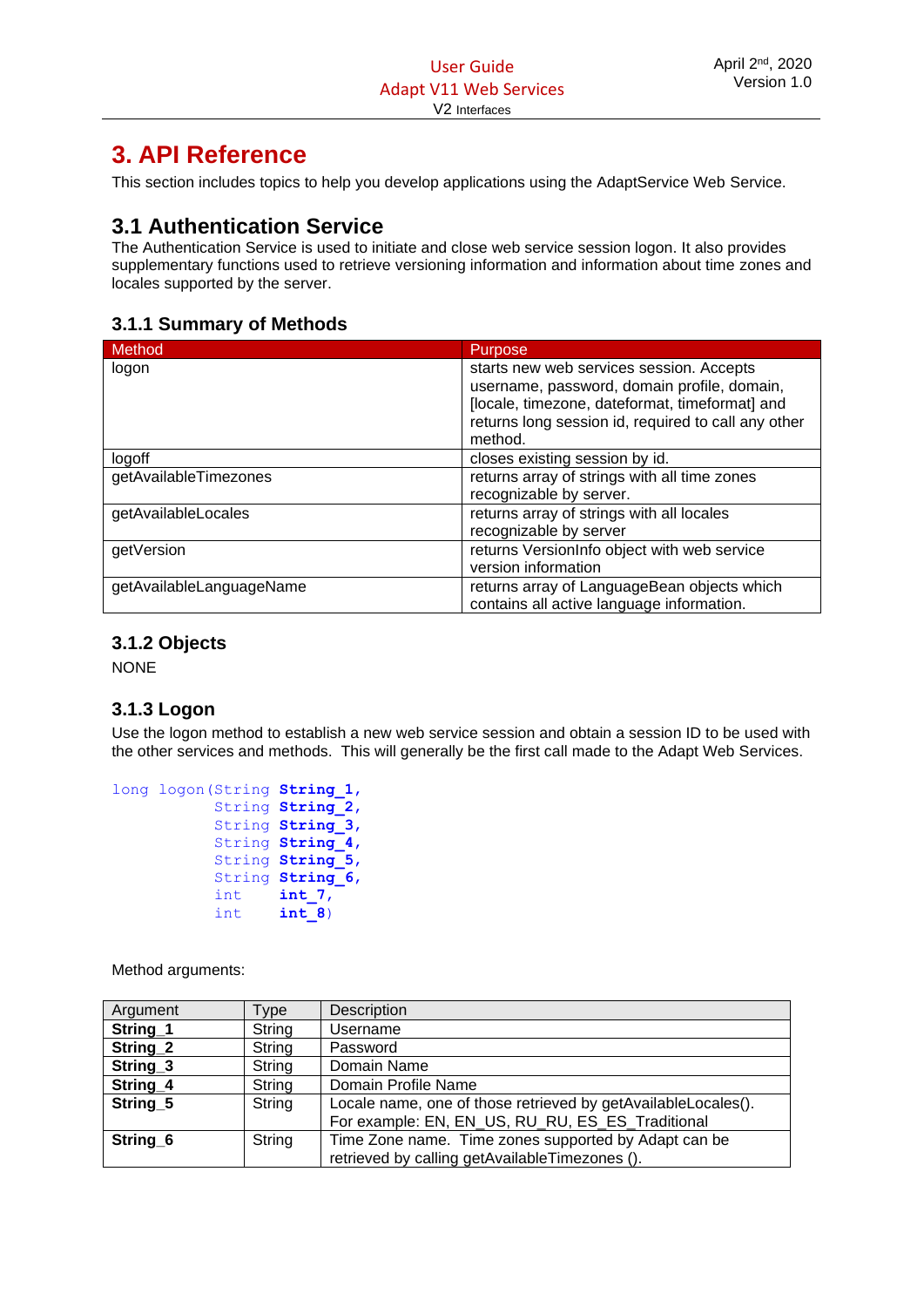# 3. API Reference

This section includes topics to help you develop applications using the AdaptService Web Service.

## 3.1 Authentication Service

The Authentication Service is used to initiate and close web service session logon. It also provides supplementary functions used to retrieve versioning information and information about time zones and locales supported by the server.

### 3.1.1 Summary of Methods

| Method | Purpose |
|---|---|
| logon | starts new web services session. Accepts username, password, domain profile, domain, [locale, timezone, dateformat, timeformat] and returns long session id, required to call any other method. |
| logoff | closes existing session by id. |
| getAvailableTimezones | returns array of strings with all time zones recognizable by server. |
| getAvailableLocales | returns array of strings with all locales recognizable by server |
| getVersion | returns VersionInfo object with web service version information |
| getAvailableLanguageName | returns array of LanguageBean objects which contains all active language information. |

### 3.1.2 Objects

NONE

### 3.1.3 Logon

Use the logon method to establish a new web service session and obtain a session ID to be used with the other services and methods. This will generally be the first call made to the Adapt Web Services.

```
long logon(String String_1,
           String String_2,
           String String_3,
           String String_4,
           String String_5,
           String String_6,
           int    int_7,
           int    int_8)
```

Method arguments:

| Argument | Type | Description |
|---|---|---|
| **String_1** | String | Username |
| **String_2** | String | Password |
| **String_3** | String | Domain Name |
| **String_4** | String | Domain Profile Name |
| **String_5** | String | Locale name, one of those retrieved by getAvailableLocales(). For example: EN, EN_US, RU_RU, ES_ES_Traditional |
| **String_6** | String | Time Zone name. Time zones supported by Adapt can be retrieved by calling getAvailableTimezones (). |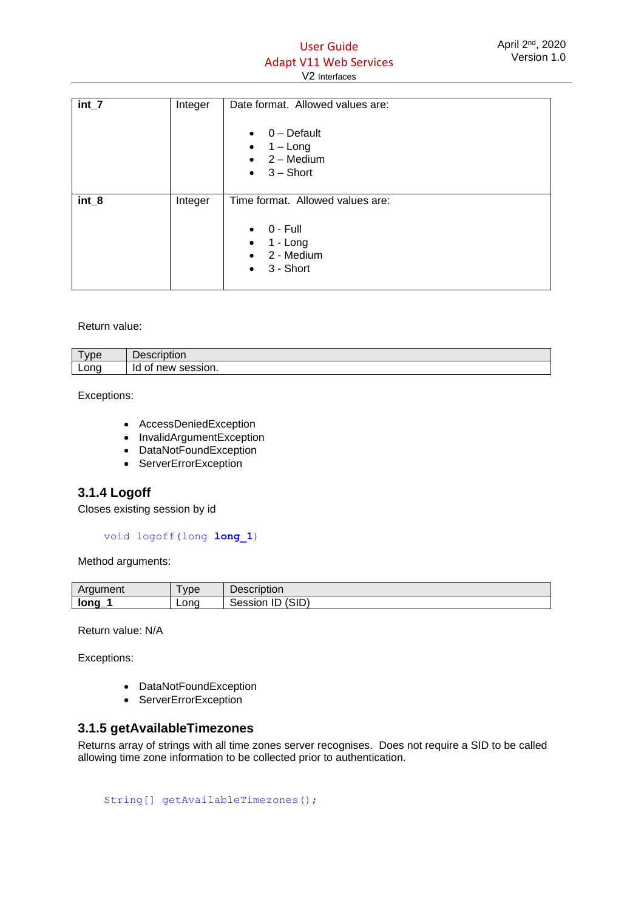| | | |
|---|---|---|
| **int_7** | Integer | Date format. Allowed values are:<br><br>• 0 – Default<br>• 1 – Long<br>• 2 – Medium<br>• 3 – Short |
| **int_8** | Integer | Time format. Allowed values are:<br><br>• 0 - Full<br>• 1 - Long<br>• 2 - Medium<br>• 3 - Short |

Return value:

| Type | Description |
|---|---|
| Long | Id of new session. |

Exceptions:

- AccessDeniedException
- InvalidArgumentException
- DataNotFoundException
- ServerErrorException

### 3.1.4 Logoff

Closes existing session by id

```
void logoff(long long_1)
```

Method arguments:

| Argument | Type | Description |
|---|---|---|
| **long_1** | Long | Session ID (SID) |

Return value: N/A

Exceptions:

- DataNotFoundException
- ServerErrorException

### 3.1.5 getAvailableTimezones

Returns array of strings with all time zones server recognises. Does not require a SID to be called allowing time zone information to be collected prior to authentication.

```
String[] getAvailableTimezones();
```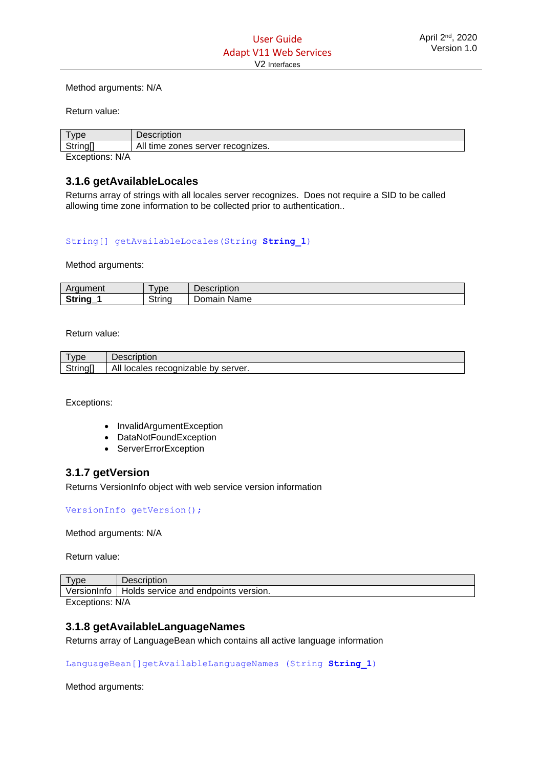Method arguments: N/A

Return value:

| Type | Description |
|---|---|
| String[] | All time zones server recognizes. |

Exceptions: N/A

### 3.1.6 getAvailableLocales

Returns array of strings with all locales server recognizes.  Does not require a SID to be called allowing time zone information to be collected prior to authentication..

```
String[] getAvailableLocales(String String_1)
```

Method arguments:

| Argument | Type | Description |
|---|---|---|
| **String_1** | String | Domain Name |

Return value:

| Type | Description |
|---|---|
| String[] | All locales recognizable by server. |

Exceptions:

- InvalidArgumentException
- DataNotFoundException
- ServerErrorException

### 3.1.7 getVersion

Returns VersionInfo object with web service version information

```
VersionInfo getVersion();
```

Method arguments: N/A

Return value:

| Type | Description |
|---|---|
| VersionInfo | Holds service and endpoints version. |

Exceptions: N/A

### 3.1.8 getAvailableLanguageNames

Returns array of LanguageBean which contains all active language information

```
LanguageBean[]getAvailableLanguageNames (String String_1)
```

Method arguments: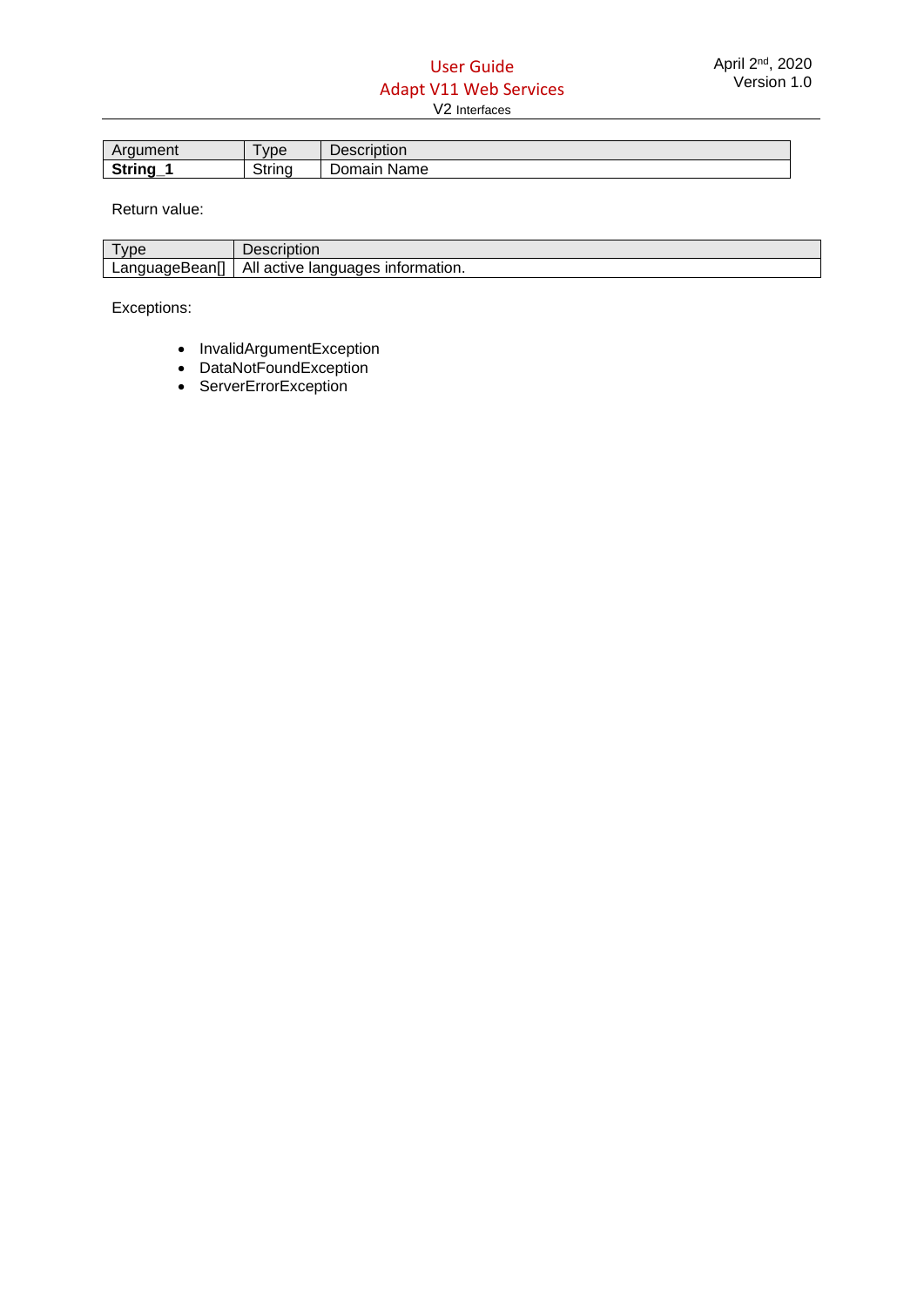| Argument | Type | Description |
|---|---|---|
| **String_1** | String | Domain Name |

Return value:

| Type | Description |
|---|---|
| LanguageBean[] | All active languages information. |

Exceptions:

- InvalidArgumentException
- DataNotFoundException
- ServerErrorException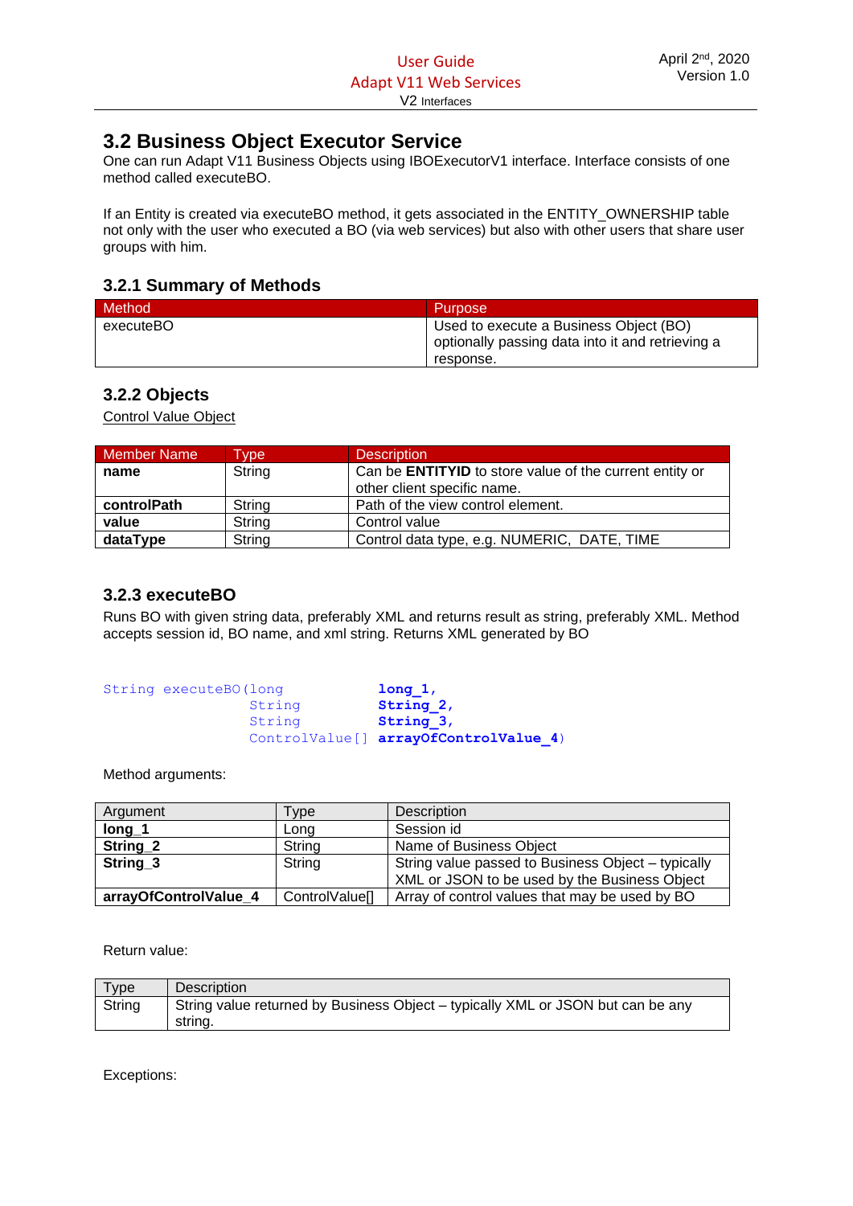## 3.2 Business Object Executor Service

One can run Adapt V11 Business Objects using IBOExecutorV1 interface. Interface consists of one method called executeBO.

If an Entity is created via executeBO method, it gets associated in the ENTITY_OWNERSHIP table not only with the user who executed a BO (via web services) but also with other users that share user groups with him.

### 3.2.1 Summary of Methods

| Method | Purpose |
|---|---|
| executeBO | Used to execute a Business Object (BO) optionally passing data into it and retrieving a response. |

### 3.2.2 Objects

Control Value Object

| Member Name | Type | Description |
|---|---|---|
| **name** | String | Can be **ENTITYID** to store value of the current entity or other client specific name. |
| **controlPath** | String | Path of the view control element. |
| **value** | String | Control value |
| **dataType** | String | Control data type, e.g. NUMERIC, DATE, TIME |

### 3.2.3 executeBO

Runs BO with given string data, preferably XML and returns result as string, preferably XML. Method accepts session id, BO name, and xml string. Returns XML generated by BO

```
String executeBO(long           long_1,
                 String         String_2,
                 String         String_3,
                 ControlValue[] arrayOfControlValue_4)
```

Method arguments:

| Argument | Type | Description |
|---|---|---|
| **long_1** | Long | Session id |
| **String_2** | String | Name of Business Object |
| **String_3** | String | String value passed to Business Object – typically XML or JSON to be used by the Business Object |
| **arrayOfControlValue_4** | ControlValue[] | Array of control values that may be used by BO |

Return value:

| Type | Description |
|---|---|
| String | String value returned by Business Object – typically XML or JSON but can be any string. |

Exceptions: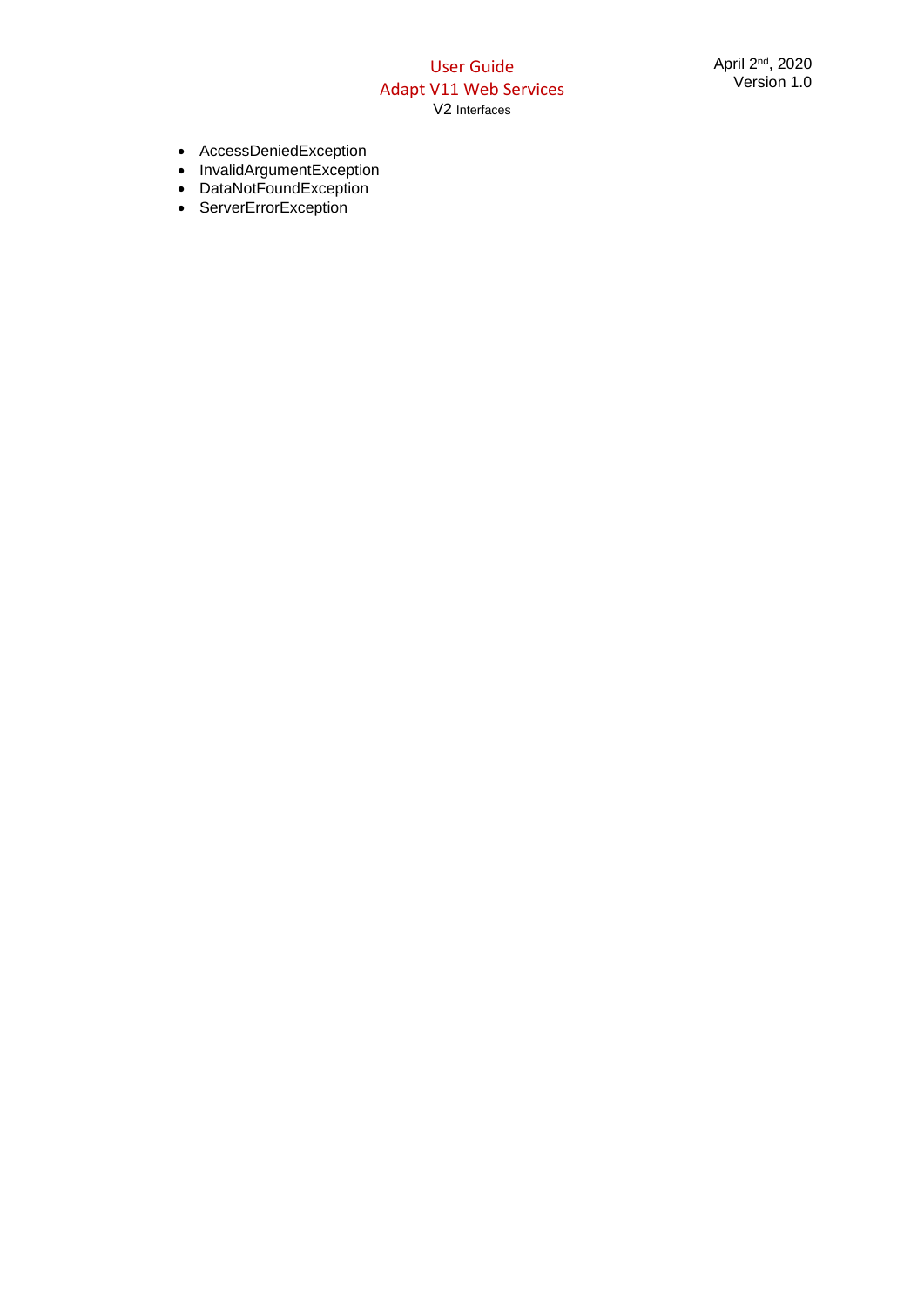- AccessDeniedException
- InvalidArgumentException
- DataNotFoundException
- ServerErrorException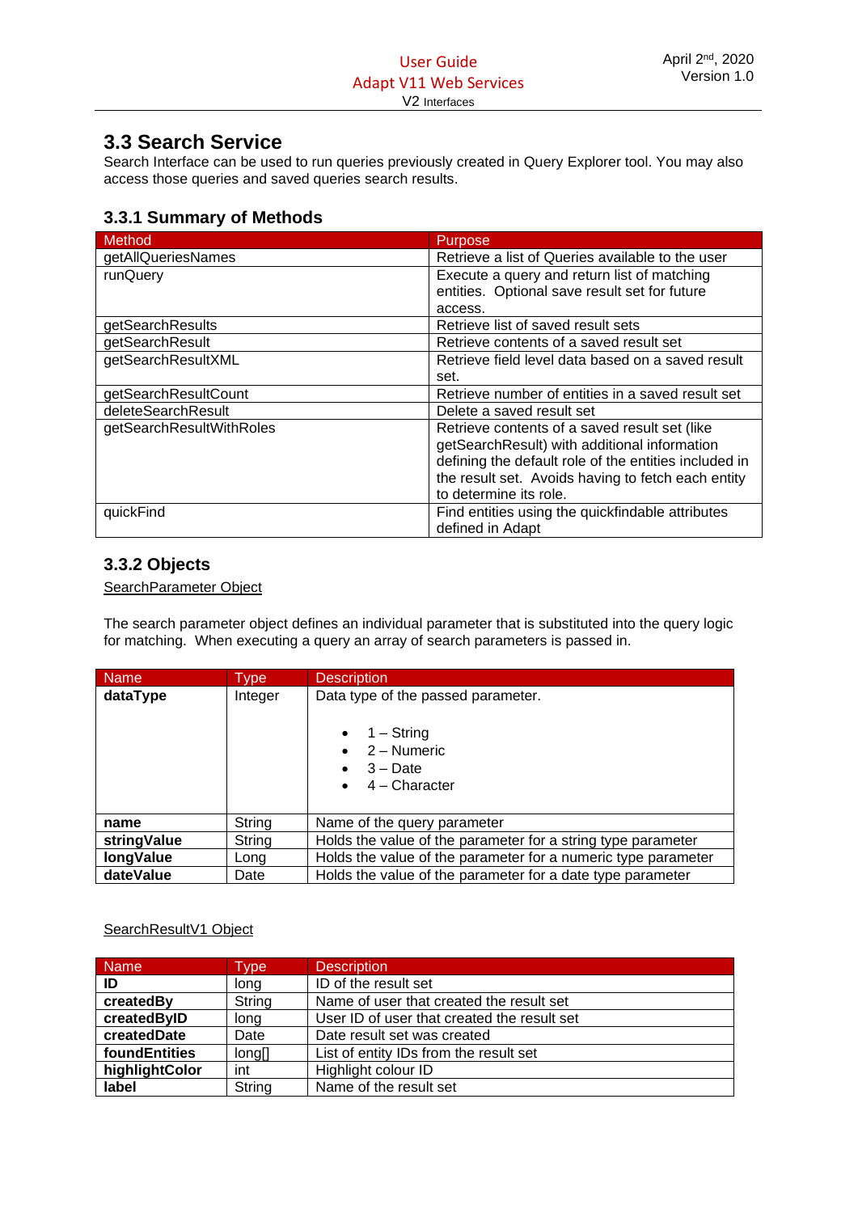## 3.3 Search Service

Search Interface can be used to run queries previously created in Query Explorer tool. You may also access those queries and saved queries search results.

### 3.3.1 Summary of Methods

| Method | Purpose |
| --- | --- |
| getAllQueriesNames | Retrieve a list of Queries available to the user |
| runQuery | Execute a query and return list of matching entities. Optional save result set for future access. |
| getSearchResults | Retrieve list of saved result sets |
| getSearchResult | Retrieve contents of a saved result set |
| getSearchResultXML | Retrieve field level data based on a saved result set. |
| getSearchResultCount | Retrieve number of entities in a saved result set |
| deleteSearchResult | Delete a saved result set |
| getSearchResultWithRoles | Retrieve contents of a saved result set (like getSearchResult) with additional information defining the default role of the entities included in the result set. Avoids having to fetch each entity to determine its role. |
| quickFind | Find entities using the quickfindable attributes defined in Adapt |

### 3.3.2 Objects

SearchParameter Object

The search parameter object defines an individual parameter that is substituted into the query logic for matching. When executing a query an array of search parameters is passed in.

| Name | Type | Description |
| --- | --- | --- |
| **dataType** | Integer | Data type of the passed parameter.<br><br>• 1 – String<br>• 2 – Numeric<br>• 3 – Date<br>• 4 – Character |
| **name** | String | Name of the query parameter |
| **stringValue** | String | Holds the value of the parameter for a string type parameter |
| **longValue** | Long | Holds the value of the parameter for a numeric type parameter |
| **dateValue** | Date | Holds the value of the parameter for a date type parameter |

SearchResultV1 Object

| Name | Type | Description |
| --- | --- | --- |
| **ID** | long | ID of the result set |
| **createdBy** | String | Name of user that created the result set |
| **createdByID** | long | User ID of user that created the result set |
| **createdDate** | Date | Date result set was created |
| **foundEntities** | long[] | List of entity IDs from the result set |
| **highlightColor** | int | Highlight colour ID |
| **label** | String | Name of the result set |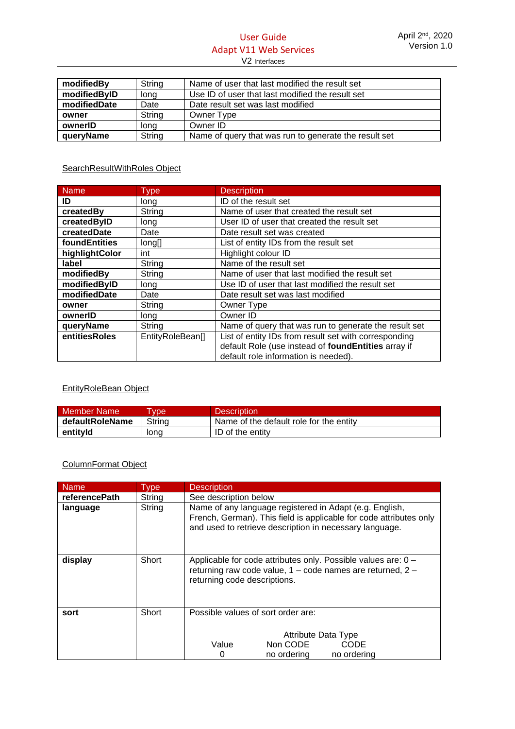| modifiedBy | String | Name of user that last modified the result set |
|---|---|---|
| modifiedByID | long | Use ID of user that last modified the result set |
| modifiedDate | Date | Date result set was last modified |
| owner | String | Owner Type |
| ownerID | long | Owner ID |
| queryName | String | Name of query that was run to generate the result set |

SearchResultWithRoles Object

| Name | Type | Description |
|---|---|---|
| **ID** | long | ID of the result set |
| **createdBy** | String | Name of user that created the result set |
| **createdByID** | long | User ID of user that created the result set |
| **createdDate** | Date | Date result set was created |
| **foundEntities** | long[] | List of entity IDs from the result set |
| **highlightColor** | int | Highlight colour ID |
| **label** | String | Name of the result set |
| **modifiedBy** | String | Name of user that last modified the result set |
| **modifiedByID** | long | Use ID of user that last modified the result set |
| **modifiedDate** | Date | Date result set was last modified |
| **owner** | String | Owner Type |
| **ownerID** | long | Owner ID |
| **queryName** | String | Name of query that was run to generate the result set |
| **entitiesRoles** | EntityRoleBean[] | List of entity IDs from result set with corresponding default Role (use instead of **foundEntities** array if default role information is needed). |

EntityRoleBean Object

| Member Name | Type | Description |
|---|---|---|
| **defaultRoleName** | String | Name of the default role for the entity |
| **entityId** | long | ID of the entity |

ColumnFormat Object

| Name | Type | Description |
|---|---|---|
| **referencePath** | String | See description below |
| **language** | String | Name of any language registered in Adapt (e.g. English, French, German). This field is applicable for code attributes only and used to retrieve description in necessary language. |
| **display** | Short | Applicable for code attributes only. Possible values are: 0 – returning raw code value, 1 – code names are returned, 2 – returning code descriptions. |
| **sort** | Short | Possible values of sort order are:<br><br>Attribute Data Type<br>Value / Non CODE / CODE<br>0 / no ordering / no ordering |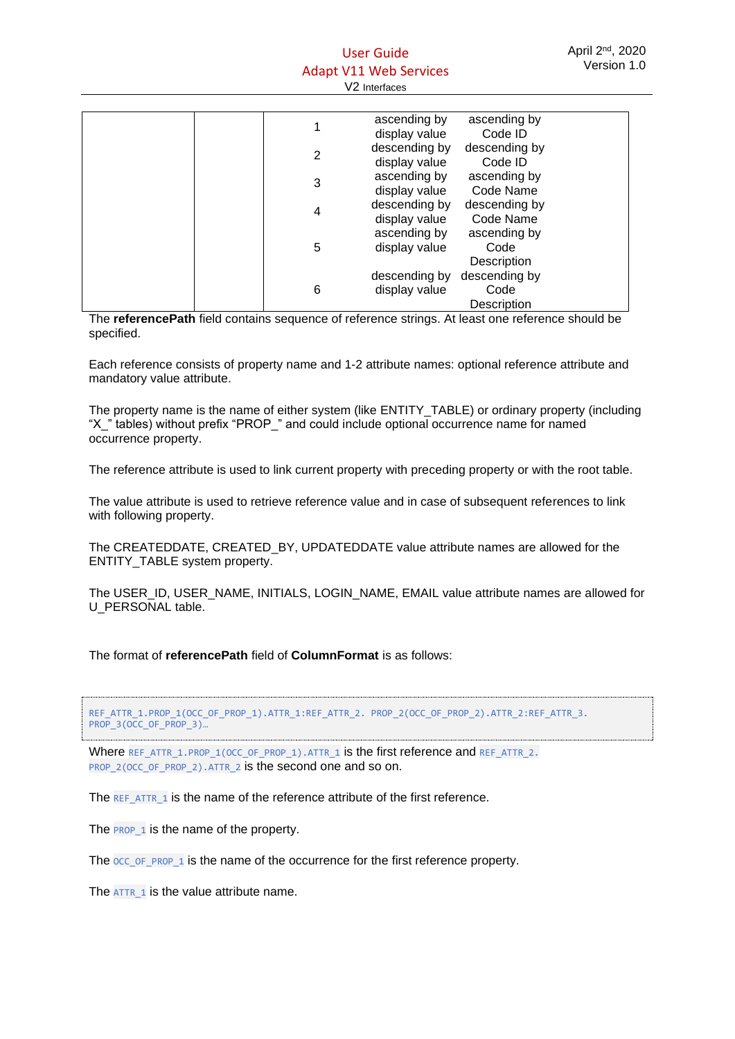| | | | | |
|---|---|---|---|---|
| | | 1 | ascending by display value | ascending by Code ID |
| | | 2 | descending by display value | descending by Code ID |
| | | 3 | ascending by display value | ascending by Code Name |
| | | 4 | descending by display value | descending by Code Name |
| | | 5 | ascending by display value | ascending by Code Description |
| | | 6 | descending by display value | descending by Code Description |

The **referencePath** field contains sequence of reference strings. At least one reference should be specified.

Each reference consists of property name and 1-2 attribute names: optional reference attribute and mandatory value attribute.

The property name is the name of either system (like ENTITY_TABLE) or ordinary property (including “X_” tables) without prefix “PROP_” and could include optional occurrence name for named occurrence property.

The reference attribute is used to link current property with preceding property or with the root table.

The value attribute is used to retrieve reference value and in case of subsequent references to link with following property.

The CREATEDDATE, CREATED_BY, UPDATEDDATE value attribute names are allowed for the ENTITY_TABLE system property.

The USER_ID, USER_NAME, INITIALS, LOGIN_NAME, EMAIL value attribute names are allowed for U_PERSONAL table.

The format of **referencePath** field of **ColumnFormat** is as follows:

```
REF_ATTR_1.PROP_1(OCC_OF_PROP_1).ATTR_1:REF_ATTR_2. PROP_2(OCC_OF_PROP_2).ATTR_2:REF_ATTR_3.
PROP_3(OCC_OF_PROP_3)…
```

Where `REF_ATTR_1.PROP_1(OCC_OF_PROP_1).ATTR_1` is the first reference and `REF_ATTR_2. PROP_2(OCC_OF_PROP_2).ATTR_2` is the second one and so on.

The `REF_ATTR_1` is the name of the reference attribute of the first reference.

The `PROP_1` is the name of the property.

The `OCC_OF_PROP_1` is the name of the occurrence for the first reference property.

The `ATTR_1` is the value attribute name.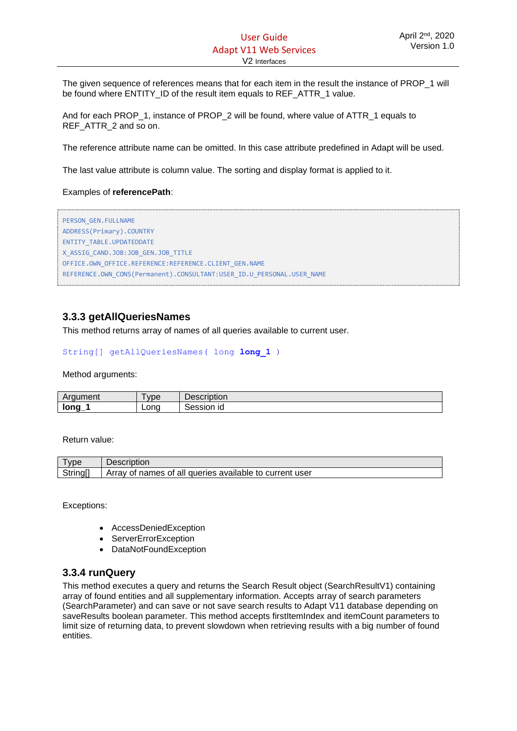The given sequence of references means that for each item in the result the instance of PROP_1 will be found where ENTITY_ID of the result item equals to REF_ATTR_1 value.

And for each PROP_1, instance of PROP_2 will be found, where value of ATTR_1 equals to REF_ATTR_2 and so on.

The reference attribute name can be omitted. In this case attribute predefined in Adapt will be used.

The last value attribute is column value. The sorting and display format is applied to it.

Examples of **referencePath**:

```
PERSON_GEN.FULLNAME
ADDRESS(Primary).COUNTRY
ENTITY_TABLE.UPDATEDDATE
X_ASSIG_CAND.JOB:JOB_GEN.JOB_TITLE
OFFICE.OWN_OFFICE.REFERENCE:REFERENCE.CLIENT_GEN.NAME
REFERENCE.OWN_CONS(Permanent).CONSULTANT:USER_ID.U_PERSONAL.USER_NAME
```

### 3.3.3 getAllQueriesNames

This method returns array of names of all queries available to current user.

```
String[] getAllQueriesNames( long long_1 )
```

Method arguments:

| Argument | Type | Description |
|---|---|---|
| **long_1** | Long | Session id |

Return value:

| Type | Description |
|---|---|
| String[] | Array of names of all queries available to current user |

Exceptions:

- AccessDeniedException
- ServerErrorException
- DataNotFoundException

### 3.3.4 runQuery

This method executes a query and returns the Search Result object (SearchResultV1) containing array of found entities and all supplementary information. Accepts array of search parameters (SearchParameter) and can save or not save search results to Adapt V11 database depending on saveResults boolean parameter. This method accepts firstItemIndex and itemCount parameters to limit size of returning data, to prevent slowdown when retrieving results with a big number of found entities.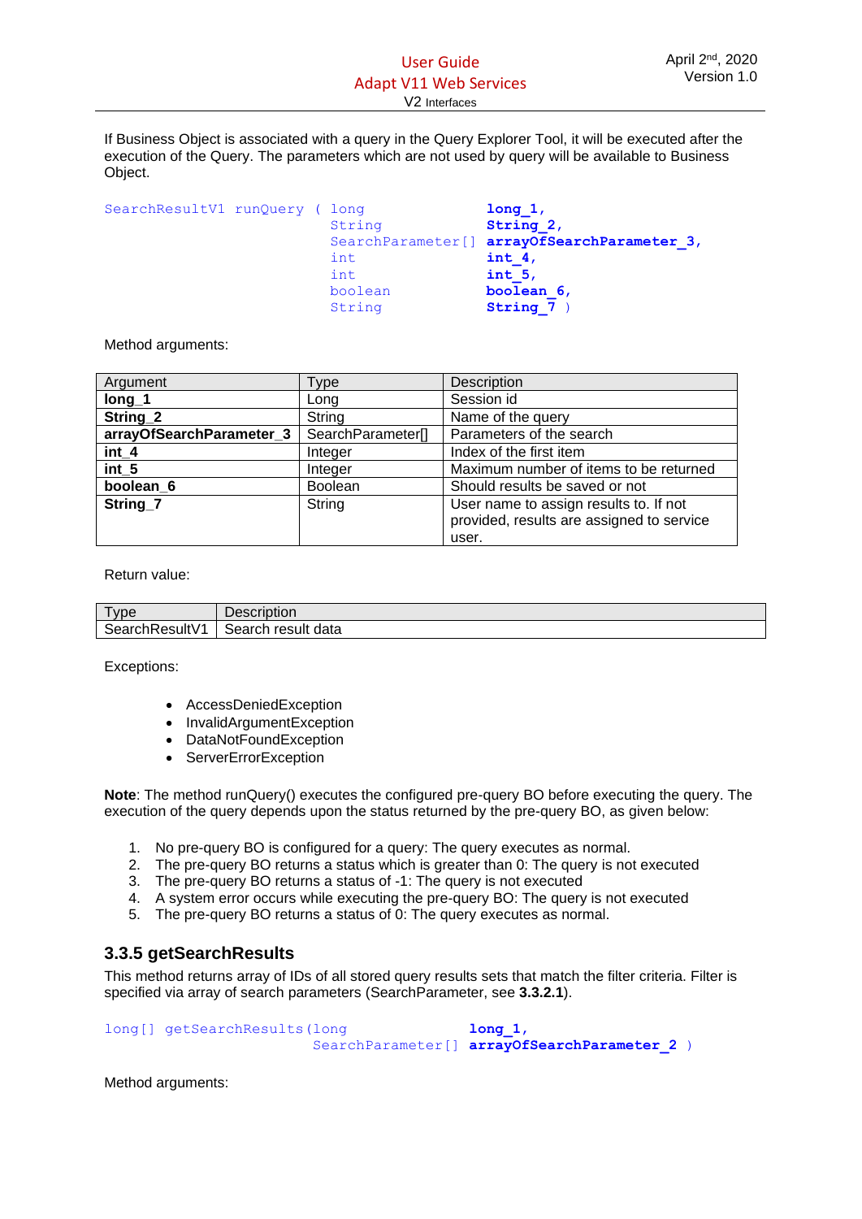If Business Object is associated with a query in the Query Explorer Tool, it will be executed after the execution of the Query. The parameters which are not used by query will be available to Business Object.

```
SearchResultV1 runQuery ( long                 long_1,
                          String               String_2,
                          SearchParameter[]    arrayOfSearchParameter_3,
                          int                  int_4,
                          int                  int_5,
                          boolean              boolean_6,
                          String               String_7 )
```

Method arguments:

| Argument | Type | Description |
|---|---|---|
| **long_1** | Long | Session id |
| **String_2** | String | Name of the query |
| **arrayOfSearchParameter_3** | SearchParameter[] | Parameters of the search |
| **int_4** | Integer | Index of the first item |
| **int_5** | Integer | Maximum number of items to be returned |
| **boolean_6** | Boolean | Should results be saved or not |
| **String_7** | String | User name to assign results to. If not provided, results are assigned to service user. |

Return value:

| Type | Description |
|---|---|
| SearchResultV1 | Search result data |

Exceptions:

- AccessDeniedException
- InvalidArgumentException
- DataNotFoundException
- ServerErrorException

**Note**: The method runQuery() executes the configured pre-query BO before executing the query. The execution of the query depends upon the status returned by the pre-query BO, as given below:

1. No pre-query BO is configured for a query: The query executes as normal.
2. The pre-query BO returns a status which is greater than 0: The query is not executed
3. The pre-query BO returns a status of -1: The query is not executed
4. A system error occurs while executing the pre-query BO: The query is not executed
5. The pre-query BO returns a status of 0: The query executes as normal.

### 3.3.5 getSearchResults

This method returns array of IDs of all stored query results sets that match the filter criteria. Filter is specified via array of search parameters (SearchParameter, see **3.3.2.1**).

```
long[] getSearchResults(long                long_1,
                        SearchParameter[]   arrayOfSearchParameter_2 )
```

Method arguments: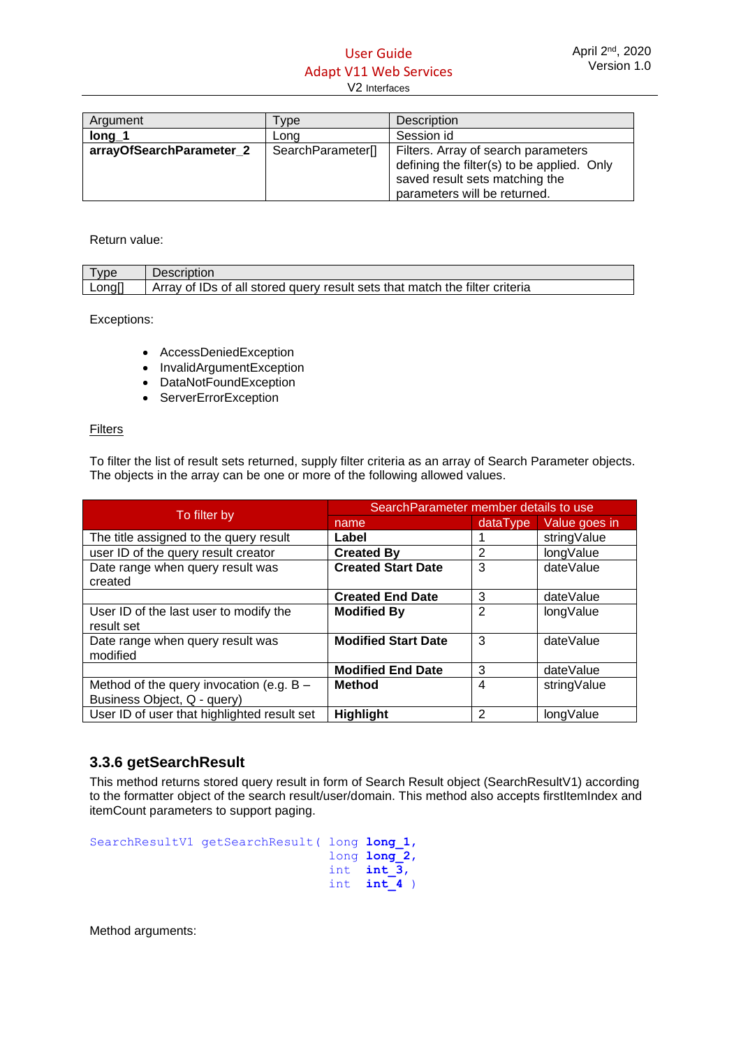| Argument | Type | Description |
|---|---|---|
| **long_1** | Long | Session id |
| **arrayOfSearchParameter_2** | SearchParameter[] | Filters. Array of search parameters defining the filter(s) to be applied. Only saved result sets matching the parameters will be returned. |

Return value:

| Type | Description |
|---|---|
| Long[] | Array of IDs of all stored query result sets that match the filter criteria |

Exceptions:

- AccessDeniedException
- InvalidArgumentException
- DataNotFoundException
- ServerErrorException

Filters

To filter the list of result sets returned, supply filter criteria as an array of Search Parameter objects. The objects in the array can be one or more of the following allowed values.

| To filter by | SearchParameter member details to use | | |
|---|---|---|---|
| | name | dataType | Value goes in |
| The title assigned to the query result | **Label** | 1 | stringValue |
| user ID of the query result creator | **Created By** | 2 | longValue |
| Date range when query result was created | **Created Start Date** | 3 | dateValue |
| | **Created End Date** | 3 | dateValue |
| User ID of the last user to modify the result set | **Modified By** | 2 | longValue |
| Date range when query result was modified | **Modified Start Date** | 3 | dateValue |
| | **Modified End Date** | 3 | dateValue |
| Method of the query invocation (e.g. B – Business Object, Q - query) | **Method** | 4 | stringValue |
| User ID of user that highlighted result set | **Highlight** | 2 | longValue |

### 3.3.6 getSearchResult

This method returns stored query result in form of Search Result object (SearchResultV1) according to the formatter object of the search result/user/domain. This method also accepts firstItemIndex and itemCount parameters to support paging.

```
SearchResultV1 getSearchResult( long long_1,
                                long long_2,
                                int  int_3,
                                int  int_4 )
```

Method arguments: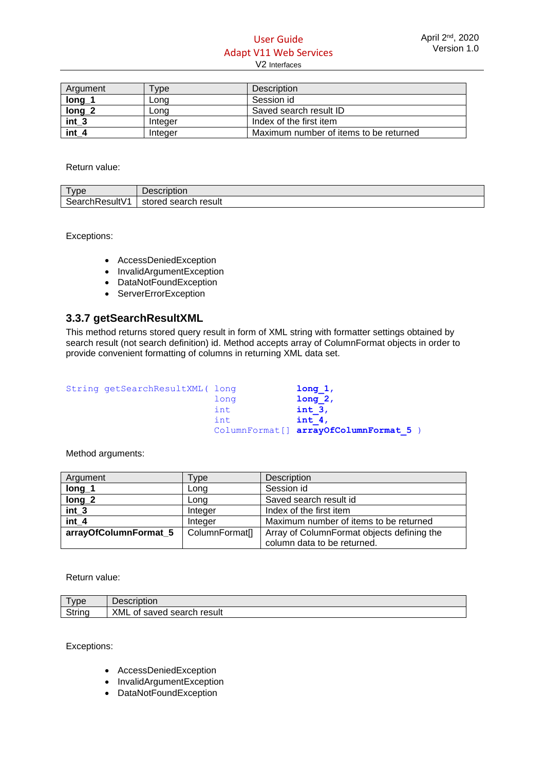| Argument | Type | Description |
|---|---|---|
| **long_1** | Long | Session id |
| **long_2** | Long | Saved search result ID |
| **int_3** | Integer | Index of the first item |
| **int_4** | Integer | Maximum number of items to be returned |

Return value:

| Type | Description |
|---|---|
| SearchResultV1 | stored search result |

Exceptions:

- AccessDeniedException
- InvalidArgumentException
- DataNotFoundException
- ServerErrorException

### 3.3.7 getSearchResultXML

This method returns stored query result in form of XML string with formatter settings obtained by search result (not search definition) id. Method accepts array of ColumnFormat objects in order to provide convenient formatting of columns in returning XML data set.

```
String getSearchResultXML( long           long_1,
                           long           long_2,
                           int            int_3,
                           int            int_4,
                           ColumnFormat[] arrayOfColumnFormat_5 )
```

Method arguments:

| Argument | Type | Description |
|---|---|---|
| **long_1** | Long | Session id |
| **long_2** | Long | Saved search result id |
| **int_3** | Integer | Index of the first item |
| **int_4** | Integer | Maximum number of items to be returned |
| **arrayOfColumnFormat_5** | ColumnFormat[] | Array of ColumnFormat objects defining the column data to be returned. |

Return value:

| Type | Description |
|---|---|
| String | XML of saved search result |

Exceptions:

- AccessDeniedException
- InvalidArgumentException
- DataNotFoundException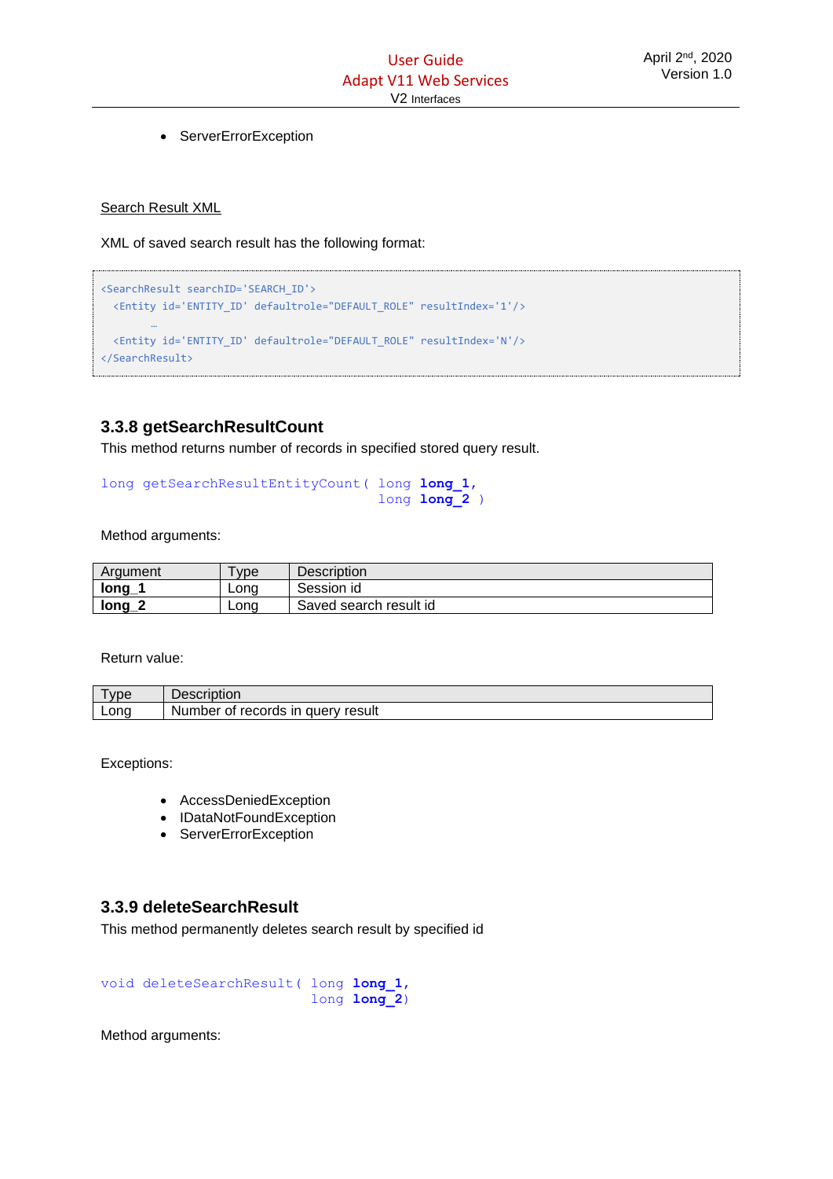- ServerErrorException

Search Result XML

XML of saved search result has the following format:

```
<SearchResult searchID='SEARCH_ID'>
  <Entity id='ENTITY_ID' defaultrole="DEFAULT_ROLE" resultIndex='1'/>
      …
  <Entity id='ENTITY_ID' defaultrole="DEFAULT_ROLE" resultIndex='N'/>
</SearchResult>
```

### 3.3.8 getSearchResultCount

This method returns number of records in specified stored query result.

```
long getSearchResultEntityCount( long long_1,
                                 long long_2 )
```

Method arguments:

| Argument | Type | Description |
|---|---|---|
| **long_1** | Long | Session id |
| **long_2** | Long | Saved search result id |

Return value:

| Type | Description |
|---|---|
| Long | Number of records in query result |

Exceptions:

- AccessDeniedException
- IDataNotFoundException
- ServerErrorException

### 3.3.9 deleteSearchResult

This method permanently deletes search result by specified id

```
void deleteSearchResult( long long_1,
                         long long_2)
```

Method arguments: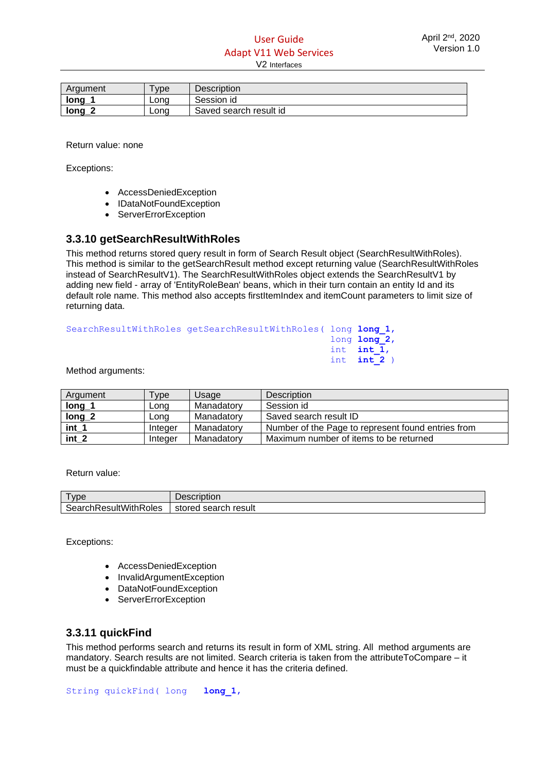| Argument | Type | Description |
|---|---|---|
| **long_1** | Long | Session id |
| **long_2** | Long | Saved search result id |

Return value: none

Exceptions:

- AccessDeniedException
- IDataNotFoundException
- ServerErrorException

### 3.3.10 getSearchResultWithRoles

This method returns stored query result in form of Search Result object (SearchResultWithRoles). This method is similar to the getSearchResult method except returning value (SearchResultWithRoles instead of SearchResultV1). The SearchResultWithRoles object extends the SearchResultV1 by adding new field - array of 'EntityRoleBean' beans, which in their turn contain an entity Id and its default role name. This method also accepts firstItemIndex and itemCount parameters to limit size of returning data.

```
SearchResultWithRoles getSearchResultWithRoles( long long_1,
                                                long long_2,
                                                int  int_1,
                                                int  int_2 )
```

Method arguments:

| Argument | Type | Usage | Description |
|---|---|---|---|
| **long_1** | Long | Manadatory | Session id |
| **long_2** | Long | Manadatory | Saved search result ID |
| **int_1** | Integer | Manadatory | Number of the Page to represent found entries from |
| **int_2** | Integer | Manadatory | Maximum number of items to be returned |

Return value:

| Type | Description |
|---|---|
| SearchResultWithRoles | stored search result |

Exceptions:

- AccessDeniedException
- InvalidArgumentException
- DataNotFoundException
- ServerErrorException

### 3.3.11 quickFind

This method performs search and returns its result in form of XML string. All method arguments are mandatory. Search results are not limited. Search criteria is taken from the attributeToCompare – it must be a quickfindable attribute and hence it has the criteria defined.

```
String quickFind( long   long_1,
```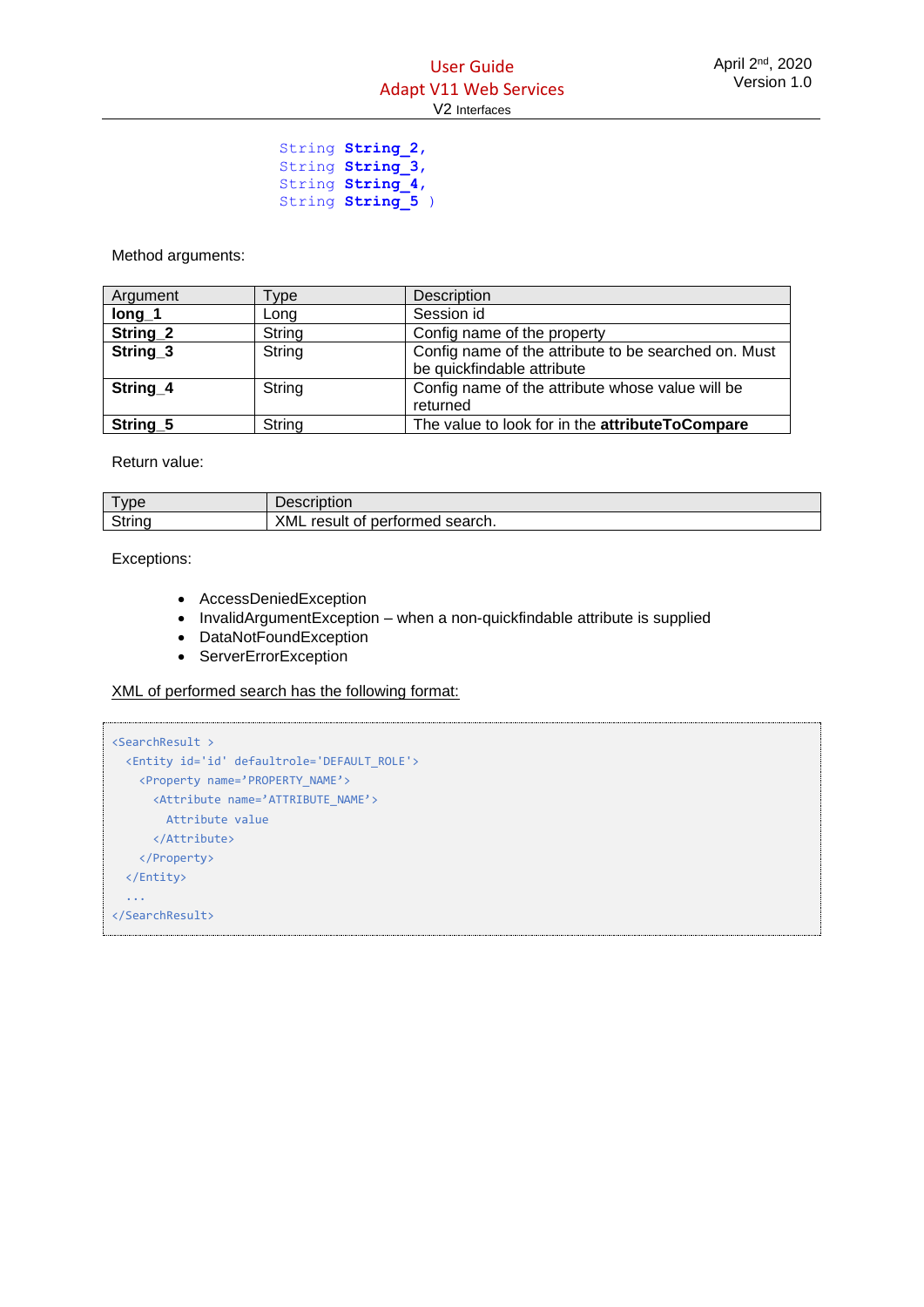```
String String_2,
String String_3,
String String_4,
String String_5 )
```

Method arguments:

| Argument | Type | Description |
|---|---|---|
| **long_1** | Long | Session id |
| **String_2** | String | Config name of the property |
| **String_3** | String | Config name of the attribute to be searched on. Must be quickfindable attribute |
| **String_4** | String | Config name of the attribute whose value will be returned |
| **String_5** | String | The value to look for in the **attributeToCompare** |

Return value:

| Type | Description |
|---|---|
| String | XML result of performed search. |

Exceptions:

- AccessDeniedException
- InvalidArgumentException – when a non-quickfindable attribute is supplied
- DataNotFoundException
- ServerErrorException

XML of performed search has the following format:

```
<SearchResult >
  <Entity id='id' defaultrole='DEFAULT_ROLE'>
    <Property name='PROPERTY_NAME'>
      <Attribute name='ATTRIBUTE_NAME'>
        Attribute value
      </Attribute>
    </Property>
  </Entity>
  ...
</SearchResult>
```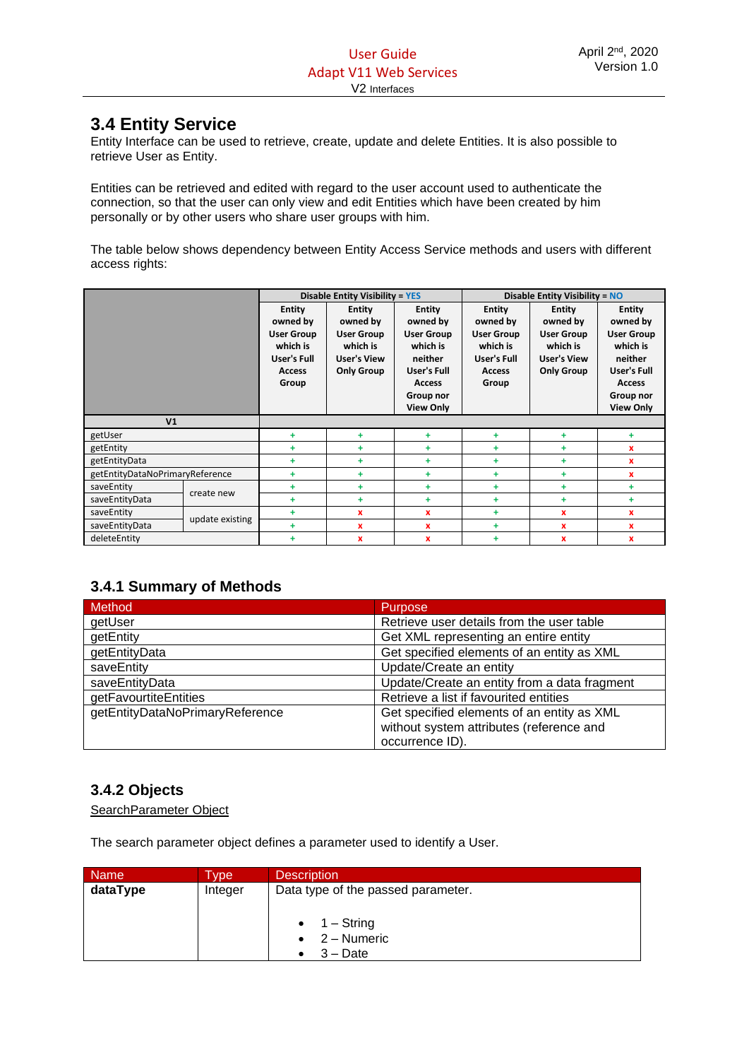## 3.4 Entity Service

Entity Interface can be used to retrieve, create, update and delete Entities. It is also possible to retrieve User as Entity.

Entities can be retrieved and edited with regard to the user account used to authenticate the connection, so that the user can only view and edit Entities which have been created by him personally or by other users who share user groups with him.

The table below shows dependency between Entity Access Service methods and users with different access rights:

| | | Disable Entity Visibility = YES | | | Disable Entity Visibility = NO | | |
|---|---|---|---|---|---|---|---|
| | | Entity owned by User Group which is User's Full Access Group | Entity owned by User Group which is User's View Only Group | Entity owned by User Group which is neither User's Full Access Group nor View Only | Entity owned by User Group which is User's Full Access Group | Entity owned by User Group which is User's View Only Group | Entity owned by User Group which is neither User's Full Access Group nor View Only |
| V1 | | | | | | | |
| getUser | | + | + | + | + | + | + |
| getEntity | | + | + | + | + | + | x |
| getEntityData | | + | + | + | + | + | x |
| getEntityDataNoPrimaryReference | | + | + | + | + | + | x |
| saveEntity | create new | + | + | + | + | + | + |
| saveEntityData | create new | + | + | + | + | + | + |
| saveEntity | update existing | + | x | x | + | x | x |
| saveEntityData | update existing | + | x | x | + | x | x |
| deleteEntity | | + | x | x | + | x | x |

### 3.4.1 Summary of Methods

| Method | Purpose |
|---|---|
| getUser | Retrieve user details from the user table |
| getEntity | Get XML representing an entire entity |
| getEntityData | Get specified elements of an entity as XML |
| saveEntity | Update/Create an entity |
| saveEntityData | Update/Create an entity from a data fragment |
| getFavourtiteEntities | Retrieve a list if favourited entities |
| getEntityDataNoPrimaryReference | Get specified elements of an entity as XML without system attributes (reference and occurrence ID). |

### 3.4.2 Objects

SearchParameter Object

The search parameter object defines a parameter used to identify a User.

| Name | Type | Description |
|---|---|---|
| **dataType** | Integer | Data type of the passed parameter.<br><br>• 1 – String<br>• 2 – Numeric<br>• 3 – Date |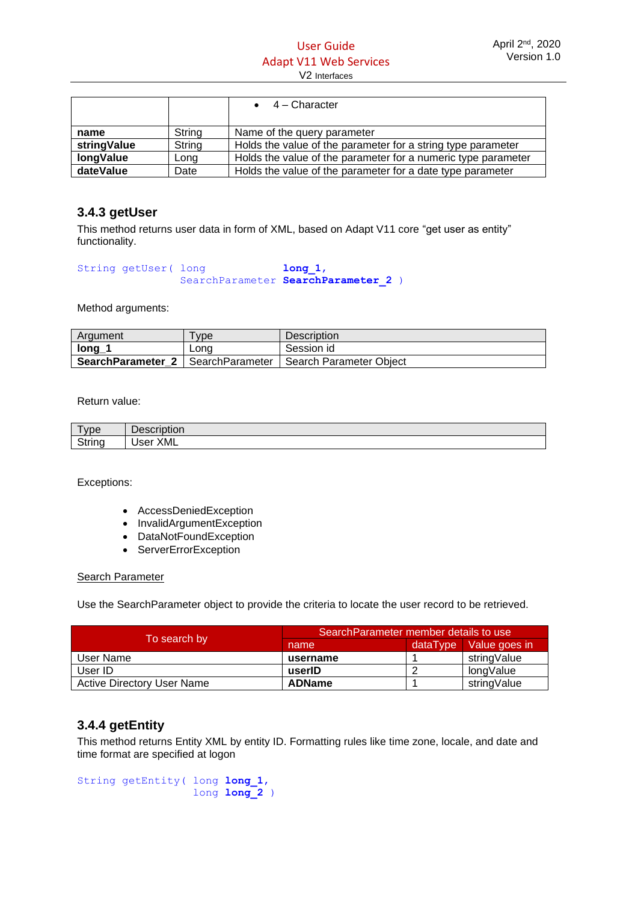| | | • 4 – Character |
|---|---|---|
| **name** | String | Name of the query parameter |
| **stringValue** | String | Holds the value of the parameter for a string type parameter |
| **longValue** | Long | Holds the value of the parameter for a numeric type parameter |
| **dateValue** | Date | Holds the value of the parameter for a date type parameter |

### 3.4.3 getUser

This method returns user data in form of XML, based on Adapt V11 core “get user as entity” functionality.

```
String getUser( long            long_1,
                SearchParameter SearchParameter_2 )
```

Method arguments:

| Argument | Type | Description |
|---|---|---|
| **long_1** | Long | Session id |
| **SearchParameter_2** | SearchParameter | Search Parameter Object |

Return value:

| Type | Description |
|---|---|
| String | User XML |

Exceptions:

- AccessDeniedException
- InvalidArgumentException
- DataNotFoundException
- ServerErrorException

Search Parameter

Use the SearchParameter object to provide the criteria to locate the user record to be retrieved.

| To search by | SearchParameter member details to use | | |
|---|---|---|---|
| | name | dataType | Value goes in |
| User Name | **username** | 1 | stringValue |
| User ID | **userID** | 2 | longValue |
| Active Directory User Name | **ADName** | 1 | stringValue |

### 3.4.4 getEntity

This method returns Entity XML by entity ID. Formatting rules like time zone, locale, and date and time format are specified at logon

```
String getEntity( long long_1,
                  long long_2 )
```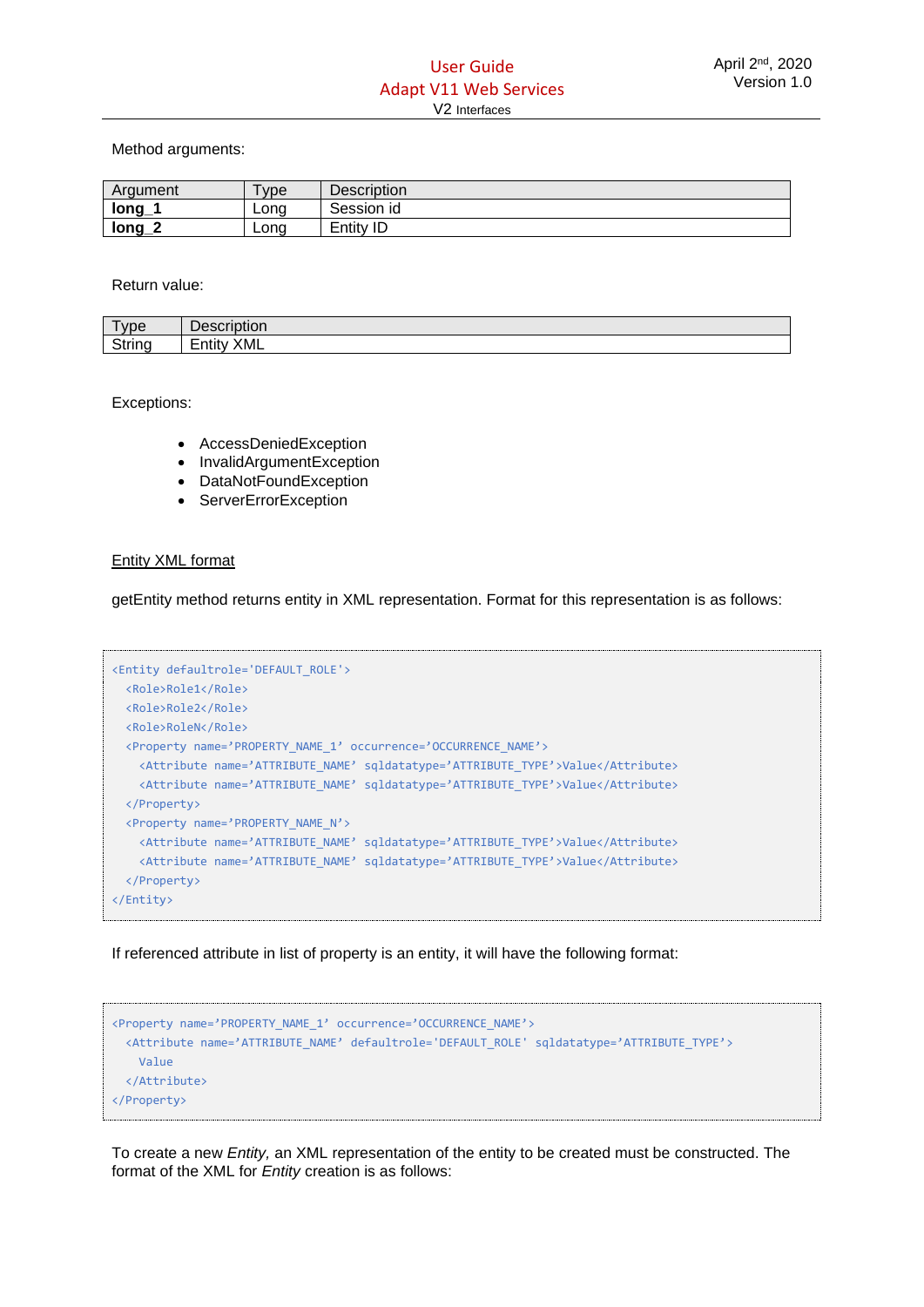Method arguments:

| Argument | Type | Description |
|---|---|---|
| **long_1** | Long | Session id |
| **long_2** | Long | Entity ID |

Return value:

| Type | Description |
|---|---|
| String | Entity XML |

Exceptions:

- AccessDeniedException
- InvalidArgumentException
- DataNotFoundException
- ServerErrorException

<u>Entity XML format</u>

getEntity method returns entity in XML representation. Format for this representation is as follows:

```
<Entity defaultrole='DEFAULT_ROLE'>
  <Role>Role1</Role>
  <Role>Role2</Role>
  <Role>RoleN</Role>
  <Property name='PROPERTY_NAME_1' occurrence='OCCURRENCE_NAME'>
    <Attribute name='ATTRIBUTE_NAME' sqldatatype='ATTRIBUTE_TYPE'>Value</Attribute>
    <Attribute name='ATTRIBUTE_NAME' sqldatatype='ATTRIBUTE_TYPE'>Value</Attribute>
  </Property>
  <Property name='PROPERTY_NAME_N'>
    <Attribute name='ATTRIBUTE_NAME' sqldatatype='ATTRIBUTE_TYPE'>Value</Attribute>
    <Attribute name='ATTRIBUTE_NAME' sqldatatype='ATTRIBUTE_TYPE'>Value</Attribute>
  </Property>
</Entity>
```

If referenced attribute in list of property is an entity, it will have the following format:

```
<Property name='PROPERTY_NAME_1' occurrence='OCCURRENCE_NAME'>
  <Attribute name='ATTRIBUTE_NAME' defaultrole='DEFAULT_ROLE' sqldatatype='ATTRIBUTE_TYPE'>
    Value
  </Attribute>
</Property>
```

To create a new *Entity,* an XML representation of the entity to be created must be constructed. The format of the XML for *Entity* creation is as follows: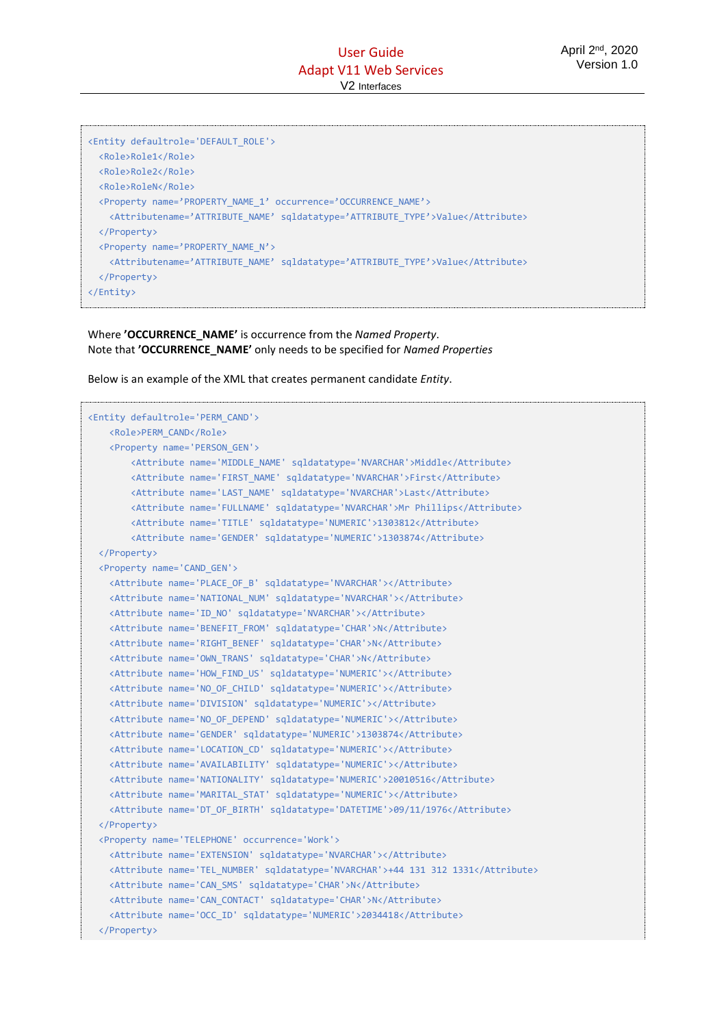```
<Entity defaultrole='DEFAULT_ROLE'>
  <Role>Role1</Role>
  <Role>Role2</Role>
  <Role>RoleN</Role>
  <Property name='PROPERTY_NAME_1' occurrence='OCCURRENCE_NAME'>
    <Attributename='ATTRIBUTE_NAME' sqldatatype='ATTRIBUTE_TYPE'>Value</Attribute>
  </Property>
  <Property name='PROPERTY_NAME_N'>
    <Attributename='ATTRIBUTE_NAME' sqldatatype='ATTRIBUTE_TYPE'>Value</Attribute>
  </Property>
</Entity>
```

Where **'OCCURRENCE_NAME'** is occurrence from the *Named Property*.
Note that **'OCCURRENCE_NAME'** only needs to be specified for *Named Properties*

Below is an example of the XML that creates permanent candidate *Entity*.

```
<Entity defaultrole='PERM_CAND'>
    <Role>PERM_CAND</Role>
    <Property name='PERSON_GEN'>
        <Attribute name='MIDDLE_NAME' sqldatatype='NVARCHAR'>Middle</Attribute>
        <Attribute name='FIRST_NAME' sqldatatype='NVARCHAR'>First</Attribute>
        <Attribute name='LAST_NAME' sqldatatype='NVARCHAR'>Last</Attribute>
        <Attribute name='FULLNAME' sqldatatype='NVARCHAR'>Mr Phillips</Attribute>
        <Attribute name='TITLE' sqldatatype='NUMERIC'>1303812</Attribute>
        <Attribute name='GENDER' sqldatatype='NUMERIC'>1303874</Attribute>
  </Property>
  <Property name='CAND_GEN'>
    <Attribute name='PLACE_OF_B' sqldatatype='NVARCHAR'></Attribute>
    <Attribute name='NATIONAL_NUM' sqldatatype='NVARCHAR'></Attribute>
    <Attribute name='ID_NO' sqldatatype='NVARCHAR'></Attribute>
    <Attribute name='BENEFIT_FROM' sqldatatype='CHAR'>N</Attribute>
    <Attribute name='RIGHT_BENEF' sqldatatype='CHAR'>N</Attribute>
    <Attribute name='OWN_TRANS' sqldatatype='CHAR'>N</Attribute>
    <Attribute name='HOW_FIND_US' sqldatatype='NUMERIC'></Attribute>
    <Attribute name='NO_OF_CHILD' sqldatatype='NUMERIC'></Attribute>
    <Attribute name='DIVISION' sqldatatype='NUMERIC'></Attribute>
    <Attribute name='NO_OF_DEPEND' sqldatatype='NUMERIC'></Attribute>
    <Attribute name='GENDER' sqldatatype='NUMERIC'>1303874</Attribute>
    <Attribute name='LOCATION_CD' sqldatatype='NUMERIC'></Attribute>
    <Attribute name='AVAILABILITY' sqldatatype='NUMERIC'></Attribute>
    <Attribute name='NATIONALITY' sqldatatype='NUMERIC'>20010516</Attribute>
    <Attribute name='MARITAL_STAT' sqldatatype='NUMERIC'></Attribute>
    <Attribute name='DT_OF_BIRTH' sqldatatype='DATETIME'>09/11/1976</Attribute>
  </Property>
  <Property name='TELEPHONE' occurrence='Work'>
    <Attribute name='EXTENSION' sqldatatype='NVARCHAR'></Attribute>
    <Attribute name='TEL_NUMBER' sqldatatype='NVARCHAR'>+44 131 312 1331</Attribute>
    <Attribute name='CAN_SMS' sqldatatype='CHAR'>N</Attribute>
    <Attribute name='CAN_CONTACT' sqldatatype='CHAR'>N</Attribute>
    <Attribute name='OCC_ID' sqldatatype='NUMERIC'>2034418</Attribute>
  </Property>
```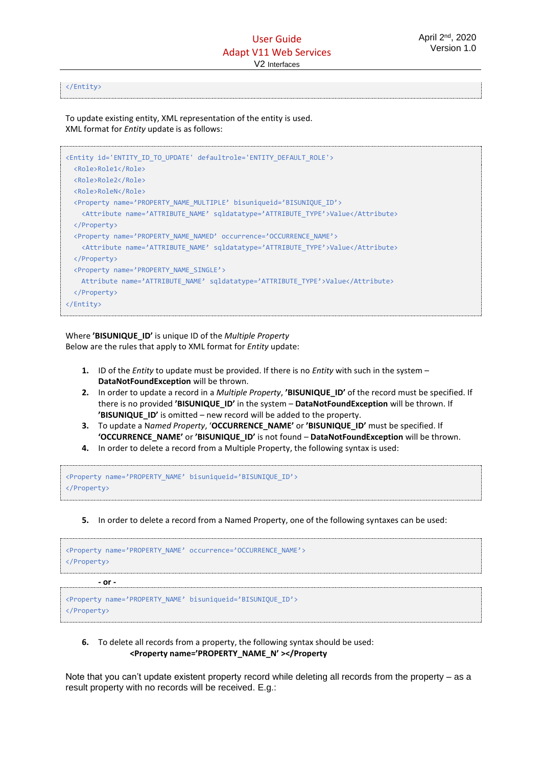```
</Entity>
```

To update existing entity, XML representation of the entity is used.
XML format for *Entity* update is as follows:

```
<Entity id='ENTITY_ID_TO_UPDATE' defaultrole='ENTITY_DEFAULT_ROLE'>
  <Role>Role1</Role>
  <Role>Role2</Role>
  <Role>RoleN</Role>
  <Property name='PROPERTY_NAME_MULTIPLE' bisuniqueid='BISUNIQUE_ID'>
    <Attribute name='ATTRIBUTE_NAME' sqldatatype='ATTRIBUTE_TYPE'>Value</Attribute>
  </Property>
  <Property name='PROPERTY_NAME_NAMED' occurrence='OCCURRENCE_NAME'>
    <Attribute name='ATTRIBUTE_NAME' sqldatatype='ATTRIBUTE_TYPE'>Value</Attribute>
  </Property>
  <Property name='PROPERTY_NAME_SINGLE'>
   Attribute name='ATTRIBUTE_NAME' sqldatatype='ATTRIBUTE_TYPE'>Value</Attribute>
  </Property>
</Entity>
```

Where **'BISUNIQUE_ID'** is unique ID of the *Multiple Property*
Below are the rules that apply to XML format for *Entity* update:

1. ID of the *Entity* to update must be provided. If there is no *Entity* with such in the system – **DataNotFoundException** will be thrown.
2. In order to update a record in a *Multiple Property*, **'BISUNIQUE_ID'** of the record must be specified. If there is no provided **'BISUNIQUE_ID'** in the system – **DataNotFoundException** will be thrown. If **'BISUNIQUE_ID'** is omitted – new record will be added to the property.
3. To update a N*amed Property*, '**OCCURRENCE_NAME'** or **'BISUNIQUE_ID'** must be specified. If **'OCCURRENCE_NAME'** or **'BISUNIQUE_ID'** is not found – **DataNotFoundException** will be thrown.
4. In order to delete a record from a Multiple Property, the following syntax is used:

```
<Property name='PROPERTY_NAME' bisuniqueid='BISUNIQUE_ID'>
</Property>
```

5. In order to delete a record from a Named Property, one of the following syntaxes can be used:

```
<Property name='PROPERTY_NAME' occurrence='OCCURRENCE_NAME'>
</Property>
```

**- or -**

```
<Property name='PROPERTY_NAME' bisuniqueid='BISUNIQUE_ID'>
</Property>
```

6. To delete all records from a property, the following syntax should be used:
   **<Property name='PROPERTY_NAME_N' ></Property**

Note that you can't update existent property record while deleting all records from the property – as a result property with no records will be received. E.g.: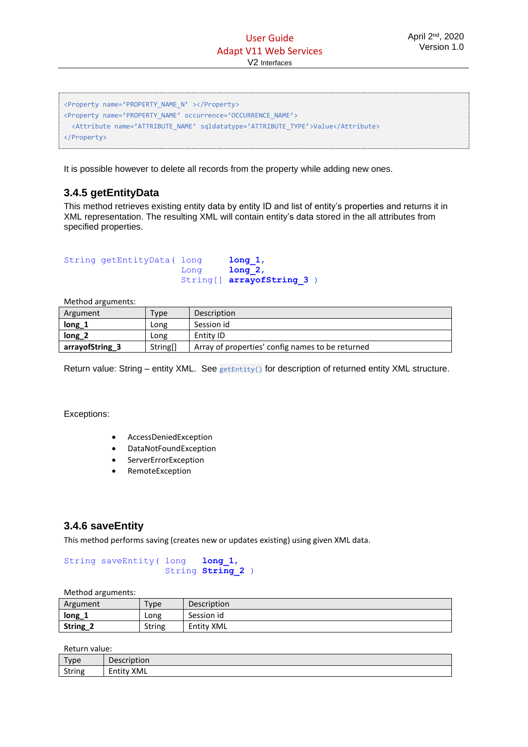```
<Property name='PROPERTY_NAME_N' ></Property>
<Property name='PROPERTY_NAME' occurrence='OCCURRENCE_NAME'>
  <Attribute name='ATTRIBUTE_NAME' sqldatatype='ATTRIBUTE_TYPE'>Value</Attribute>
</Property>
```

It is possible however to delete all records from the property while adding new ones.

### 3.4.5 getEntityData

This method retrieves existing entity data by entity ID and list of entity's properties and returns it in XML representation. The resulting XML will contain entity's data stored in the all attributes from specified properties.

```
String getEntityData( long      long_1,
                      Long      long_2,
                      String[]  arrayofString_3 )
```

Method arguments:

| Argument | Type | Description |
| --- | --- | --- |
| **long_1** | Long | Session id |
| **long_2** | Long | Entity ID |
| **arrayofString_3** | String[] | Array of properties' config names to be returned |

Return value: String – entity XML. See `getEntity()` for description of returned entity XML structure.

Exceptions:

- AccessDeniedException
- DataNotFoundException
- ServerErrorException
- RemoteException

### 3.4.6 saveEntity

This method performs saving (creates new or updates existing) using given XML data.

```
String saveEntity( long   long_1,
                   String String_2 )
```

Method arguments:

| Argument | Type | Description |
| --- | --- | --- |
| **long_1** | Long | Session id |
| **String_2** | String | Entity XML |

Return value:

| Type | Description |
| --- | --- |
| String | Entity XML |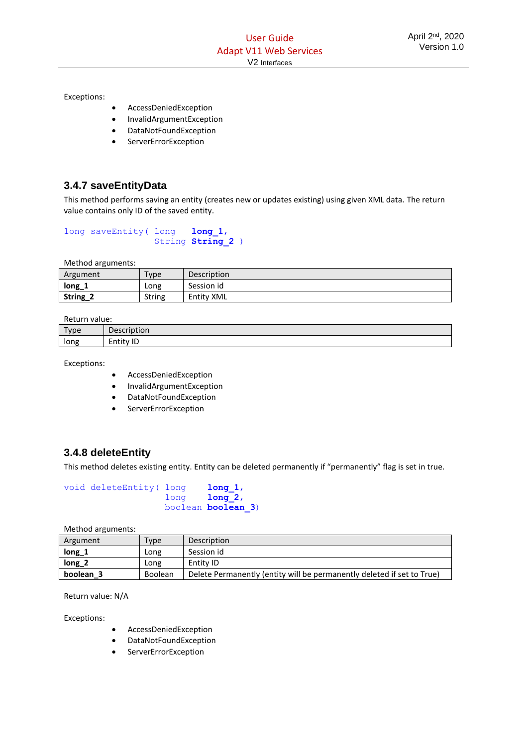Exceptions:

- AccessDeniedException
- InvalidArgumentException
- DataNotFoundException
- ServerErrorException

### 3.4.7 saveEntityData

This method performs saving an entity (creates new or updates existing) using given XML data. The return value contains only ID of the saved entity.

```
long saveEntity( long   long_1,
                 String String_2 )
```

Method arguments:

| Argument | Type | Description |
|---|---|---|
| **long_1** | Long | Session id |
| **String_2** | String | Entity XML |

Return value:

| Type | Description |
|---|---|
| long | Entity ID |

Exceptions:

- AccessDeniedException
- InvalidArgumentException
- DataNotFoundException
- ServerErrorException

### 3.4.8 deleteEntity

This method deletes existing entity. Entity can be deleted permanently if “permanently” flag is set in true.

```
void deleteEntity( long    long_1,
                   long    long_2,
                   boolean boolean_3)
```

Method arguments:

| Argument | Type | Description |
|---|---|---|
| **long_1** | Long | Session id |
| **long_2** | Long | Entity ID |
| **boolean_3** | Boolean | Delete Permanently (entity will be permanently deleted if set to True) |

Return value: N/A

Exceptions:

- AccessDeniedException
- DataNotFoundException
- ServerErrorException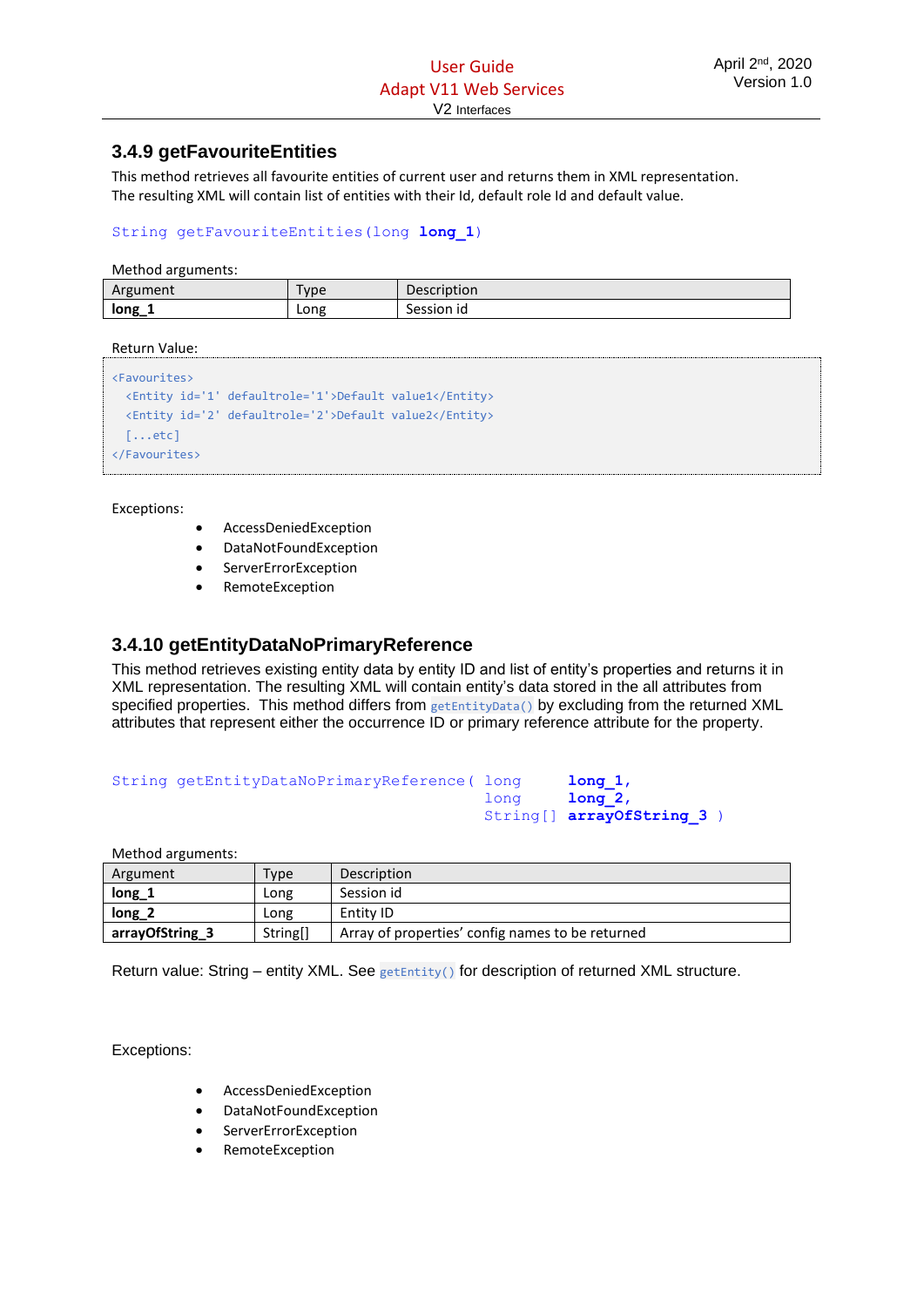### 3.4.9 getFavouriteEntities

This method retrieves all favourite entities of current user and returns them in XML representation. The resulting XML will contain list of entities with their Id, default role Id and default value.

```
String getFavouriteEntities(long long_1)
```

Method arguments:

| Argument | Type | Description |
|---|---|---|
| **long_1** | Long | Session id |

Return Value:

```
<Favourites>
  <Entity id='1' defaultrole='1'>Default value1</Entity>
  <Entity id='2' defaultrole='2'>Default value2</Entity>
  [...etc]
</Favourites>
```

Exceptions:

- AccessDeniedException
- DataNotFoundException
- ServerErrorException
- RemoteException

### 3.4.10 getEntityDataNoPrimaryReference

This method retrieves existing entity data by entity ID and list of entity's properties and returns it in XML representation. The resulting XML will contain entity's data stored in the all attributes from specified properties. This method differs from `getEntityData()` by excluding from the returned XML attributes that represent either the occurrence ID or primary reference attribute for the property.

```
String getEntityDataNoPrimaryReference( long     long_1,
                                        long     long_2,
                                        String[] arrayOfString_3 )
```

Method arguments:

| Argument | Type | Description |
|---|---|---|
| **long_1** | Long | Session id |
| **long_2** | Long | Entity ID |
| **arrayOfString_3** | String[] | Array of properties' config names to be returned |

Return value: String – entity XML. See `getEntity()` for description of returned XML structure.

Exceptions:

- AccessDeniedException
- DataNotFoundException
- ServerErrorException
- RemoteException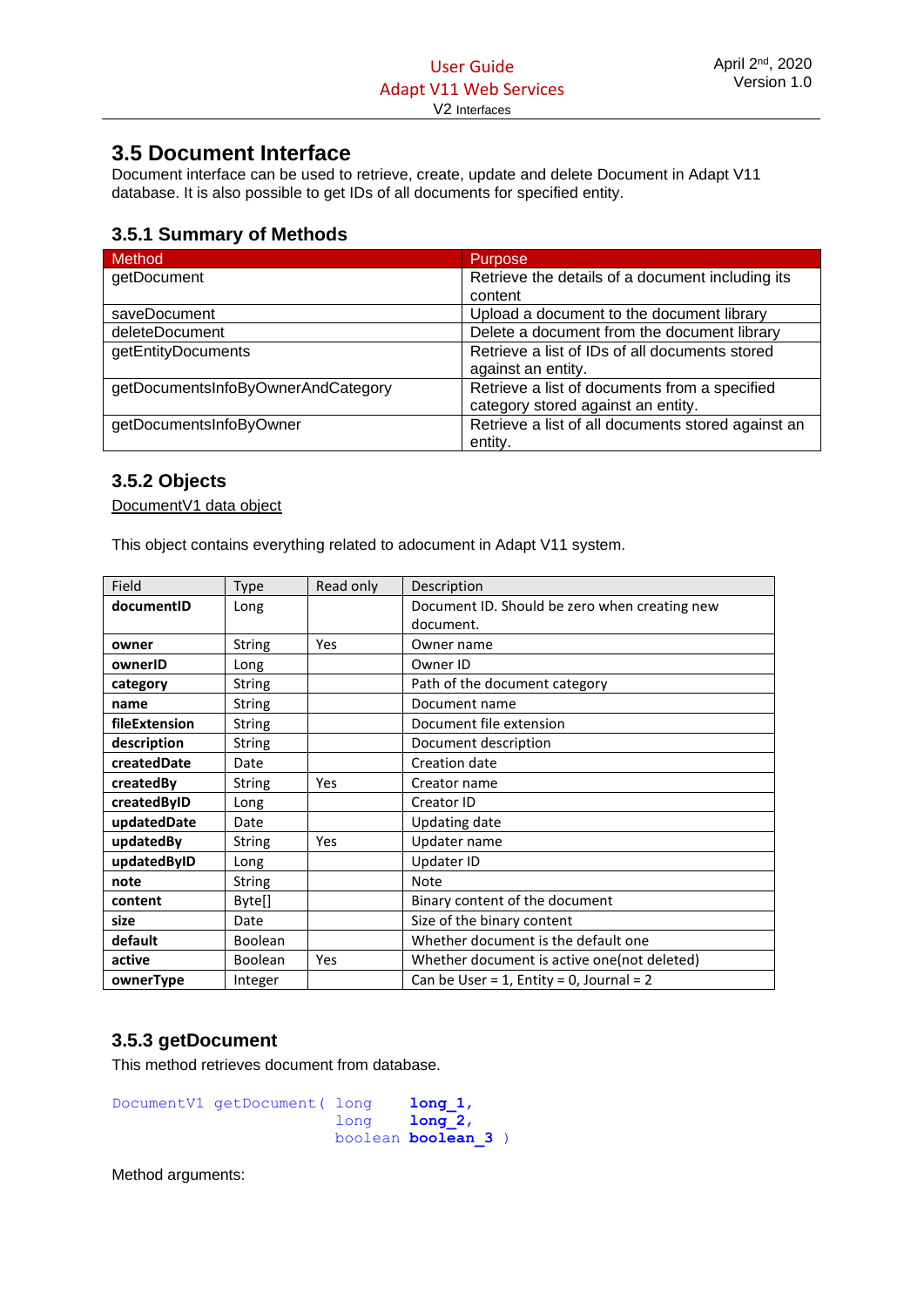## 3.5 Document Interface

Document interface can be used to retrieve, create, update and delete Document in Adapt V11 database. It is also possible to get IDs of all documents for specified entity.

### 3.5.1 Summary of Methods

| Method | Purpose |
|---|---|
| getDocument | Retrieve the details of a document including its content |
| saveDocument | Upload a document to the document library |
| deleteDocument | Delete a document from the document library |
| getEntityDocuments | Retrieve a list of IDs of all documents stored against an entity. |
| getDocumentsInfoByOwnerAndCategory | Retrieve a list of documents from a specified category stored against an entity. |
| getDocumentsInfoByOwner | Retrieve a list of all documents stored against an entity. |

### 3.5.2 Objects

DocumentV1 data object

This object contains everything related to adocument in Adapt V11 system.

| Field | Type | Read only | Description |
|---|---|---|---|
| **documentID** | Long | | Document ID. Should be zero when creating new document. |
| **owner** | String | Yes | Owner name |
| **ownerID** | Long | | Owner ID |
| **category** | String | | Path of the document category |
| **name** | String | | Document name |
| **fileExtension** | String | | Document file extension |
| **description** | String | | Document description |
| **createdDate** | Date | | Creation date |
| **createdBy** | String | Yes | Creator name |
| **createdByID** | Long | | Creator ID |
| **updatedDate** | Date | | Updating date |
| **updatedBy** | String | Yes | Updater name |
| **updatedByID** | Long | | Updater ID |
| **note** | String | | Note |
| **content** | Byte[] | | Binary content of the document |
| **size** | Date | | Size of the binary content |
| **default** | Boolean | | Whether document is the default one |
| **active** | Boolean | Yes | Whether document is active one(not deleted) |
| **ownerType** | Integer | | Can be User = 1, Entity = 0, Journal = 2 |

### 3.5.3 getDocument

This method retrieves document from database.

```
DocumentV1 getDocument( long    long_1,
                        long    long_2,
                        boolean boolean_3 )
```

Method arguments: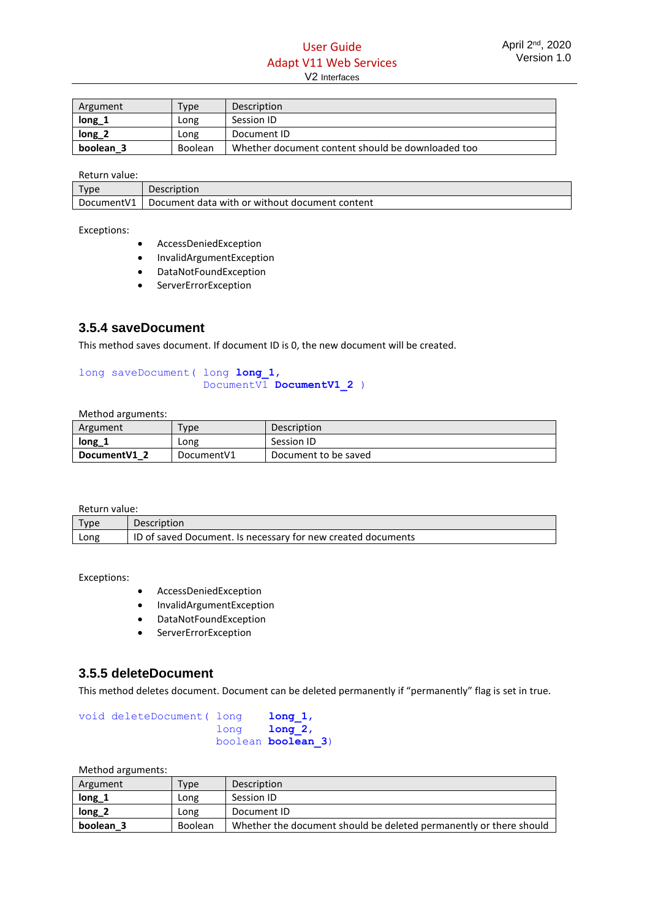| Argument | Type | Description |
| --- | --- | --- |
| **long_1** | Long | Session ID |
| **long_2** | Long | Document ID |
| **boolean_3** | Boolean | Whether document content should be downloaded too |

Return value:

| Type | Description |
| --- | --- |
| DocumentV1 | Document data with or without document content |

Exceptions:

- AccessDeniedException
- InvalidArgumentException
- DataNotFoundException
- ServerErrorException

### 3.5.4 saveDocument

This method saves document. If document ID is 0, the new document will be created.

```
long saveDocument( long long_1,
                   DocumentV1 DocumentV1_2 )
```

Method arguments:

| Argument | Type | Description |
| --- | --- | --- |
| **long_1** | Long | Session ID |
| **DocumentV1_2** | DocumentV1 | Document to be saved |

Return value:

| Type | Description |
| --- | --- |
| Long | ID of saved Document. Is necessary for new created documents |

Exceptions:

- AccessDeniedException
- InvalidArgumentException
- DataNotFoundException
- ServerErrorException

### 3.5.5 deleteDocument

This method deletes document. Document can be deleted permanently if “permanently” flag is set in true.

```
void deleteDocument( long    long_1,
                     long    long_2,
                     boolean boolean_3)
```

Method arguments:

| Argument | Type | Description |
| --- | --- | --- |
| **long_1** | Long | Session ID |
| **long_2** | Long | Document ID |
| **boolean_3** | Boolean | Whether the document should be deleted permanently or there should |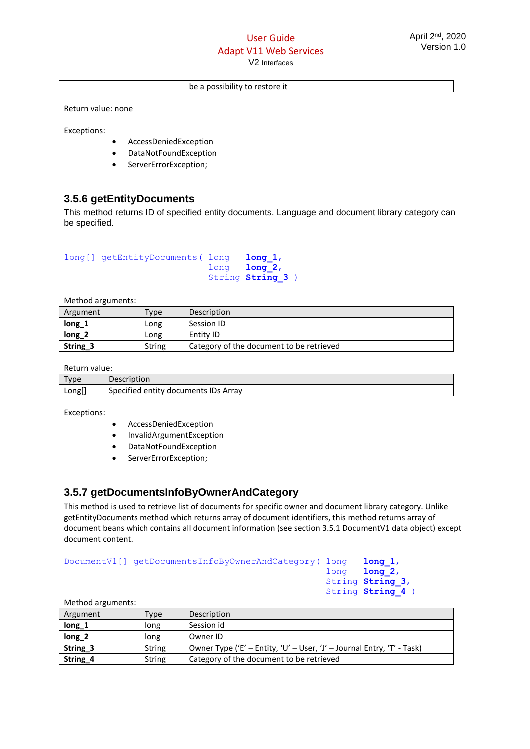| | | be a possibility to restore it |
|---|---|---|

Return value: none

Exceptions:

- AccessDeniedException
- DataNotFoundException
- ServerErrorException;

### 3.5.6 getEntityDocuments

This method returns ID of specified entity documents. Language and document library category can be specified.

```
long[] getEntityDocuments( long   long_1,
                           long   long_2,
                           String String_3 )
```

Method arguments:

| Argument | Type | Description |
|---|---|---|
| **long_1** | Long | Session ID |
| **long_2** | Long | Entity ID |
| **String_3** | String | Category of the document to be retrieved |

Return value:

| Type | Description |
|---|---|
| Long[] | Specified entity documents IDs Array |

Exceptions:

- AccessDeniedException
- InvalidArgumentException
- DataNotFoundException
- ServerErrorException;

### 3.5.7 getDocumentsInfoByOwnerAndCategory

This method is used to retrieve list of documents for specific owner and document library category. Unlike getEntityDocuments method which returns array of document identifiers, this method returns array of document beans which contains all document information (see section 3.5.1 DocumentV1 data object) except document content.

```
DocumentV1[] getDocumentsInfoByOwnerAndCategory( long   long_1,
                                                 long   long_2,
                                                 String String_3,
                                                 String String_4 )
```

Method arguments:

| Argument | Type | Description |
|---|---|---|
| **long_1** | long | Session id |
| **long_2** | long | Owner ID |
| **String_3** | String | Owner Type ('E' – Entity, 'U' – User, 'J' – Journal Entry, 'T' - Task) |
| **String_4** | String | Category of the document to be retrieved |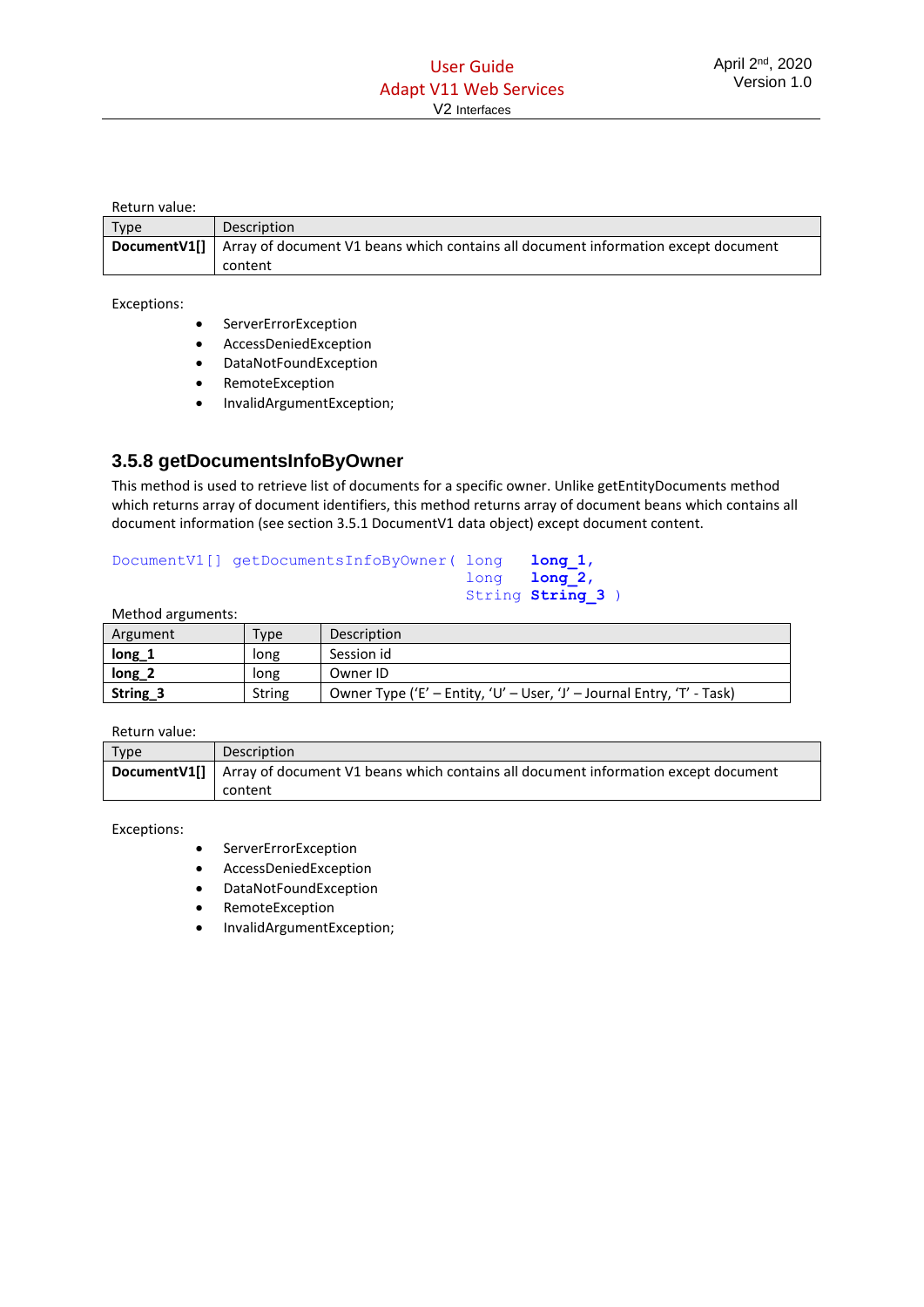Return value:

| Type | Description |
| --- | --- |
| **DocumentV1[]** | Array of document V1 beans which contains all document information except document content |

Exceptions:

- ServerErrorException
- AccessDeniedException
- DataNotFoundException
- RemoteException
- InvalidArgumentException;

### 3.5.8 getDocumentsInfoByOwner

This method is used to retrieve list of documents for a specific owner. Unlike getEntityDocuments method which returns array of document identifiers, this method returns array of document beans which contains all document information (see section 3.5.1 DocumentV1 data object) except document content.

```
DocumentV1[] getDocumentsInfoByOwner( long   long_1,
                                      long   long_2,
                                      String String_3 )
```

Method arguments:

| Argument | Type | Description |
| --- | --- | --- |
| **long_1** | long | Session id |
| **long_2** | long | Owner ID |
| **String_3** | String | Owner Type (‘E’ – Entity, ‘U’ – User, ‘J’ – Journal Entry, ‘T’ - Task) |

Return value:

| Type | Description |
| --- | --- |
| **DocumentV1[]** | Array of document V1 beans which contains all document information except document content |

Exceptions:

- ServerErrorException
- AccessDeniedException
- DataNotFoundException
- RemoteException
- InvalidArgumentException;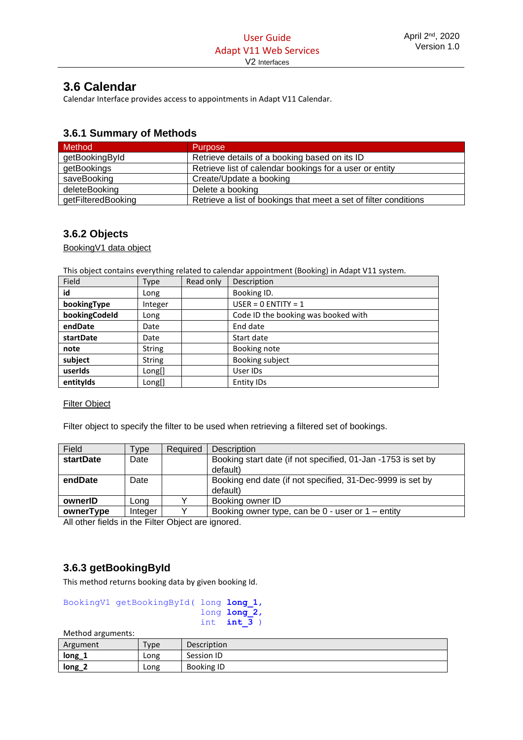## 3.6 Calendar

Calendar Interface provides access to appointments in Adapt V11 Calendar.

### 3.6.1 Summary of Methods

| Method | Purpose |
|---|---|
| getBookingById | Retrieve details of a booking based on its ID |
| getBookings | Retrieve list of calendar bookings for a user or entity |
| saveBooking | Create/Update a booking |
| deleteBooking | Delete a booking |
| getFilteredBooking | Retrieve a list of bookings that meet a set of filter conditions |

### 3.6.2 Objects

BookingV1 data object

This object contains everything related to calendar appointment (Booking) in Adapt V11 system.

| Field | Type | Read only | Description |
|---|---|---|---|
| **id** | Long | | Booking ID. |
| **bookingType** | Integer | | USER = 0 ENTITY = 1 |
| **bookingCodeId** | Long | | Code ID the booking was booked with |
| **endDate** | Date | | End date |
| **startDate** | Date | | Start date |
| **note** | String | | Booking note |
| **subject** | String | | Booking subject |
| **userIds** | Long[] | | User IDs |
| **entityIds** | Long[] | | Entity IDs |

Filter Object

Filter object to specify the filter to be used when retrieving a filtered set of bookings.

| Field | Type | Required | Description |
|---|---|---|---|
| **startDate** | Date | | Booking start date (if not specified, 01-Jan -1753 is set by default) |
| **endDate** | Date | | Booking end date (if not specified, 31-Dec-9999 is set by default) |
| **ownerID** | Long | Y | Booking owner ID |
| **ownerType** | Integer | Y | Booking owner type, can be 0 - user or 1 – entity |

All other fields in the Filter Object are ignored.

### 3.6.3 getBookingById

This method returns booking data by given booking Id.

```
BookingV1 getBookingById( long long_1,
                          long long_2,
                          int  int_3 )
```

Method arguments:

| Argument | Type | Description |
|---|---|---|
| **long_1** | Long | Session ID |
| **long_2** | Long | Booking ID |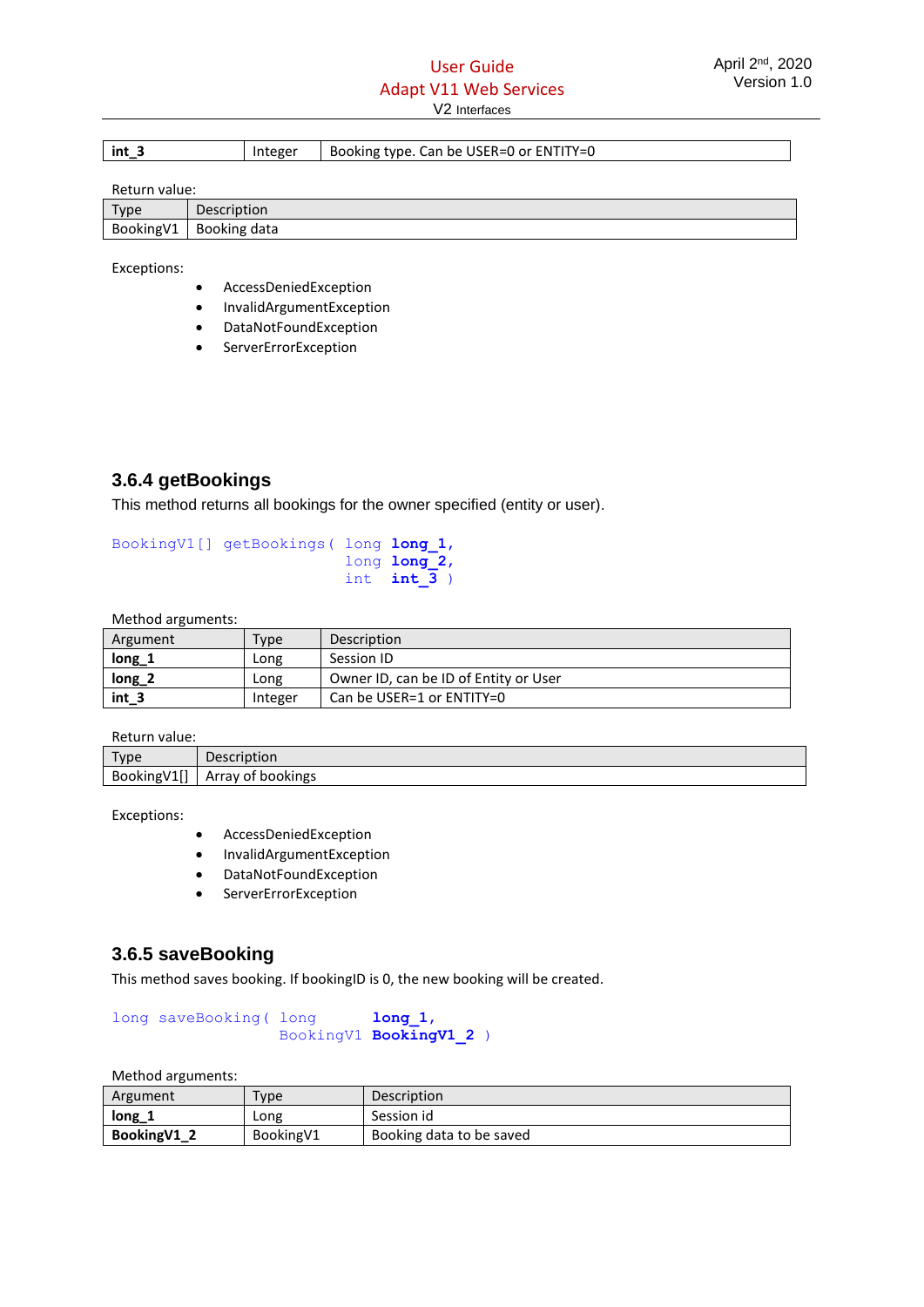| int_3 | Integer | Booking type. Can be USER=0 or ENTITY=0 |
|---|---|---|

Return value:

| Type | Description |
|---|---|
| BookingV1 | Booking data |

Exceptions:

- AccessDeniedException
- InvalidArgumentException
- DataNotFoundException
- ServerErrorException

### 3.6.4 getBookings

This method returns all bookings for the owner specified (entity or user).

```
BookingV1[] getBookings( long long_1,
                         long long_2,
                         int  int_3 )
```

Method arguments:

| Argument | Type | Description |
|---|---|---|
| **long_1** | Long | Session ID |
| **long_2** | Long | Owner ID, can be ID of Entity or User |
| **int_3** | Integer | Can be USER=1 or ENTITY=0 |

Return value:

| Type | Description |
|---|---|
| BookingV1[] | Array of bookings |

Exceptions:

- AccessDeniedException
- InvalidArgumentException
- DataNotFoundException
- ServerErrorException

### 3.6.5 saveBooking

This method saves booking. If bookingID is 0, the new booking will be created.

```
long saveBooking( long      long_1,
                  BookingV1 BookingV1_2 )
```

Method arguments:

| Argument | Type | Description |
|---|---|---|
| **long_1** | Long | Session id |
| **BookingV1_2** | BookingV1 | Booking data to be saved |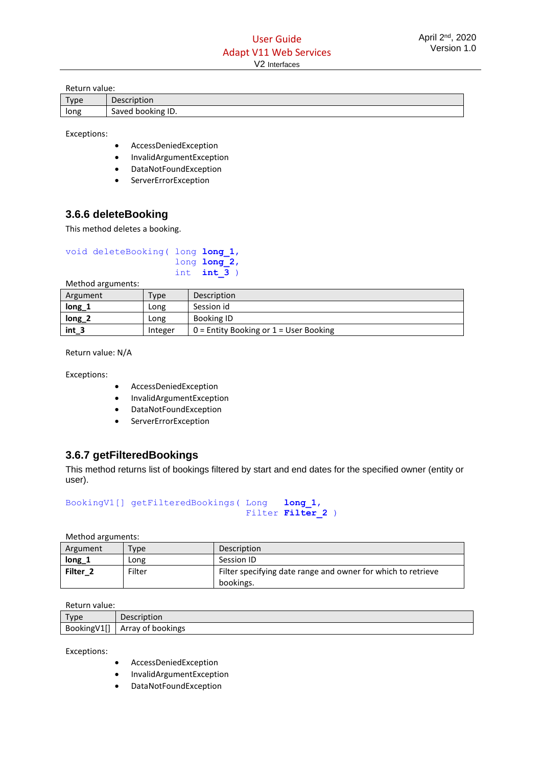Return value:

| Type | Description |
| --- | --- |
| long | Saved booking ID. |

Exceptions:

- AccessDeniedException
- InvalidArgumentException
- DataNotFoundException
- ServerErrorException

### 3.6.6 deleteBooking

This method deletes a booking.

```
void deleteBooking( long long_1,
                    long long_2,
                    int  int_3 )
```

Method arguments:

| Argument | Type | Description |
| --- | --- | --- |
| **long_1** | Long | Session id |
| **long_2** | Long | Booking ID |
| **int_3** | Integer | 0 = Entity Booking or 1 = User Booking |

Return value: N/A

Exceptions:

- AccessDeniedException
- InvalidArgumentException
- DataNotFoundException
- ServerErrorException

### 3.6.7 getFilteredBookings

This method returns list of bookings filtered by start and end dates for the specified owner (entity or user).

```
BookingV1[] getFilteredBookings( Long   long_1,
                                 Filter Filter_2 )
```

Method arguments:

| Argument | Type | Description |
| --- | --- | --- |
| **long_1** | Long | Session ID |
| **Filter_2** | Filter | Filter specifying date range and owner for which to retrieve bookings. |

Return value:

| Type | Description |
| --- | --- |
| BookingV1[] | Array of bookings |

Exceptions:

- AccessDeniedException
- InvalidArgumentException
- DataNotFoundException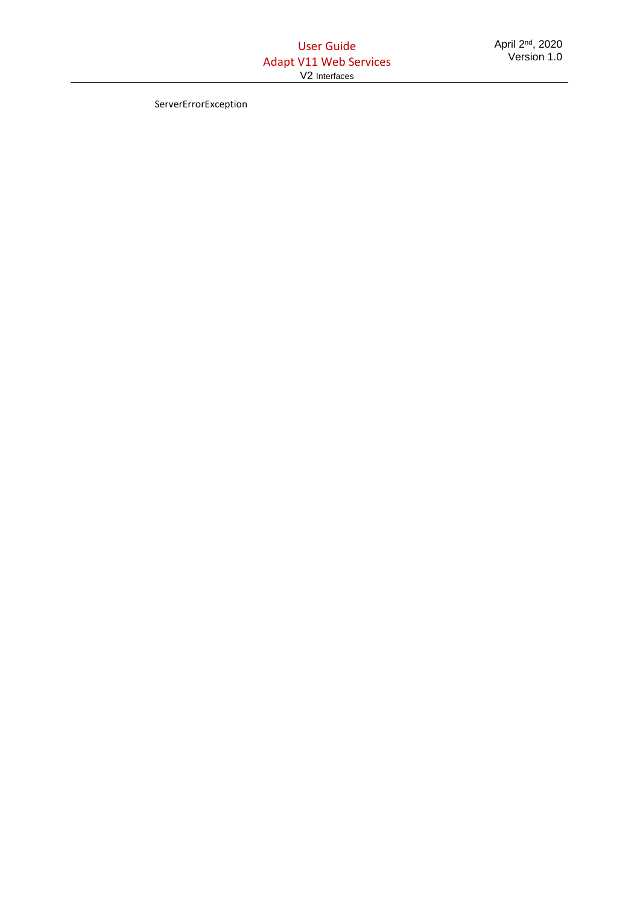ServerErrorException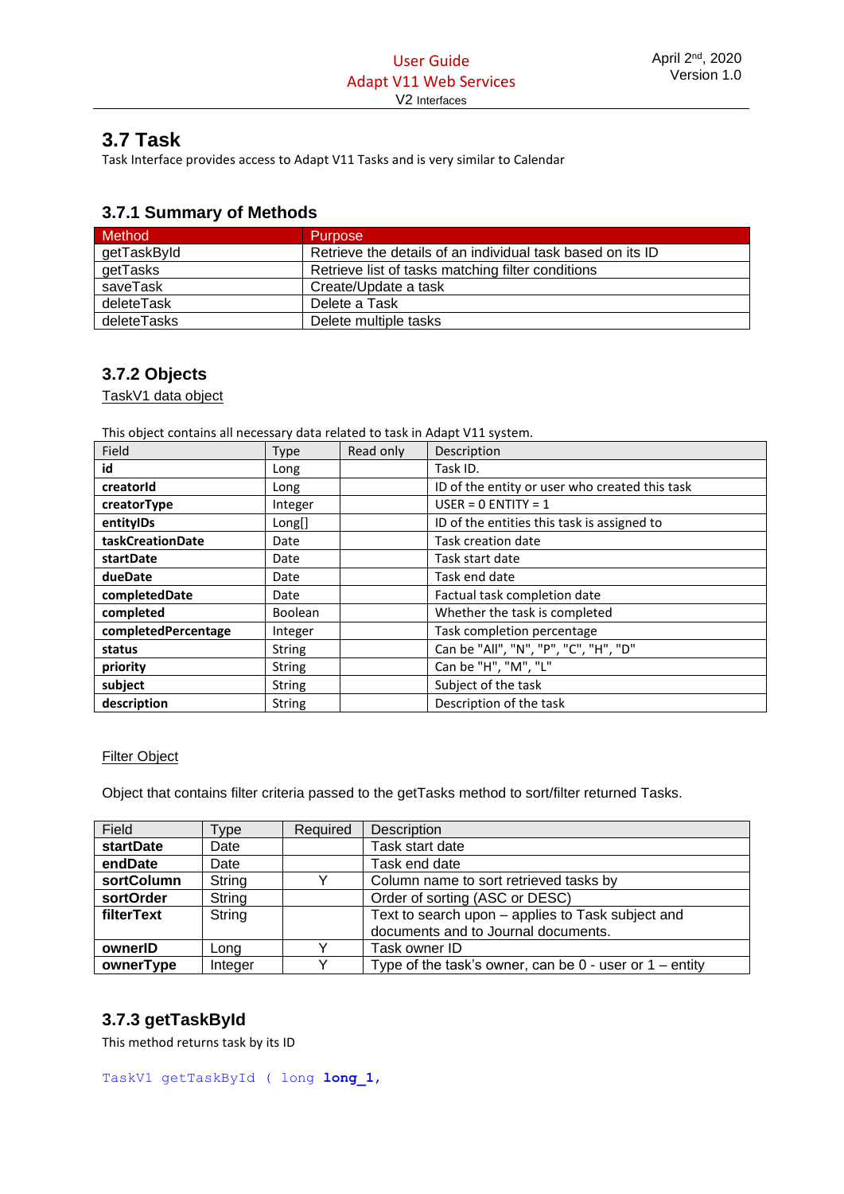## 3.7 Task

Task Interface provides access to Adapt V11 Tasks and is very similar to Calendar

### 3.7.1 Summary of Methods

| Method | Purpose |
| --- | --- |
| getTaskById | Retrieve the details of an individual task based on its ID |
| getTasks | Retrieve list of tasks matching filter conditions |
| saveTask | Create/Update a task |
| deleteTask | Delete a Task |
| deleteTasks | Delete multiple tasks |

### 3.7.2 Objects

TaskV1 data object

This object contains all necessary data related to task in Adapt V11 system.

| Field | Type | Read only | Description |
| --- | --- | --- | --- |
| **id** | Long | | Task ID. |
| **creatorId** | Long | | ID of the entity or user who created this task |
| **creatorType** | Integer | | USER = 0 ENTITY = 1 |
| **entityIDs** | Long[] | | ID of the entities this task is assigned to |
| **taskCreationDate** | Date | | Task creation date |
| **startDate** | Date | | Task start date |
| **dueDate** | Date | | Task end date |
| **completedDate** | Date | | Factual task completion date |
| **completed** | Boolean | | Whether the task is completed |
| **completedPercentage** | Integer | | Task completion percentage |
| **status** | String | | Can be "All", "N", "P", "C", "H", "D" |
| **priority** | String | | Can be "H", "M", "L" |
| **subject** | String | | Subject of the task |
| **description** | String | | Description of the task |

Filter Object

Object that contains filter criteria passed to the getTasks method to sort/filter returned Tasks.

| Field | Type | Required | Description |
| --- | --- | --- | --- |
| **startDate** | Date | | Task start date |
| **endDate** | Date | | Task end date |
| **sortColumn** | String | Y | Column name to sort retrieved tasks by |
| **sortOrder** | String | | Order of sorting (ASC or DESC) |
| **filterText** | String | | Text to search upon – applies to Task subject and documents and to Journal documents. |
| **ownerID** | Long | Y | Task owner ID |
| **ownerType** | Integer | Y | Type of the task's owner, can be 0 - user or 1 – entity |

### 3.7.3 getTaskById

This method returns task by its ID

```
TaskV1 getTaskById ( long long_1,
```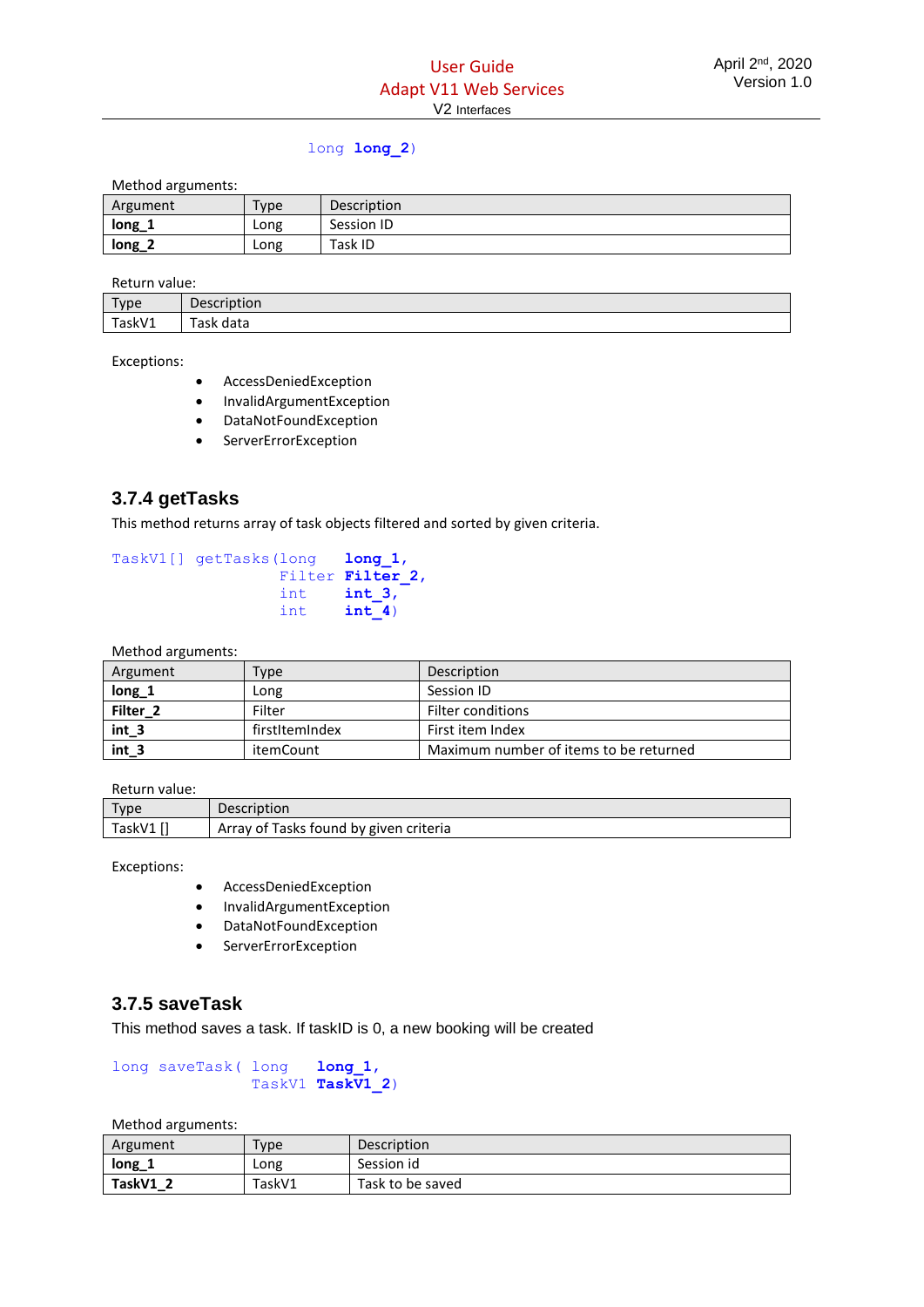```
long long_2)
```

Method arguments:

| Argument | Type | Description |
| --- | --- | --- |
| **long_1** | Long | Session ID |
| **long_2** | Long | Task ID |

Return value:

| Type | Description |
| --- | --- |
| TaskV1 | Task data |

Exceptions:

- AccessDeniedException
- InvalidArgumentException
- DataNotFoundException
- ServerErrorException

### 3.7.4 getTasks

This method returns array of task objects filtered and sorted by given criteria.

```
TaskV1[] getTasks(long   long_1,
                  Filter Filter_2,
                  int    int_3,
                  int    int_4)
```

Method arguments:

| Argument | Type | Description |
| --- | --- | --- |
| **long_1** | Long | Session ID |
| **Filter_2** | Filter | Filter conditions |
| **int_3** | firstItemIndex | First item Index |
| **int_3** | itemCount | Maximum number of items to be returned |

Return value:

| Type | Description |
| --- | --- |
| TaskV1 [] | Array of Tasks found by given criteria |

Exceptions:

- AccessDeniedException
- InvalidArgumentException
- DataNotFoundException
- ServerErrorException

### 3.7.5 saveTask

This method saves a task. If taskID is 0, a new booking will be created

```
long saveTask( long   long_1,
               TaskV1 TaskV1_2)
```

Method arguments:

| Argument | Type | Description |
| --- | --- | --- |
| **long_1** | Long | Session id |
| **TaskV1_2** | TaskV1 | Task to be saved |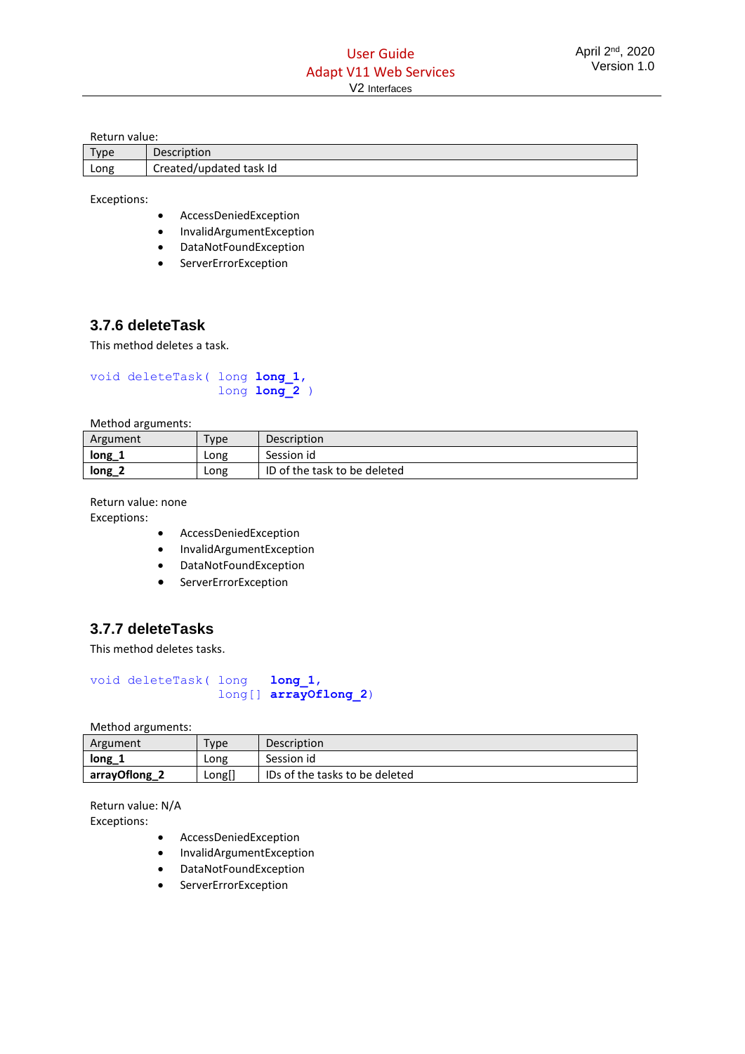Return value:

| Type | Description |
| --- | --- |
| Long | Created/updated task Id |

Exceptions:

- AccessDeniedException
- InvalidArgumentException
- DataNotFoundException
- ServerErrorException

### 3.7.6 deleteTask

This method deletes a task.

```
void deleteTask( long long_1,
                 long long_2 )
```

Method arguments:

| Argument | Type | Description |
| --- | --- | --- |
| **long_1** | Long | Session id |
| **long_2** | Long | ID of the task to be deleted |

Return value: none

Exceptions:

- AccessDeniedException
- InvalidArgumentException
- DataNotFoundException
- ServerErrorException

### 3.7.7 deleteTasks

This method deletes tasks.

```
void deleteTask( long   long_1,
                 long[] arrayOflong_2)
```

Method arguments:

| Argument | Type | Description |
| --- | --- | --- |
| **long_1** | Long | Session id |
| **arrayOflong_2** | Long[] | IDs of the tasks to be deleted |

Return value: N/A

Exceptions:

- AccessDeniedException
- InvalidArgumentException
- DataNotFoundException
- ServerErrorException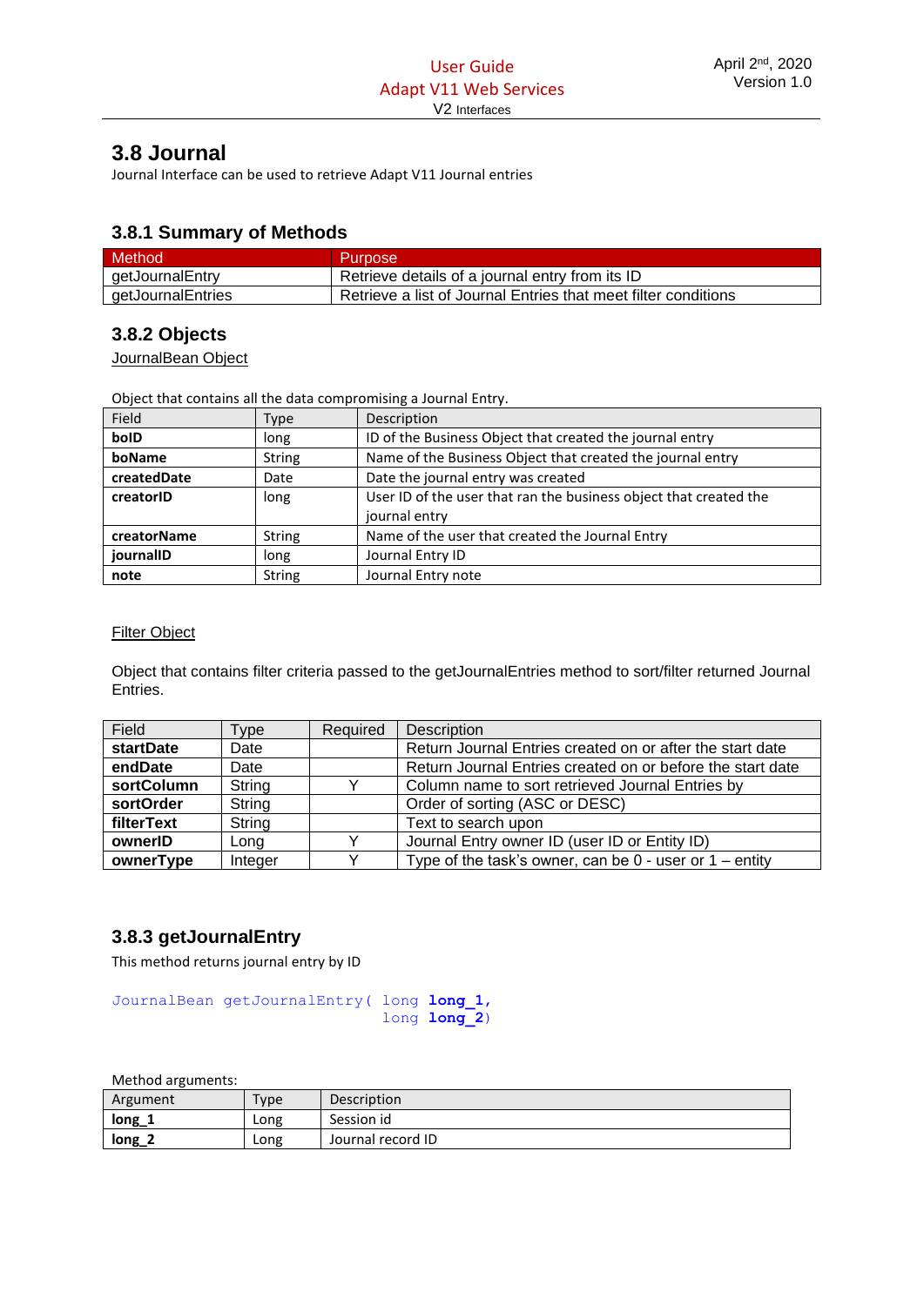## 3.8 Journal

Journal Interface can be used to retrieve Adapt V11 Journal entries

### 3.8.1 Summary of Methods

| Method | Purpose |
|---|---|
| getJournalEntry | Retrieve details of a journal entry from its ID |
| getJournalEntries | Retrieve a list of Journal Entries that meet filter conditions |

### 3.8.2 Objects

JournalBean Object

Object that contains all the data compromising a Journal Entry.

| Field | Type | Description |
|---|---|---|
| **boID** | long | ID of the Business Object that created the journal entry |
| **boName** | String | Name of the Business Object that created the journal entry |
| **createdDate** | Date | Date the journal entry was created |
| **creatorID** | long | User ID of the user that ran the business object that created the journal entry |
| **creatorName** | String | Name of the user that created the Journal Entry |
| **journalID** | long | Journal Entry ID |
| **note** | String | Journal Entry note |

Filter Object

Object that contains filter criteria passed to the getJournalEntries method to sort/filter returned Journal Entries.

| Field | Type | Required | Description |
|---|---|---|---|
| **startDate** | Date | | Return Journal Entries created on or after the start date |
| **endDate** | Date | | Return Journal Entries created on or before the start date |
| **sortColumn** | String | Y | Column name to sort retrieved Journal Entries by |
| **sortOrder** | String | | Order of sorting (ASC or DESC) |
| **filterText** | String | | Text to search upon |
| **ownerID** | Long | Y | Journal Entry owner ID (user ID or Entity ID) |
| **ownerType** | Integer | Y | Type of the task's owner, can be 0 - user or 1 – entity |

### 3.8.3 getJournalEntry

This method returns journal entry by ID

```
JournalBean getJournalEntry( long long_1,
                             long long_2)
```

Method arguments:

| Argument | Type | Description |
|---|---|---|
| **long_1** | Long | Session id |
| **long_2** | Long | Journal record ID |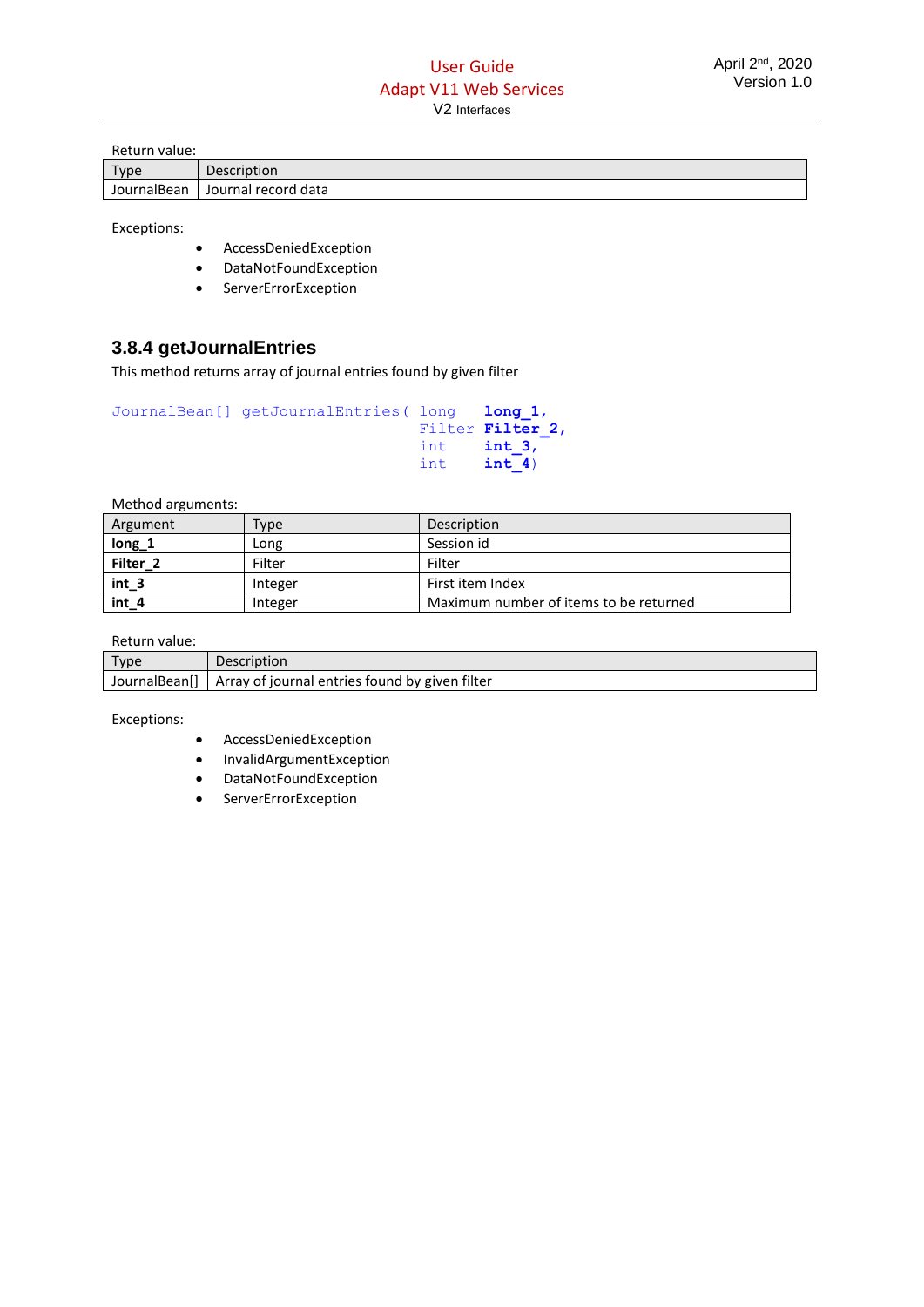Return value:

| Type | Description |
|---|---|
| JournalBean | Journal record data |

Exceptions:

- AccessDeniedException
- DataNotFoundException
- ServerErrorException

### 3.8.4 getJournalEntries

This method returns array of journal entries found by given filter

```
JournalBean[] getJournalEntries( long   long_1,
                                 Filter Filter_2,
                                 int    int_3,
                                 int    int_4)
```

Method arguments:

| Argument | Type | Description |
|---|---|---|
| **long_1** | Long | Session id |
| **Filter_2** | Filter | Filter |
| **int_3** | Integer | First item Index |
| **int_4** | Integer | Maximum number of items to be returned |

Return value:

| Type | Description |
|---|---|
| JournalBean[] | Array of journal entries found by given filter |

Exceptions:

- AccessDeniedException
- InvalidArgumentException
- DataNotFoundException
- ServerErrorException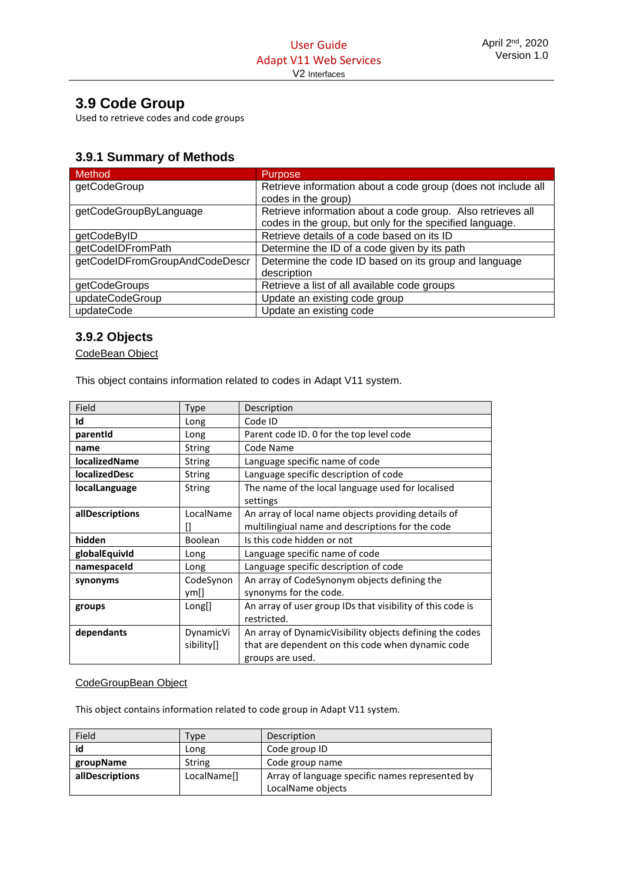## 3.9 Code Group

Used to retrieve codes and code groups

### 3.9.1 Summary of Methods

| Method | Purpose |
|---|---|
| getCodeGroup | Retrieve information about a code group (does not include all codes in the group) |
| getCodeGroupByLanguage | Retrieve information about a code group. Also retrieves all codes in the group, but only for the specified language. |
| getCodeByID | Retrieve details of a code based on its ID |
| getCodeIDFromPath | Determine the ID of a code given by its path |
| getCodeIDFromGroupAndCodeDescr | Determine the code ID based on its group and language description |
| getCodeGroups | Retrieve a list of all available code groups |
| updateCodeGroup | Update an existing code group |
| updateCode | Update an existing code |

### 3.9.2 Objects

CodeBean Object

This object contains information related to codes in Adapt V11 system.

| Field | Type | Description |
|---|---|---|
| **Id** | Long | Code ID |
| **parentId** | Long | Parent code ID. 0 for the top level code |
| **name** | String | Code Name |
| **localizedName** | String | Language specific name of code |
| **localizedDesc** | String | Language specific description of code |
| **localLanguage** | String | The name of the local language used for localised settings |
| **allDescriptions** | LocalName[] | An array of local name objects providing details of multilingiual name and descriptions for the code |
| **hidden** | Boolean | Is this code hidden or not |
| **globalEquivId** | Long | Language specific name of code |
| **namespaceId** | Long | Language specific description of code |
| **synonyms** | CodeSynonym[] | An array of CodeSynonym objects defining the synonyms for the code. |
| **groups** | Long[] | An array of user group IDs that visibility of this code is restricted. |
| **dependants** | DynamicVisibility[] | An array of DynamicVisibility objects defining the codes that are dependent on this code when dynamic code groups are used. |

CodeGroupBean Object

This object contains information related to code group in Adapt V11 system.

| Field | Type | Description |
|---|---|---|
| **id** | Long | Code group ID |
| **groupName** | String | Code group name |
| **allDescriptions** | LocalName[] | Array of language specific names represented by LocalName objects |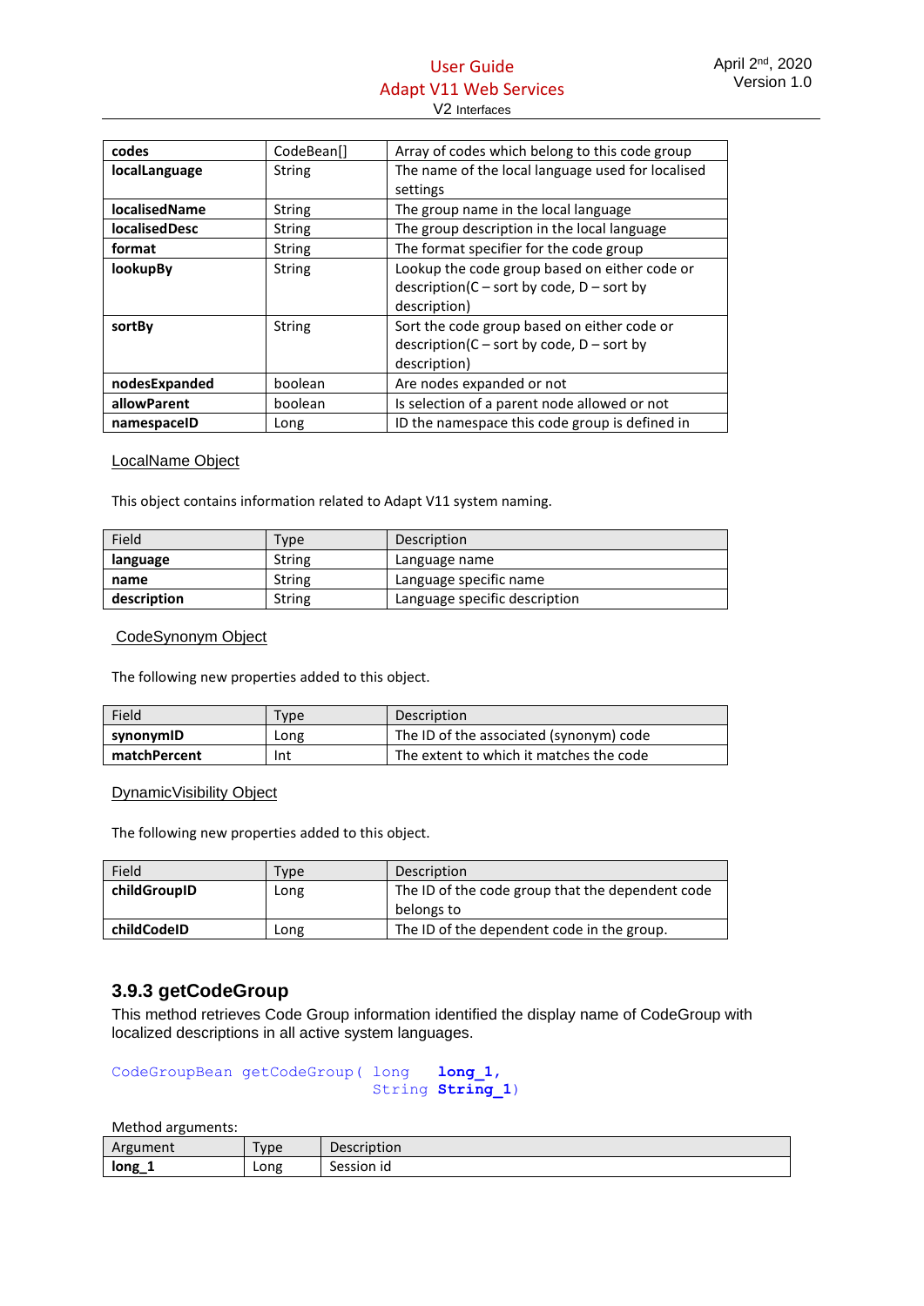| codes | CodeBean[] | Array of codes which belong to this code group |
|---|---|---|
| **localLanguage** | String | The name of the local language used for localised settings |
| **localisedName** | String | The group name in the local language |
| **localisedDesc** | String | The group description in the local language |
| **format** | String | The format specifier for the code group |
| **lookupBy** | String | Lookup the code group based on either code or description(C – sort by code, D – sort by description) |
| **sortBy** | String | Sort the code group based on either code or description(C – sort by code, D – sort by description) |
| **nodesExpanded** | boolean | Are nodes expanded or not |
| **allowParent** | boolean | Is selection of a parent node allowed or not |
| **namespaceID** | Long | ID the namespace this code group is defined in |

LocalName Object

This object contains information related to Adapt V11 system naming.

| Field | Type | Description |
|---|---|---|
| **language** | String | Language name |
| **name** | String | Language specific name |
| **description** | String | Language specific description |

CodeSynonym Object

The following new properties added to this object.

| Field | Type | Description |
|---|---|---|
| **synonymID** | Long | The ID of the associated (synonym) code |
| **matchPercent** | Int | The extent to which it matches the code |

DynamicVisibility Object

The following new properties added to this object.

| Field | Type | Description |
|---|---|---|
| **childGroupID** | Long | The ID of the code group that the dependent code belongs to |
| **childCodeID** | Long | The ID of the dependent code in the group. |

### 3.9.3 getCodeGroup

This method retrieves Code Group information identified the display name of CodeGroup with localized descriptions in all active system languages.

```
CodeGroupBean getCodeGroup( long   long_1,
                            String String_1)
```

Method arguments:

| Argument | Type | Description |
|---|---|---|
| **long_1** | Long | Session id |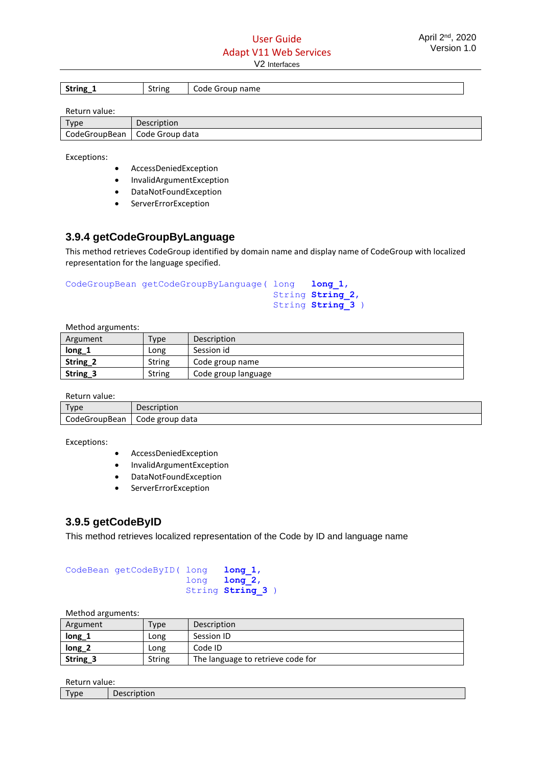| String_1 | String | Code Group name |
|---|---|---|

Return value:

| Type | Description |
|---|---|
| CodeGroupBean | Code Group data |

Exceptions:

- AccessDeniedException
- InvalidArgumentException
- DataNotFoundException
- ServerErrorException

### 3.9.4 getCodeGroupByLanguage

This method retrieves CodeGroup identified by domain name and display name of CodeGroup with localized representation for the language specified.

```
CodeGroupBean getCodeGroupByLanguage( long   long_1,
                                      String String_2,
                                      String String_3 )
```

Method arguments:

| Argument | Type | Description |
|---|---|---|
| **long_1** | Long | Session id |
| **String_2** | String | Code group name |
| **String_3** | String | Code group language |

Return value:

| Type | Description |
|---|---|
| CodeGroupBean | Code group data |

Exceptions:

- AccessDeniedException
- InvalidArgumentException
- DataNotFoundException
- ServerErrorException

### 3.9.5 getCodeByID

This method retrieves localized representation of the Code by ID and language name

```
CodeBean getCodeByID( long   long_1,
                      long   long_2,
                      String String_3 )
```

Method arguments:

| Argument | Type | Description |
|---|---|---|
| **long_1** | Long | Session ID |
| **long_2** | Long | Code ID |
| **String_3** | String | The language to retrieve code for |

Return value:

| Type | Description |
|---|---|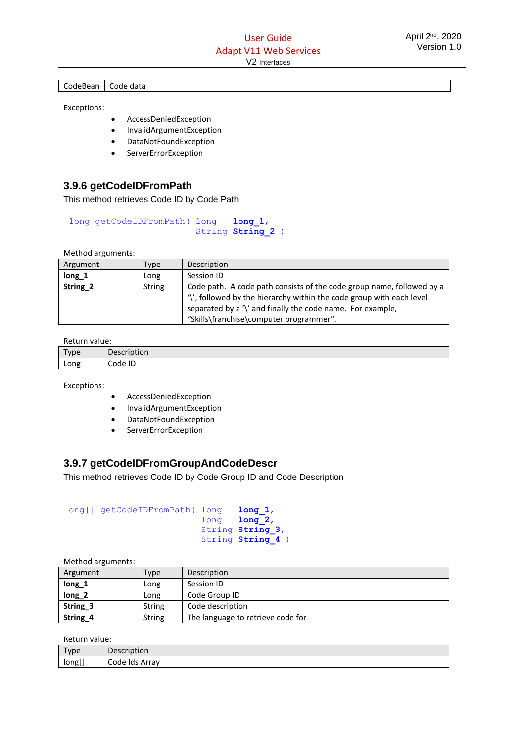| CodeBean | Code data |
|---|---|

Exceptions:

- AccessDeniedException
- InvalidArgumentException
- DataNotFoundException
- ServerErrorException

### 3.9.6 getCodeIDFromPath

This method retrieves Code ID by Code Path

```
long getCodeIDFromPath( long   long_1,
                        String String_2 )
```

Method arguments:

| Argument | Type | Description |
|---|---|---|
| **long_1** | Long | Session ID |
| **String_2** | String | Code path. A code path consists of the code group name, followed by a '\', followed by the hierarchy within the code group with each level separated by a '\' and finally the code name. For example, "Skills\franchise\computer programmer". |

Return value:

| Type | Description |
|---|---|
| Long | Code ID |

Exceptions:

- AccessDeniedException
- InvalidArgumentException
- DataNotFoundException
- ServerErrorException

### 3.9.7 getCodeIDFromGroupAndCodeDescr

This method retrieves Code ID by Code Group ID and Code Description

```
long[] getCodeIDFromPath( long   long_1,
                          long   long_2,
                          String String_3,
                          String String_4 )
```

Method arguments:

| Argument | Type | Description |
|---|---|---|
| **long_1** | Long | Session ID |
| **long_2** | Long | Code Group ID |
| **String_3** | String | Code description |
| **String_4** | String | The language to retrieve code for |

Return value:

| Type | Description |
|---|---|
| long[] | Code Ids Array |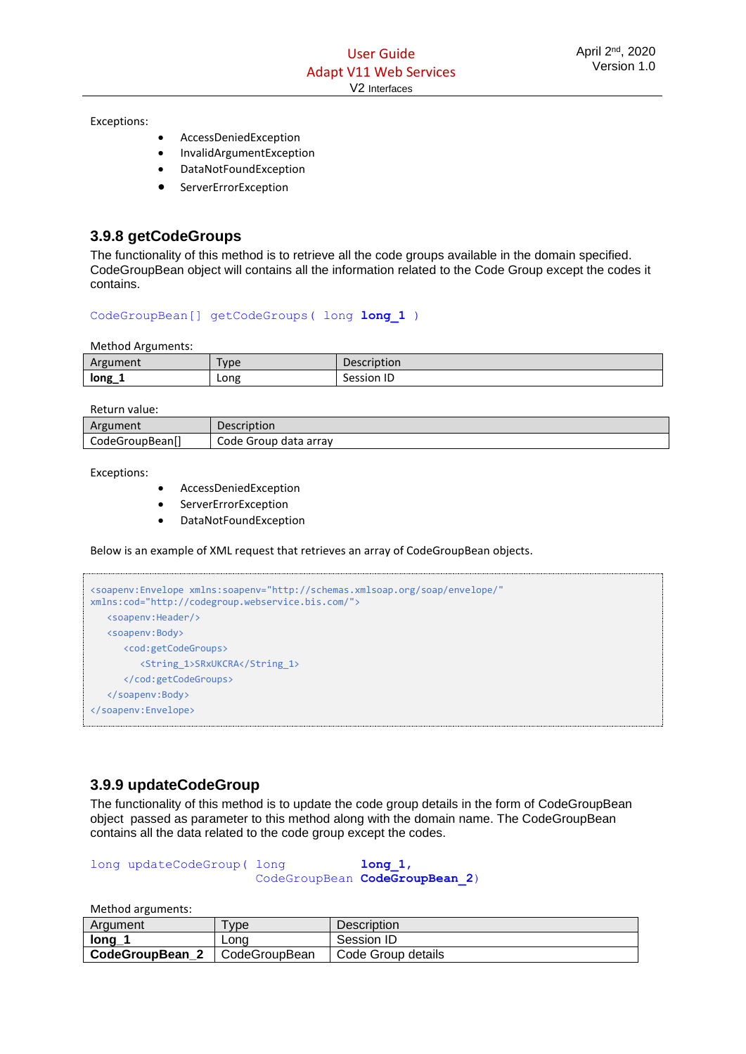Exceptions:

- AccessDeniedException
- InvalidArgumentException
- DataNotFoundException
- ServerErrorException

### 3.9.8 getCodeGroups

The functionality of this method is to retrieve all the code groups available in the domain specified. CodeGroupBean object will contains all the information related to the Code Group except the codes it contains.

```
CodeGroupBean[] getCodeGroups( long long_1 )
```

Method Arguments:

| Argument | Type | Description |
|---|---|---|
| **long_1** | Long | Session ID |

Return value:

| Argument | Description |
|---|---|
| CodeGroupBean[] | Code Group data array |

Exceptions:

- AccessDeniedException
- ServerErrorException
- DataNotFoundException

Below is an example of XML request that retrieves an array of CodeGroupBean objects.

```
<soapenv:Envelope xmlns:soapenv="http://schemas.xmlsoap.org/soap/envelope/"
xmlns:cod="http://codegroup.webservice.bis.com/">
   <soapenv:Header/>
   <soapenv:Body>
      <cod:getCodeGroups>
         <String_1>SRxUKCRA</String_1>
      </cod:getCodeGroups>
   </soapenv:Body>
</soapenv:Envelope>
```

### 3.9.9 updateCodeGroup

The functionality of this method is to update the code group details in the form of CodeGroupBean object passed as parameter to this method along with the domain name. The CodeGroupBean contains all the data related to the code group except the codes.

```
long updateCodeGroup( long          long_1,
                      CodeGroupBean CodeGroupBean_2)
```

Method arguments:

| Argument | Type | Description |
|---|---|---|
| **long_1** | Long | Session ID |
| **CodeGroupBean_2** | CodeGroupBean | Code Group details |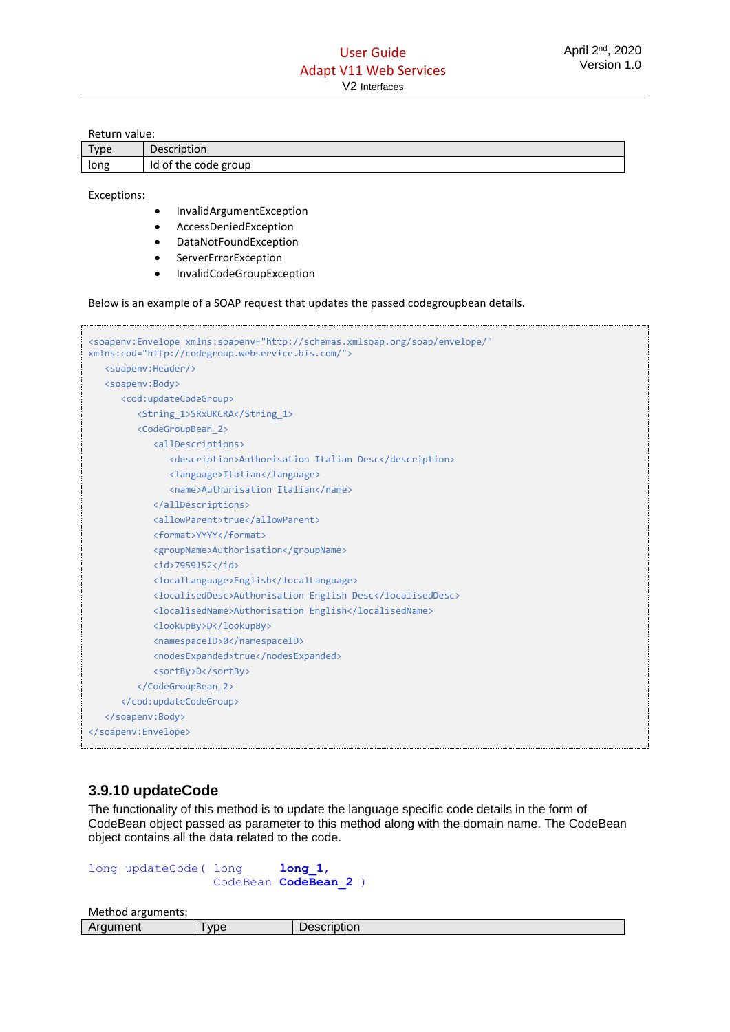Return value:

| Type | Description |
|---|---|
| long | Id of the code group |

Exceptions:

- InvalidArgumentException
- AccessDeniedException
- DataNotFoundException
- ServerErrorException
- InvalidCodeGroupException

Below is an example of a SOAP request that updates the passed codegroupbean details.

```
<soapenv:Envelope xmlns:soapenv="http://schemas.xmlsoap.org/soap/envelope/"
xmlns:cod="http://codegroup.webservice.bis.com/">
   <soapenv:Header/>
   <soapenv:Body>
      <cod:updateCodeGroup>
         <String_1>SRxUKCRA</String_1>
         <CodeGroupBean_2>
            <allDescriptions>
               <description>Authorisation Italian Desc</description>
               <language>Italian</language>
               <name>Authorisation Italian</name>
            </allDescriptions>
            <allowParent>true</allowParent>
            <format>YYYY</format>
            <groupName>Authorisation</groupName>
            <id>7959152</id>
            <localLanguage>English</localLanguage>
            <localisedDesc>Authorisation English Desc</localisedDesc>
            <localisedName>Authorisation English</localisedName>
            <lookupBy>D</lookupBy>
            <namespaceID>0</namespaceID>
            <nodesExpanded>true</nodesExpanded>
            <sortBy>D</sortBy>
         </CodeGroupBean_2>
      </cod:updateCodeGroup>
   </soapenv:Body>
</soapenv:Envelope>
```

### 3.9.10 updateCode

The functionality of this method is to update the language specific code details in the form of CodeBean object passed as parameter to this method along with the domain name. The CodeBean object contains all the data related to the code.

```
long updateCode( long      long_1,
                 CodeBean  CodeBean_2 )
```

Method arguments:

| Argument | Type | Description |
|---|---|---|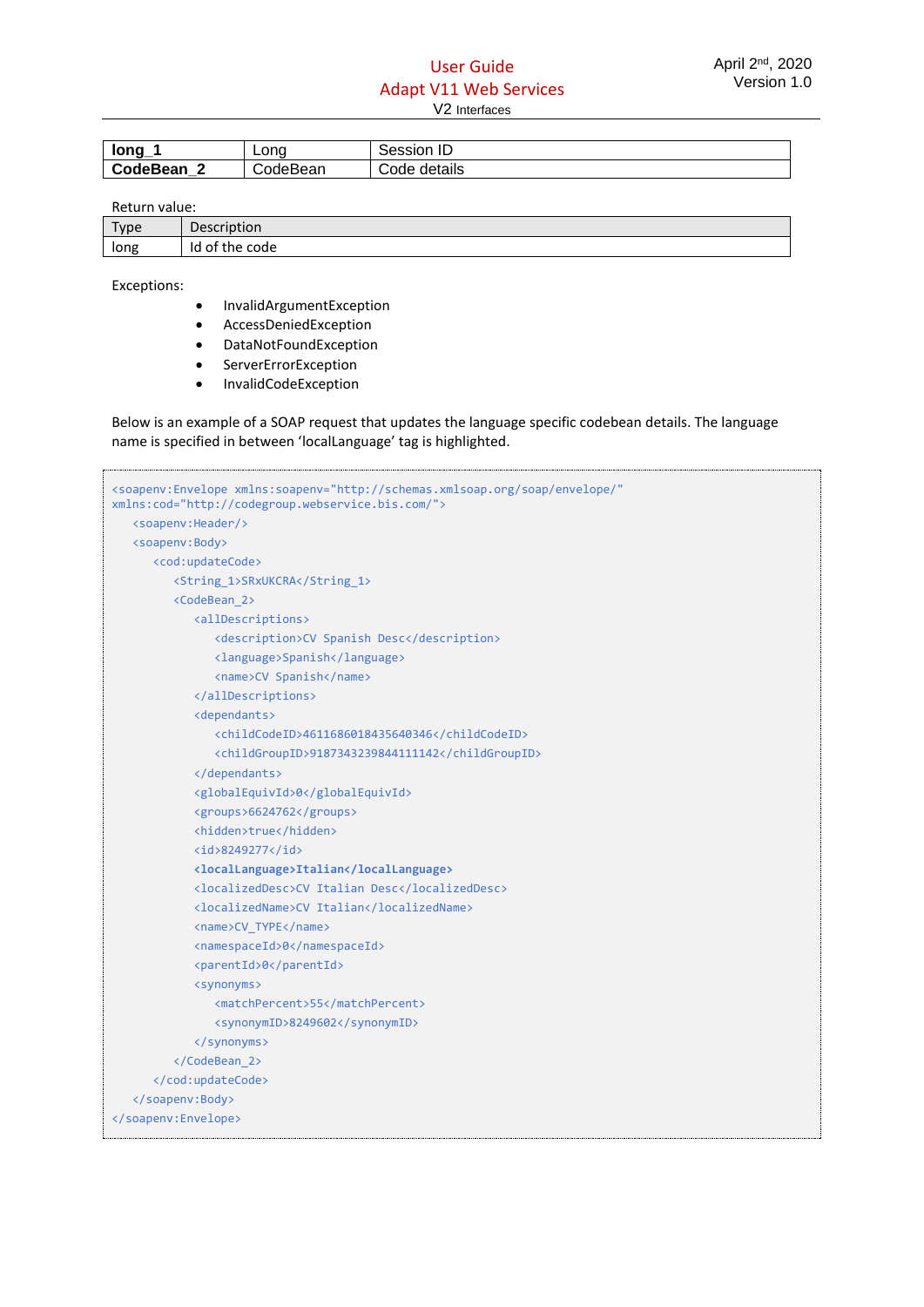| long_1 | Long | Session ID |
|---|---|---|
| CodeBean_2 | CodeBean | Code details |

Return value:

| Type | Description |
|---|---|
| long | Id of the code |

Exceptions:

- InvalidArgumentException
- AccessDeniedException
- DataNotFoundException
- ServerErrorException
- InvalidCodeException

Below is an example of a SOAP request that updates the language specific codebean details. The language name is specified in between 'localLanguage' tag is highlighted.

```
<soapenv:Envelope xmlns:soapenv="http://schemas.xmlsoap.org/soap/envelope/"
xmlns:cod="http://codegroup.webservice.bis.com/">
   <soapenv:Header/>
   <soapenv:Body>
      <cod:updateCode>
         <String_1>SRxUKCRA</String_1>
         <CodeBean_2>
            <allDescriptions>
               <description>CV Spanish Desc</description>
               <language>Spanish</language>
               <name>CV Spanish</name>
            </allDescriptions>
            <dependants>
               <childCodeID>4611686018435640346</childCodeID>
               <childGroupID>9187343239844111142</childGroupID>
            </dependants>
            <globalEquivId>0</globalEquivId>
            <groups>6624762</groups>
            <hidden>true</hidden>
            <id>8249277</id>
            <localLanguage>Italian</localLanguage>
            <localizedDesc>CV Italian Desc</localizedDesc>
            <localizedName>CV Italian</localizedName>
            <name>CV_TYPE</name>
            <namespaceId>0</namespaceId>
            <parentId>0</parentId>
            <synonyms>
               <matchPercent>55</matchPercent>
               <synonymID>8249602</synonymID>
            </synonyms>
         </CodeBean_2>
      </cod:updateCode>
   </soapenv:Body>
</soapenv:Envelope>
```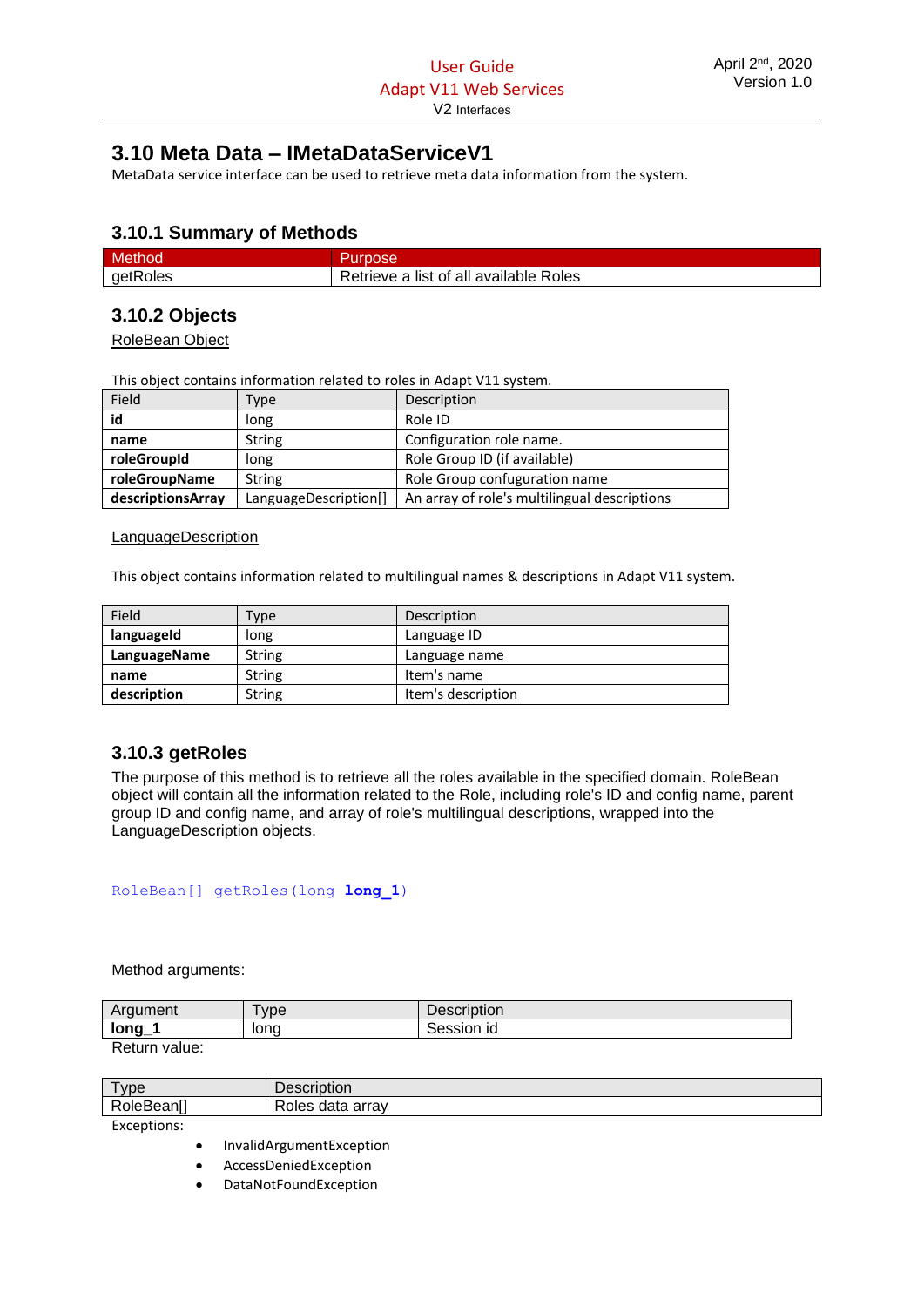## 3.10 Meta Data – IMetaDataServiceV1

MetaData service interface can be used to retrieve meta data information from the system.

### 3.10.1 Summary of Methods

| Method | Purpose |
|---|---|
| getRoles | Retrieve a list of all available Roles |

### 3.10.2 Objects

RoleBean Object

This object contains information related to roles in Adapt V11 system.

| Field | Type | Description |
|---|---|---|
| **id** | long | Role ID |
| **name** | String | Configuration role name. |
| **roleGroupId** | long | Role Group ID (if available) |
| **roleGroupName** | String | Role Group confuguration name |
| **descriptionsArray** | LanguageDescription[] | An array of role's multilingual descriptions |

LanguageDescription

This object contains information related to multilingual names & descriptions in Adapt V11 system.

| Field | Type | Description |
|---|---|---|
| **languageId** | long | Language ID |
| **LanguageName** | String | Language name |
| **name** | String | Item's name |
| **description** | String | Item's description |

### 3.10.3 getRoles

The purpose of this method is to retrieve all the roles available in the specified domain. RoleBean object will contain all the information related to the Role, including role's ID and config name, parent group ID and config name, and array of role's multilingual descriptions, wrapped into the LanguageDescription objects.

```
RoleBean[] getRoles(long long_1)
```

Method arguments:

| Argument | Type | Description |
|---|---|---|
| **long_1** | long | Session id |

Return value:

| Type | Description |
|---|---|
| RoleBean[] | Roles data array |

Exceptions:

- InvalidArgumentException
- AccessDeniedException
- DataNotFoundException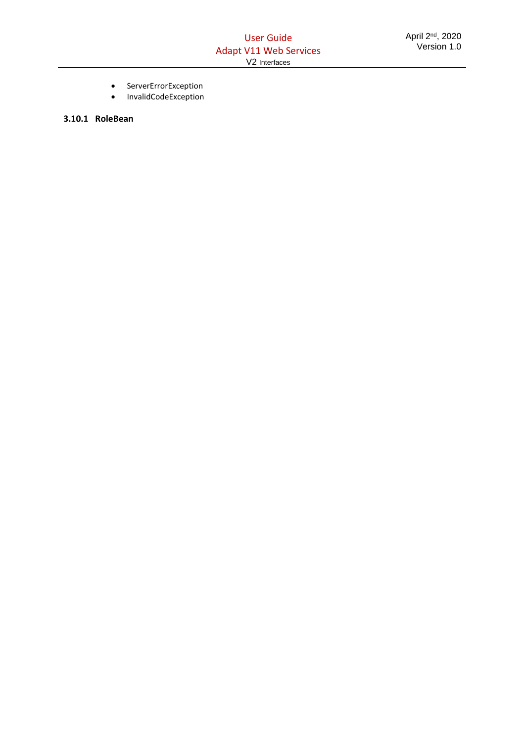- ServerErrorException
- InvalidCodeException

### 3.10.1 RoleBean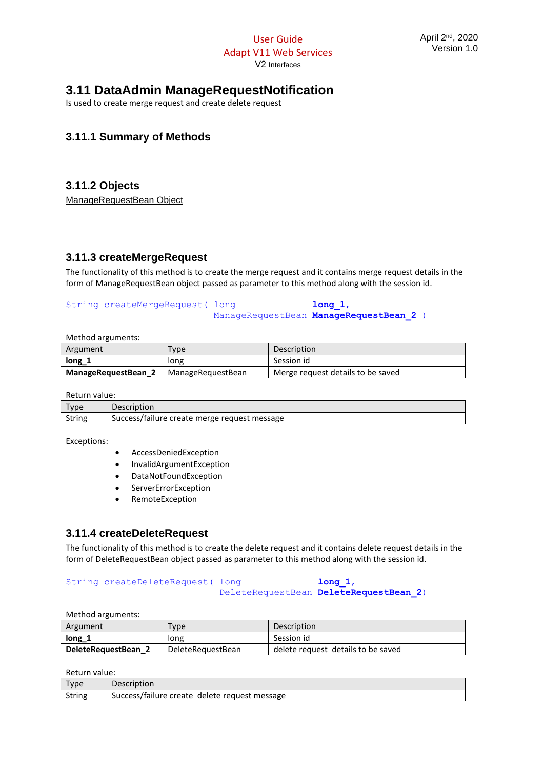## 3.11 DataAdmin ManageRequestNotification

Is used to create merge request and create delete request

### 3.11.1 Summary of Methods

### 3.11.2 Objects

ManageRequestBean Object

### 3.11.3 createMergeRequest

The functionality of this method is to create the merge request and it contains merge request details in the form of ManageRequestBean object passed as parameter to this method along with the session id.

```
String createMergeRequest( long              long_1,
                           ManageRequestBean ManageRequestBean_2 )
```

Method arguments:

| Argument | Type | Description |
|---|---|---|
| **long_1** | long | Session id |
| **ManageRequestBean_2** | ManageRequestBean | Merge request details to be saved |

Return value:

| Type | Description |
|---|---|
| String | Success/failure create merge request message |

Exceptions:

- AccessDeniedException
- InvalidArgumentException
- DataNotFoundException
- ServerErrorException
- RemoteException

### 3.11.4 createDeleteRequest

The functionality of this method is to create the delete request and it contains delete request details in the form of DeleteRequestBean object passed as parameter to this method along with the session id.

```
String createDeleteRequest( long              long_1,
                            DeleteRequestBean DeleteRequestBean_2)
```

Method arguments:

| Argument | Type | Description |
|---|---|---|
| **long_1** | long | Session id |
| **DeleteRequestBean_2** | DeleteRequestBean | delete request details to be saved |

Return value:

| Type | Description |
|---|---|
| String | Success/failure create delete request message |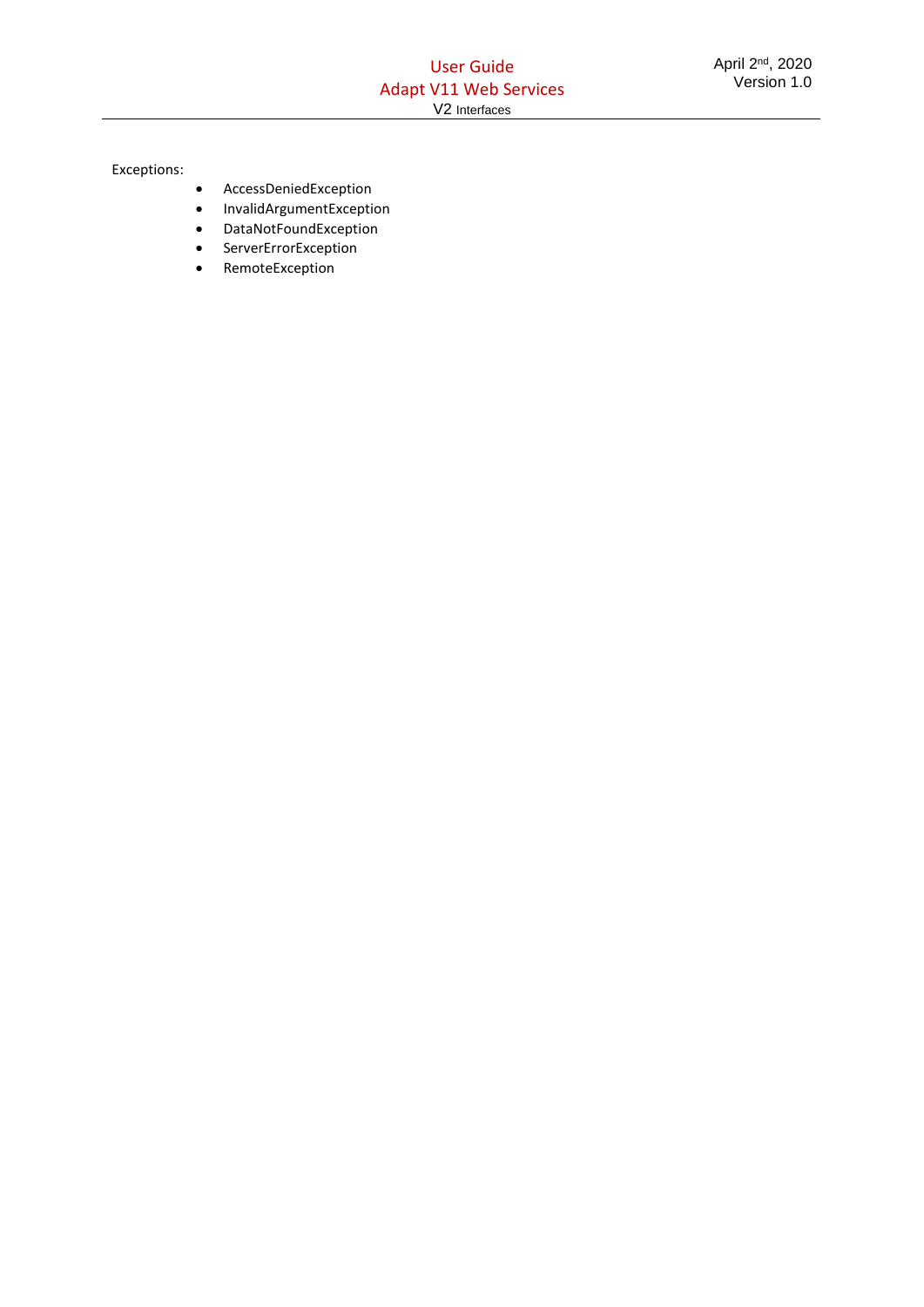Exceptions:

- AccessDeniedException
- InvalidArgumentException
- DataNotFoundException
- ServerErrorException
- RemoteException